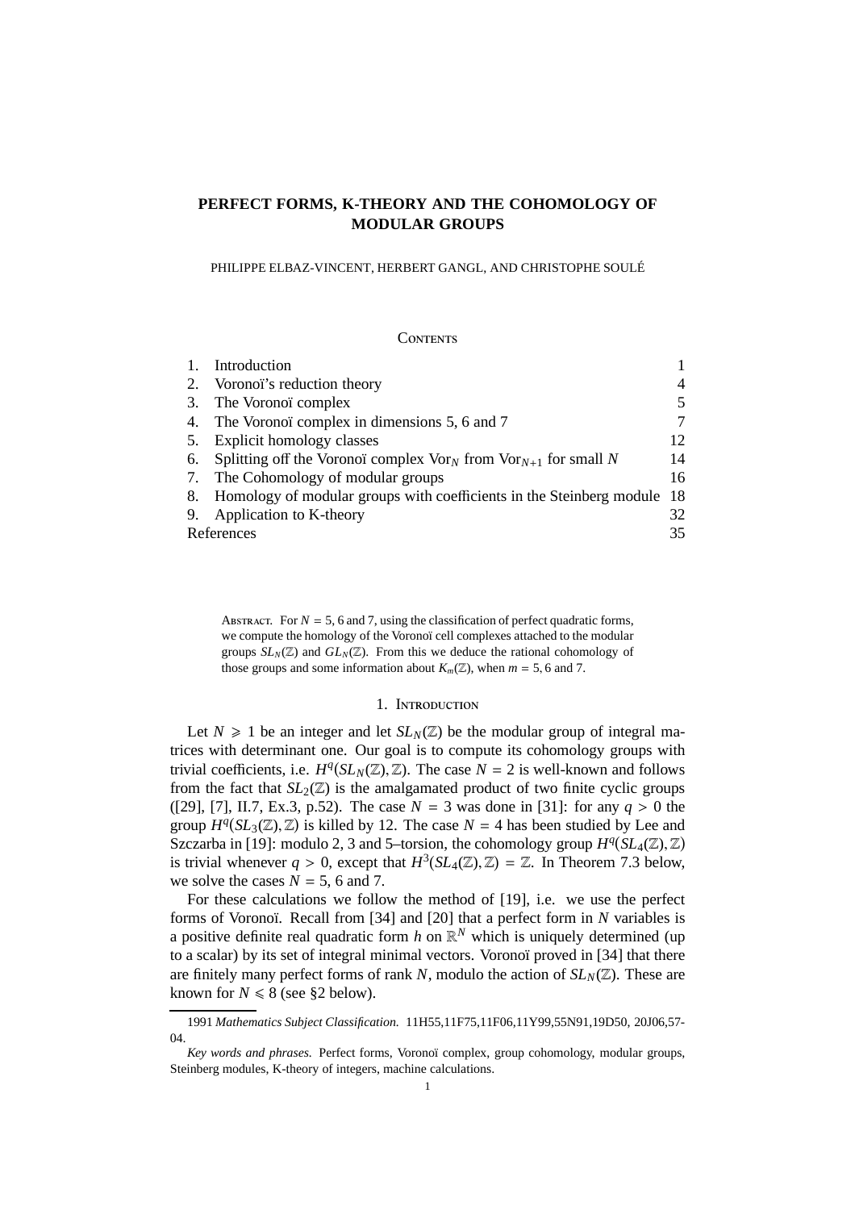# PERFECT FORMS, K-THEORY AND THE COHOMOLOGY OF MODULAR GROUPS

PHILIPPE ELBAZ-VINCENT, HERBERT GANGL, AND CHRISTOPHE SOULÉ

## Contents

| | | |
|---|---|---|
| 1. | Introduction | 1 |
| 2. | Voronoï's reduction theory | 4 |
| 3. | The Voronoï complex | 5 |
| 4. | The Voronoï complex in dimensions 5, 6 and 7 | 7 |
| 5. | Explicit homology classes | 12 |
| 6. | Splitting off the Voronoï complex $\mathrm{Vor}_N$ from $\mathrm{Vor}_{N+1}$ for small $N$ | 14 |
| 7. | The Cohomology of modular groups | 16 |
| 8. | Homology of modular groups with coefficients in the Steinberg module | 18 |
| 9. | Application to K-theory | 32 |
| | References | 35 |

Abstract. For $N = 5$, 6 and 7, using the classification of perfect quadratic forms, we compute the homology of the Voronoï cell complexes attached to the modular groups $SL_N(\mathbb{Z})$ and $GL_N(\mathbb{Z})$. From this we deduce the rational cohomology of those groups and some information about $K_m(\mathbb{Z})$, when $m = 5, 6$ and 7.

## 1. Introduction

Let $N \geqslant 1$ be an integer and let $SL_N(\mathbb{Z})$ be the modular group of integral matrices with determinant one. Our goal is to compute its cohomology groups with trivial coefficients, i.e. $H^q(SL_N(\mathbb{Z}), \mathbb{Z})$. The case $N = 2$ is well-known and follows from the fact that $SL_2(\mathbb{Z})$ is the amalgamated product of two finite cyclic groups ([29], [7], II.7, Ex.3, p.52). The case $N = 3$ was done in [31]: for any $q > 0$ the group $H^q(SL_3(\mathbb{Z}), \mathbb{Z})$ is killed by 12. The case $N = 4$ has been studied by Lee and Szczarba in [19]: modulo 2, 3 and 5–torsion, the cohomology group $H^q(SL_4(\mathbb{Z}), \mathbb{Z})$ is trivial whenever $q > 0$, except that $H^3(SL_4(\mathbb{Z}), \mathbb{Z}) = \mathbb{Z}$. In Theorem 7.3 below, we solve the cases $N = 5$, 6 and 7.

For these calculations we follow the method of [19], i.e. we use the perfect forms of Voronoï. Recall from [34] and [20] that a perfect form in $N$ variables is a positive definite real quadratic form $h$ on $\mathbb{R}^N$ which is uniquely determined (up to a scalar) by its set of integral minimal vectors. Voronoï proved in [34] that there are finitely many perfect forms of rank $N$, modulo the action of $SL_N(\mathbb{Z})$. These are known for $N \leqslant 8$ (see §2 below).

---

1991 *Mathematics Subject Classification.* 11H55,11F75,11F06,11Y99,55N91,19D50, 20J06,57-04.

*Key words and phrases.* Perfect forms, Voronoï complex, group cohomology, modular groups, Steinberg modules, K-theory of integers, machine calculations.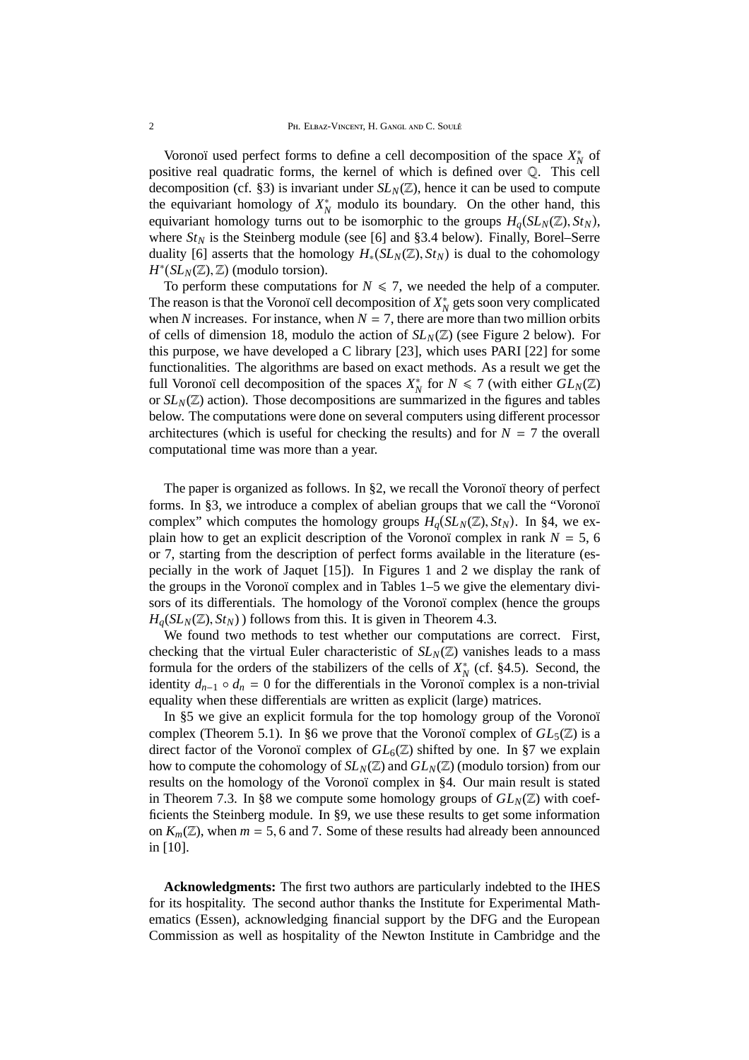Voronoï used perfect forms to define a cell decomposition of the space $X_N^*$ of positive real quadratic forms, the kernel of which is defined over $\mathbb{Q}$. This cell decomposition (cf. §3) is invariant under $SL_N(\mathbb{Z})$, hence it can be used to compute the equivariant homology of $X_N^*$ modulo its boundary. On the other hand, this equivariant homology turns out to be isomorphic to the groups $H_q(SL_N(\mathbb{Z}), St_N)$, where $St_N$ is the Steinberg module (see [6] and §3.4 below). Finally, Borel–Serre duality [6] asserts that the homology $H_*(SL_N(\mathbb{Z}), St_N)$ is dual to the cohomology $H^*(SL_N(\mathbb{Z}), \mathbb{Z})$ (modulo torsion).

To perform these computations for $N \leqslant 7$, we needed the help of a computer. The reason is that the Voronoï cell decomposition of $X_N^*$ gets soon very complicated when $N$ increases. For instance, when $N = 7$, there are more than two million orbits of cells of dimension 18, modulo the action of $SL_N(\mathbb{Z})$ (see Figure 2 below). For this purpose, we have developed a C library [23], which uses PARI [22] for some functionalities. The algorithms are based on exact methods. As a result we get the full Voronoï cell decomposition of the spaces $X_N^*$ for $N \leqslant 7$ (with either $GL_N(\mathbb{Z})$ or $SL_N(\mathbb{Z})$ action). Those decompositions are summarized in the figures and tables below. The computations were done on several computers using different processor architectures (which is useful for checking the results) and for $N = 7$ the overall computational time was more than a year.

The paper is organized as follows. In §2, we recall the Voronoï theory of perfect forms. In §3, we introduce a complex of abelian groups that we call the "Voronoï complex" which computes the homology groups $H_q(SL_N(\mathbb{Z}), St_N)$. In §4, we explain how to get an explicit description of the Voronoï complex in rank $N = 5$, 6 or 7, starting from the description of perfect forms available in the literature (especially in the work of Jaquet [15]). In Figures 1 and 2 we display the rank of the groups in the Voronoï complex and in Tables 1–5 we give the elementary divisors of its differentials. The homology of the Voronoï complex (hence the groups $H_q(SL_N(\mathbb{Z}), St_N)$ ) follows from this. It is given in Theorem 4.3.

We found two methods to test whether our computations are correct. First, checking that the virtual Euler characteristic of $SL_N(\mathbb{Z})$ vanishes leads to a mass formula for the orders of the stabilizers of the cells of $X_N^*$ (cf. §4.5). Second, the identity $d_{n-1} \circ d_n = 0$ for the differentials in the Voronoï complex is a non-trivial equality when these differentials are written as explicit (large) matrices.

In §5 we give an explicit formula for the top homology group of the Voronoï complex (Theorem 5.1). In §6 we prove that the Voronoï complex of $GL_5(\mathbb{Z})$ is a direct factor of the Voronoï complex of $GL_6(\mathbb{Z})$ shifted by one. In §7 we explain how to compute the cohomology of $SL_N(\mathbb{Z})$ and $GL_N(\mathbb{Z})$ (modulo torsion) from our results on the homology of the Voronoï complex in §4. Our main result is stated in Theorem 7.3. In §8 we compute some homology groups of $GL_N(\mathbb{Z})$ with coefficients the Steinberg module. In §9, we use these results to get some information on $K_m(\mathbb{Z})$, when $m = 5, 6$ and 7. Some of these results had already been announced in [10].

**Acknowledgments:** The first two authors are particularly indebted to the IHES for its hospitality. The second author thanks the Institute for Experimental Mathematics (Essen), acknowledging financial support by the DFG and the European Commission as well as hospitality of the Newton Institute in Cambridge and the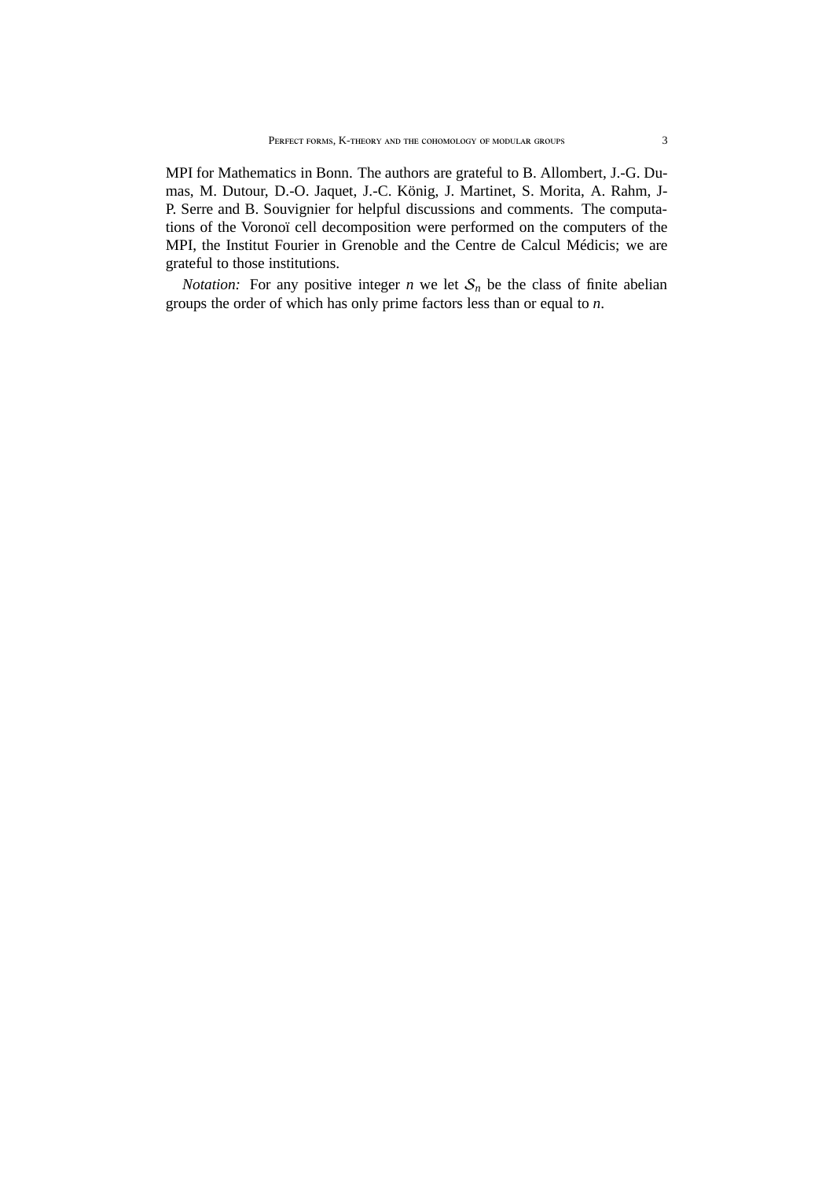MPI for Mathematics in Bonn. The authors are grateful to B. Allombert, J.-G. Dumas, M. Dutour, D.-O. Jaquet, J.-C. König, J. Martinet, S. Morita, A. Rahm, J-P. Serre and B. Souvignier for helpful discussions and comments. The computations of the Voronoï cell decomposition were performed on the computers of the MPI, the Institut Fourier in Grenoble and the Centre de Calcul Médicis; we are grateful to those institutions.

*Notation:* For any positive integer $n$ we let $\mathcal{S}_n$ be the class of finite abelian groups the order of which has only prime factors less than or equal to $n$.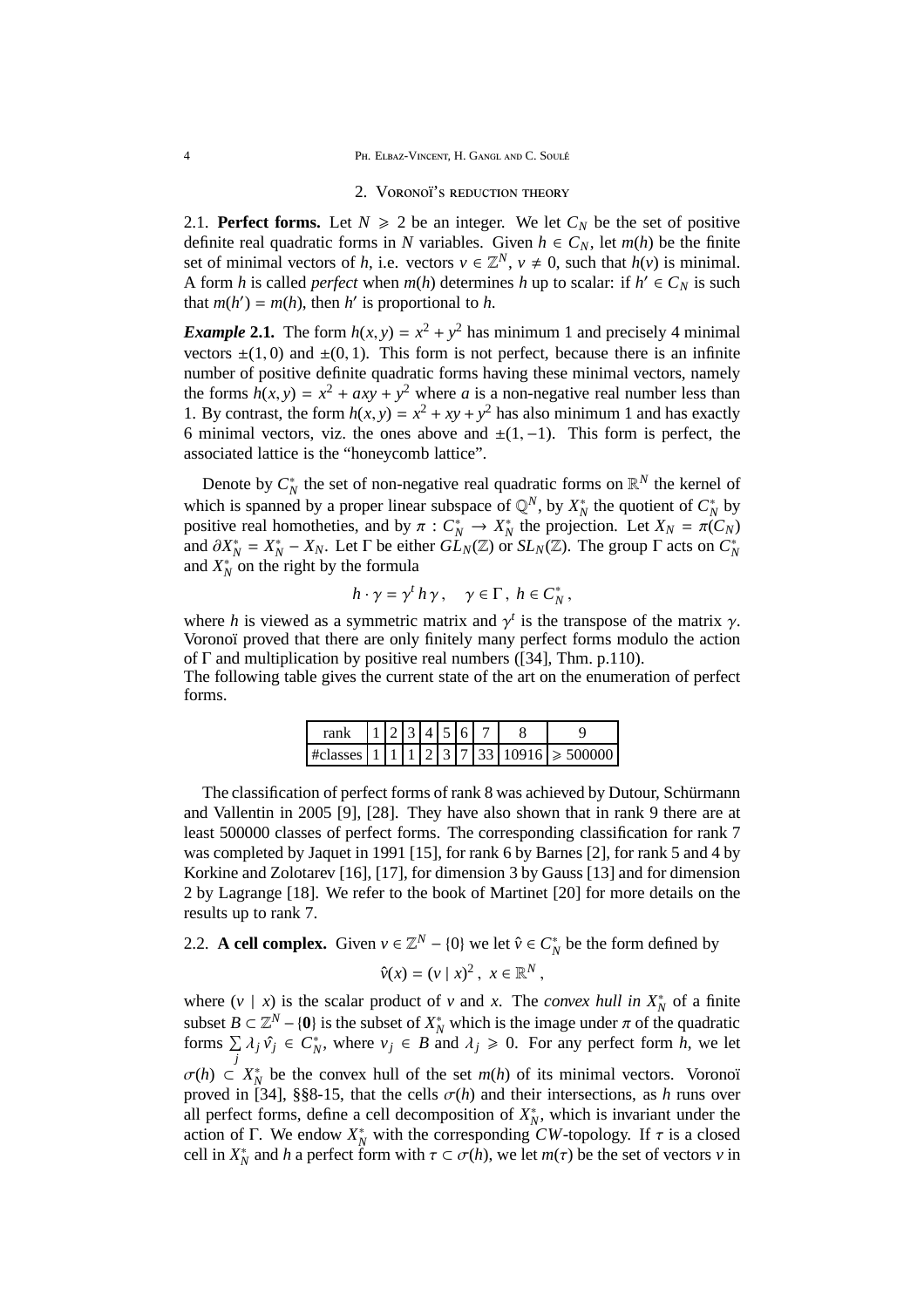## 2. Voronoï's reduction theory

2.1. **Perfect forms.** Let $N \geqslant 2$ be an integer. We let $C_N$ be the set of positive definite real quadratic forms in $N$ variables. Given $h \in C_N$, let $m(h)$ be the finite set of minimal vectors of $h$, i.e. vectors $v \in \mathbb{Z}^N$, $v \neq 0$, such that $h(v)$ is minimal. A form $h$ is called *perfect* when $m(h)$ determines $h$ up to scalar: if $h' \in C_N$ is such that $m(h') = m(h)$, then $h'$ is proportional to $h$.

***Example* 2.1.** The form $h(x, y) = x^2 + y^2$ has minimum 1 and precisely 4 minimal vectors $\pm(1, 0)$ and $\pm(0, 1)$. This form is not perfect, because there is an infinite number of positive definite quadratic forms having these minimal vectors, namely the forms $h(x, y) = x^2 + axy + y^2$ where $a$ is a non-negative real number less than 1. By contrast, the form $h(x, y) = x^2 + xy + y^2$ has also minimum 1 and has exactly 6 minimal vectors, viz. the ones above and $\pm(1, -1)$. This form is perfect, the associated lattice is the "honeycomb lattice".

Denote by $C_N^*$ the set of non-negative real quadratic forms on $\mathbb{R}^N$ the kernel of which is spanned by a proper linear subspace of $\mathbb{Q}^N$, by $X_N^*$ the quotient of $C_N^*$ by positive real homotheties, and by $\pi : C_N^* \to X_N^*$ the projection. Let $X_N = \pi(C_N)$ and $\partial X_N^* = X_N^* - X_N$. Let $\Gamma$ be either $GL_N(\mathbb{Z})$ or $SL_N(\mathbb{Z})$. The group $\Gamma$ acts on $C_N^*$ and $X_N^*$ on the right by the formula

$$h \cdot \gamma = \gamma^t h \gamma , \quad \gamma \in \Gamma , \; h \in C_N^* ,$$

where $h$ is viewed as a symmetric matrix and $\gamma^t$ is the transpose of the matrix $\gamma$. Voronoï proved that there are only finitely many perfect forms modulo the action of $\Gamma$ and multiplication by positive real numbers ([34], Thm. p.110).

The following table gives the current state of the art on the enumeration of perfect forms.

| rank | 1 | 2 | 3 | 4 | 5 | 6 | 7 | 8 | 9 |
|---|---|---|---|---|---|---|---|---|---|
| #classes | 1 | 1 | 1 | 2 | 3 | 7 | 33 | 10916 | $\geqslant 500000$ |

The classification of perfect forms of rank 8 was achieved by Dutour, Schürmann and Vallentin in 2005 [9], [28]. They have also shown that in rank 9 there are at least 500000 classes of perfect forms. The corresponding classification for rank 7 was completed by Jaquet in 1991 [15], for rank 6 by Barnes [2], for rank 5 and 4 by Korkine and Zolotarev [16], [17], for dimension 3 by Gauss [13] and for dimension 2 by Lagrange [18]. We refer to the book of Martinet [20] for more details on the results up to rank 7.

2.2. **A cell complex.** Given $v \in \mathbb{Z}^N - \{0\}$ we let $\hat{v} \in C_N^*$ be the form defined by

$$\hat{v}(x) = (v \mid x)^2 , \; x \in \mathbb{R}^N ,$$

where $(v \mid x)$ is the scalar product of $v$ and $x$. The *convex hull in* $X_N^*$ of a finite subset $B \subset \mathbb{Z}^N - \{\mathbf{0}\}$ is the subset of $X_N^*$ which is the image under $\pi$ of the quadratic forms $\sum_j \lambda_j \hat{v}_j \in C_N^*$, where $v_j \in B$ and $\lambda_j \geqslant 0$. For any perfect form $h$, we let $\sigma(h) \subset X_N^*$ be the convex hull of the set $m(h)$ of its minimal vectors. Voronoï proved in [34], §§8-15, that the cells $\sigma(h)$ and their intersections, as $h$ runs over all perfect forms, define a cell decomposition of $X_N^*$, which is invariant under the action of $\Gamma$. We endow $X_N^*$ with the corresponding $CW$-topology. If $\tau$ is a closed cell in $X_N^*$ and $h$ a perfect form with $\tau \subset \sigma(h)$, we let $m(\tau)$ be the set of vectors $v$ in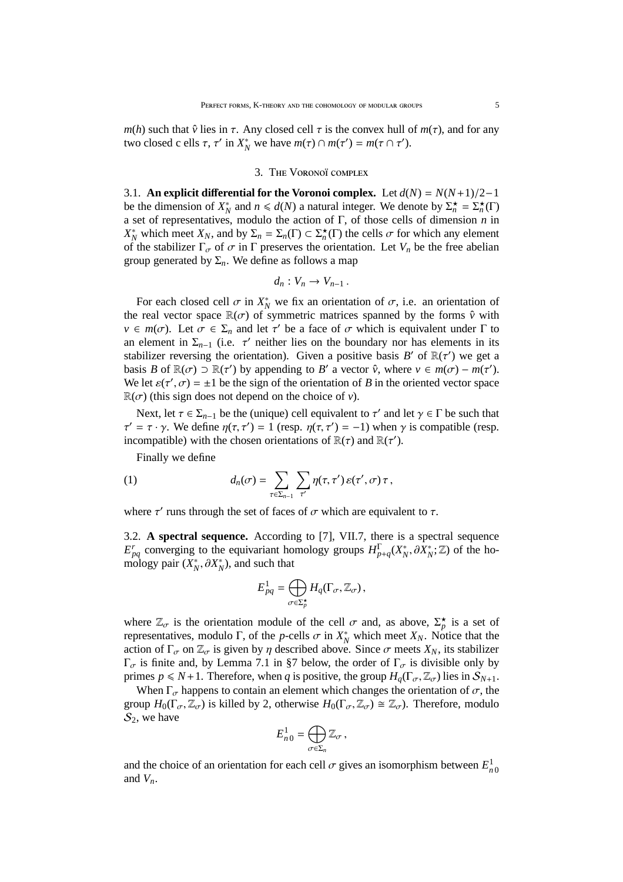$m(h)$ such that $\hat{v}$ lies in $\tau$. Any closed cell $\tau$ is the convex hull of $m(\tau)$, and for any two closed c ells $\tau$, $\tau'$ in $X_N^*$ we have $m(\tau) \cap m(\tau') = m(\tau \cap \tau')$.

## 3. The Voronoï complex

3.1. **An explicit differential for the Voronoi complex.** Let $d(N) = N(N+1)/2 - 1$ be the dimension of $X_N^*$ and $n \leqslant d(N)$ a natural integer. We denote by $\Sigma_n^\star = \Sigma_n^\star(\Gamma)$ a set of representatives, modulo the action of $\Gamma$, of those cells of dimension $n$ in $X_N^*$ which meet $X_N$, and by $\Sigma_n = \Sigma_n(\Gamma) \subset \Sigma_n^\star(\Gamma)$ the cells $\sigma$ for which any element of the stabilizer $\Gamma_\sigma$ of $\sigma$ in $\Gamma$ preserves the orientation. Let $V_n$ be the free abelian group generated by $\Sigma_n$. We define as follows a map

$$d_n : V_n \to V_{n-1} \,.$$

For each closed cell $\sigma$ in $X_N^*$ we fix an orientation of $\sigma$, i.e. an orientation of the real vector space $\mathbb{R}(\sigma)$ of symmetric matrices spanned by the forms $\hat{v}$ with $v \in m(\sigma)$. Let $\sigma \in \Sigma_n$ and let $\tau'$ be a face of $\sigma$ which is equivalent under $\Gamma$ to an element in $\Sigma_{n-1}$ (i.e. $\tau'$ neither lies on the boundary nor has elements in its stabilizer reversing the orientation). Given a positive basis $B'$ of $\mathbb{R}(\tau')$ we get a basis $B$ of $\mathbb{R}(\sigma) \supset \mathbb{R}(\tau')$ by appending to $B'$ a vector $\hat{v}$, where $v \in m(\sigma) - m(\tau')$. We let $\varepsilon(\tau', \sigma) = \pm 1$ be the sign of the orientation of $B$ in the oriented vector space $\mathbb{R}(\sigma)$ (this sign does not depend on the choice of $v$).

Next, let $\tau \in \Sigma_{n-1}$ be the (unique) cell equivalent to $\tau'$ and let $\gamma \in \Gamma$ be such that $\tau' = \tau \cdot \gamma$. We define $\eta(\tau, \tau') = 1$ (resp. $\eta(\tau, \tau') = -1$) when $\gamma$ is compatible (resp. incompatible) with the chosen orientations of $\mathbb{R}(\tau)$ and $\mathbb{R}(\tau')$.

Finally we define

$$d_n(\sigma) = \sum_{\tau \in \Sigma_{n-1}} \sum_{\tau'} \eta(\tau, \tau') \, \varepsilon(\tau', \sigma) \, \tau \,, \tag{1}$$

where $\tau'$ runs through the set of faces of $\sigma$ which are equivalent to $\tau$.

3.2. **A spectral sequence.** According to [7], VII.7, there is a spectral sequence $E_{pq}^r$ converging to the equivariant homology groups $H_{p+q}^\Gamma(X_N^*, \partial X_N^*; \mathbb{Z})$ of the homology pair $(X_N^*, \partial X_N^*)$, and such that

$$E_{pq}^1 = \bigoplus_{\sigma \in \Sigma_p^\star} H_q(\Gamma_\sigma, \mathbb{Z}_\sigma) \,,$$

where $\mathbb{Z}_\sigma$ is the orientation module of the cell $\sigma$ and, as above, $\Sigma_p^\star$ is a set of representatives, modulo $\Gamma$, of the $p$-cells $\sigma$ in $X_N^*$ which meet $X_N$. Notice that the action of $\Gamma_\sigma$ on $\mathbb{Z}_\sigma$ is given by $\eta$ described above. Since $\sigma$ meets $X_N$, its stabilizer $\Gamma_\sigma$ is finite and, by Lemma 7.1 in §7 below, the order of $\Gamma_\sigma$ is divisible only by primes $p \leqslant N+1$. Therefore, when $q$ is positive, the group $H_q(\Gamma_\sigma, \mathbb{Z}_\sigma)$ lies in $\mathcal{S}_{N+1}$.

When $\Gamma_\sigma$ happens to contain an element which changes the orientation of $\sigma$, the group $H_0(\Gamma_\sigma, \mathbb{Z}_\sigma)$ is killed by 2, otherwise $H_0(\Gamma_\sigma, \mathbb{Z}_\sigma) \cong \mathbb{Z}_\sigma$). Therefore, modulo $\mathcal{S}_2$, we have

$$E_{n0}^1 = \bigoplus_{\sigma \in \Sigma_n} \mathbb{Z}_\sigma \,,$$

and the choice of an orientation for each cell $\sigma$ gives an isomorphism between $E_{n0}^1$ and $V_n$.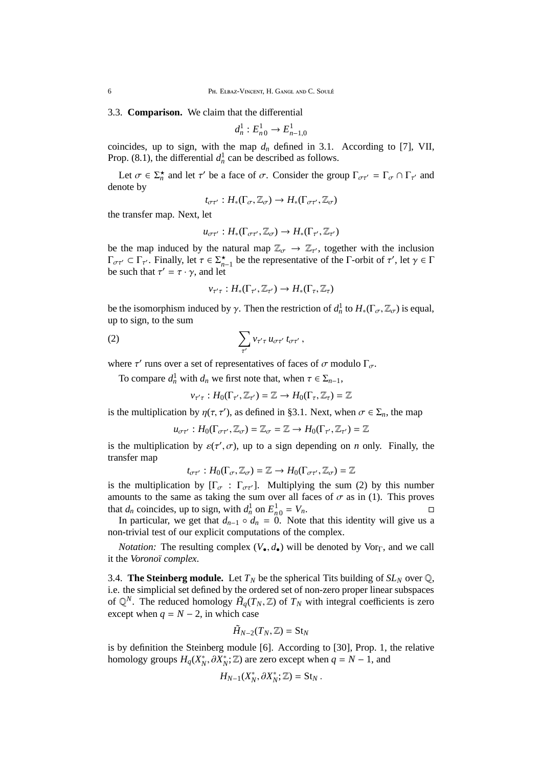3.3. **Comparison.** We claim that the differential

$$d_n^1 : E_{n\,0}^1 \to E_{n-1,0}^1$$

coincides, up to sign, with the map $d_n$ defined in 3.1. According to [7], VII, Prop. (8.1), the differential $d_n^1$ can be described as follows.

Let $\sigma \in \Sigma_n^\star$ and let $\tau'$ be a face of $\sigma$. Consider the group $\Gamma_{\sigma\tau'} = \Gamma_\sigma \cap \Gamma_{\tau'}$ and denote by

$$t_{\sigma\tau'} : H_*(\Gamma_\sigma, \mathbb{Z}_\sigma) \to H_*(\Gamma_{\sigma\tau'}, \mathbb{Z}_\sigma)$$

the transfer map. Next, let

$$u_{\sigma\tau'} : H_*(\Gamma_{\sigma\tau'}, \mathbb{Z}_\sigma) \to H_*(\Gamma_{\tau'}, \mathbb{Z}_{\tau'})$$

be the map induced by the natural map $\mathbb{Z}_\sigma \to \mathbb{Z}_{\tau'}$, together with the inclusion $\Gamma_{\sigma\tau'} \subset \Gamma_{\tau'}$. Finally, let $\tau \in \Sigma_{n-1}^\star$ be the representative of the $\Gamma$-orbit of $\tau'$, let $\gamma \in \Gamma$ be such that $\tau' = \tau \cdot \gamma$, and let

$$v_{\tau'\tau} : H_*(\Gamma_{\tau'}, \mathbb{Z}_{\tau'}) \to H_*(\Gamma_\tau, \mathbb{Z}_\tau)$$

be the isomorphism induced by $\gamma$. Then the restriction of $d_n^1$ to $H_*(\Gamma_\sigma, \mathbb{Z}_\sigma)$ is equal, up to sign, to the sum

$$\sum_{\tau'} v_{\tau'\tau}\, u_{\sigma\tau'}\, t_{\sigma\tau'}\,, \tag{2}$$

where $\tau'$ runs over a set of representatives of faces of $\sigma$ modulo $\Gamma_\sigma$.

To compare $d_n^1$ with $d_n$ we first note that, when $\tau \in \Sigma_{n-1}$,

$$v_{\tau'\tau} : H_0(\Gamma_{\tau'}, \mathbb{Z}_{\tau'}) = \mathbb{Z} \to H_0(\Gamma_\tau, \mathbb{Z}_\tau) = \mathbb{Z}$$

is the multiplication by $\eta(\tau, \tau')$, as defined in §3.1. Next, when $\sigma \in \Sigma_n$, the map

$$u_{\sigma\tau'} : H_0(\Gamma_{\sigma\tau'}, \mathbb{Z}_\sigma) = \mathbb{Z}_\sigma = \mathbb{Z} \to H_0(\Gamma_{\tau'}, \mathbb{Z}_{\tau'}) = \mathbb{Z}$$

is the multiplication by $\varepsilon(\tau', \sigma)$, up to a sign depending on $n$ only. Finally, the transfer map

$$t_{\sigma\tau'} : H_0(\Gamma_\sigma, \mathbb{Z}_\sigma) = \mathbb{Z} \to H_0(\Gamma_{\sigma\tau'}, \mathbb{Z}_\sigma) = \mathbb{Z}$$

is the multiplication by $[\Gamma_\sigma : \Gamma_{\sigma\tau'}]$. Multiplying the sum (2) by this number amounts to the same as taking the sum over all faces of $\sigma$ as in (1). This proves that $d_n$ coincides, up to sign, with $d_n^1$ on $E_{n\,0}^1 = V_n$. □

In particular, we get that $d_{n-1} \circ d_n = 0$. Note that this identity will give us a non-trivial test of our explicit computations of the complex.

*Notation:* The resulting complex $(V_\bullet, d_\bullet)$ will be denoted by $\mathrm{Vor}_\Gamma$, and we call it the *Voronoï complex.*

3.4. **The Steinberg module.** Let $T_N$ be the spherical Tits building of $SL_N$ over $\mathbb{Q}$, i.e. the simplicial set defined by the ordered set of non-zero proper linear subspaces of $\mathbb{Q}^N$. The reduced homology $\tilde{H}_q(T_N, \mathbb{Z})$ of $T_N$ with integral coefficients is zero except when $q = N - 2$, in which case

$$\tilde{H}_{N-2}(T_N, \mathbb{Z}) = \mathrm{St}_N$$

is by definition the Steinberg module [6]. According to [30], Prop. 1, the relative homology groups $H_q(X_N^*, \partial X_N^*; \mathbb{Z})$ are zero except when $q = N - 1$, and

$$H_{N-1}(X_N^*, \partial X_N^*; \mathbb{Z}) = \mathrm{St}_N\,.$$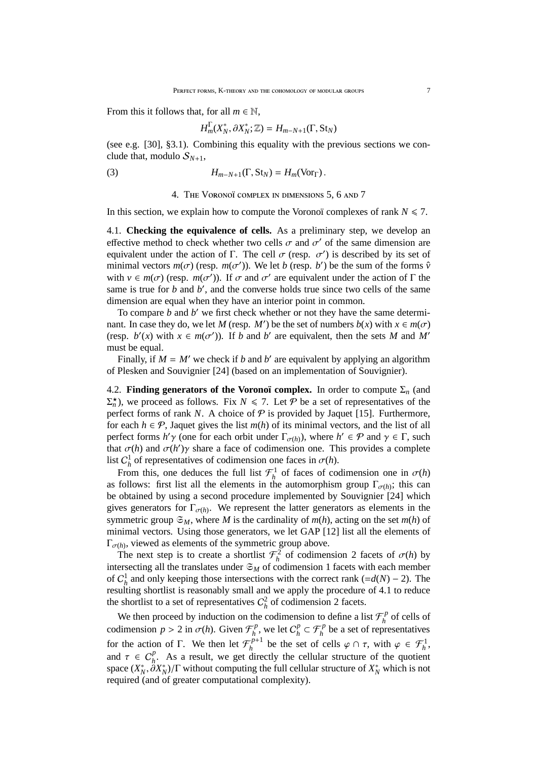From this it follows that, for all $m \in \mathbb{N}$,

$$H_m^\Gamma(X_N^*, \partial X_N^*; \mathbb{Z}) = H_{m-N+1}(\Gamma, \mathrm{St}_N)$$

(see e.g. [30], §3.1). Combining this equality with the previous sections we conclude that, modulo $\mathcal{S}_{N+1}$,

$$H_{m-N+1}(\Gamma, \mathrm{St}_N) = H_m(\mathrm{Vor}_\Gamma)\,. \tag{3}$$

## 4. The Voronoï complex in dimensions 5, 6 and 7

In this section, we explain how to compute the Voronoï complexes of rank $N \leqslant 7$.

4.1. **Checking the equivalence of cells.** As a preliminary step, we develop an effective method to check whether two cells $\sigma$ and $\sigma'$ of the same dimension are equivalent under the action of $\Gamma$. The cell $\sigma$ (resp. $\sigma'$) is described by its set of minimal vectors $m(\sigma)$ (resp. $m(\sigma')$). We let $b$ (resp. $b'$) be the sum of the forms $\hat{v}$ with $v \in m(\sigma)$ (resp. $m(\sigma')$). If $\sigma$ and $\sigma'$ are equivalent under the action of $\Gamma$ the same is true for $b$ and $b'$, and the converse holds true since two cells of the same dimension are equal when they have an interior point in common.

To compare $b$ and $b'$ we first check whether or not they have the same determinant. In case they do, we let $M$ (resp. $M'$) be the set of numbers $b(x)$ with $x \in m(\sigma)$ (resp. $b'(x)$ with $x \in m(\sigma')$). If $b$ and $b'$ are equivalent, then the sets $M$ and $M'$ must be equal.

Finally, if $M = M'$ we check if $b$ and $b'$ are equivalent by applying an algorithm of Plesken and Souvignier [24] (based on an implementation of Souvignier).

4.2. **Finding generators of the Voronoï complex.** In order to compute $\Sigma_n$ (and $\Sigma_n^\star$), we proceed as follows. Fix $N \leqslant 7$. Let $\mathcal{P}$ be a set of representatives of the perfect forms of rank $N$. A choice of $\mathcal{P}$ is provided by Jaquet [15]. Furthermore, for each $h \in \mathcal{P}$, Jaquet gives the list $m(h)$ of its minimal vectors, and the list of all perfect forms $h'\gamma$ (one for each orbit under $\Gamma_{\sigma(h)}$), where $h' \in \mathcal{P}$ and $\gamma \in \Gamma$, such that $\sigma(h)$ and $\sigma(h')\gamma$ share a face of codimension one. This provides a complete list $C_h^1$ of representatives of codimension one faces in $\sigma(h)$.

From this, one deduces the full list $\mathcal{F}_h^1$ of faces of codimension one in $\sigma(h)$ as follows: first list all the elements in the automorphism group $\Gamma_{\sigma(h)}$; this can be obtained by using a second procedure implemented by Souvignier [24] which gives generators for $\Gamma_{\sigma(h)}$. We represent the latter generators as elements in the symmetric group $\mathfrak{S}_M$, where $M$ is the cardinality of $m(h)$, acting on the set $m(h)$ of minimal vectors. Using those generators, we let GAP [12] list all the elements of $\Gamma_{\sigma(h)}$, viewed as elements of the symmetric group above.

The next step is to create a shortlist $\mathcal{F}_h^2$ of codimension 2 facets of $\sigma(h)$ by intersecting all the translates under $\mathfrak{S}_M$ of codimension 1 facets with each member of $C_h^1$ and only keeping those intersections with the correct rank ($=d(N) - 2$). The resulting shortlist is reasonably small and we apply the procedure of 4.1 to reduce the shortlist to a set of representatives $C_h^2$ of codimension 2 facets.

We then proceed by induction on the codimension to define a list $\mathcal{F}_h^p$ of cells of codimension $p > 2$ in $\sigma(h)$. Given $\mathcal{F}_h^p$, we let $C_h^p \subset \mathcal{F}_h^p$ be a set of representatives for the action of $\Gamma$. We then let $\mathcal{F}_h^{p+1}$ be the set of cells $\varphi \cap \tau$, with $\varphi \in \mathcal{F}_h^1$, and $\tau \in C_h^p$. As a result, we get directly the cellular structure of the quotient space $(X_N^*, \partial X_N^*)/\Gamma$ without computing the full cellular structure of $X_N^*$ which is not required (and of greater computational complexity).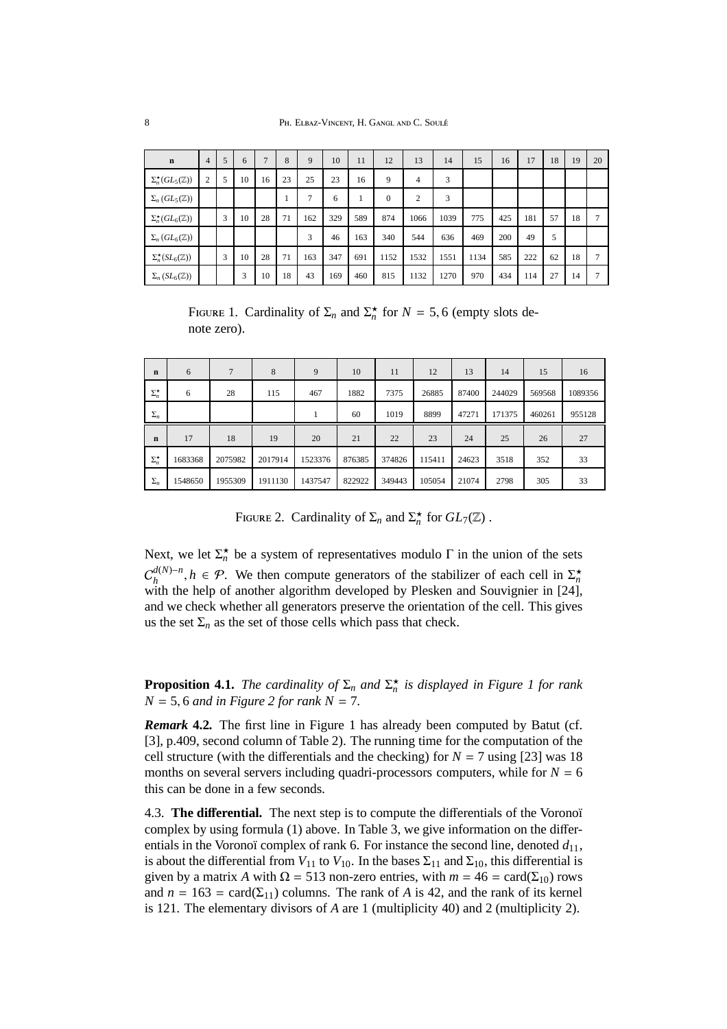| n | 4 | 5 | 6 | 7 | 8 | 9 | 10 | 11 | 12 | 13 | 14 | 15 | 16 | 17 | 18 | 19 | 20 |
|---|---|---|---|---|---|---|---|---|---|---|---|---|---|---|---|---|---|
| $\Sigma_n^\star(GL_5(\mathbb{Z}))$ | 2 | 5 | 10 | 16 | 23 | 25 | 23 | 16 | 9 | 4 | 3 | | | | | | |
| $\Sigma_n(GL_5(\mathbb{Z}))$ | | | | | 1 | 7 | 6 | 1 | 0 | 2 | 3 | | | | | | |
| $\Sigma_n^\star(GL_6(\mathbb{Z}))$ | | 3 | 10 | 28 | 71 | 162 | 329 | 589 | 874 | 1066 | 1039 | 775 | 425 | 181 | 57 | 18 | 7 |
| $\Sigma_n(GL_6(\mathbb{Z}))$ | | | | | | 3 | 46 | 163 | 340 | 544 | 636 | 469 | 200 | 49 | 5 | | |
| $\Sigma_n^\star(SL_6(\mathbb{Z}))$ | | 3 | 10 | 28 | 71 | 163 | 347 | 691 | 1152 | 1532 | 1551 | 1134 | 585 | 222 | 62 | 18 | 7 |
| $\Sigma_n(SL_6(\mathbb{Z}))$ | | | 3 | 10 | 18 | 43 | 169 | 460 | 815 | 1132 | 1270 | 970 | 434 | 114 | 27 | 14 | 7 |

FIGURE 1. Cardinality of $\Sigma_n$ and $\Sigma_n^\star$ for $N = 5, 6$ (empty slots denote zero).

| n | 6 | 7 | 8 | 9 | 10 | 11 | 12 | 13 | 14 | 15 | 16 |
|---|---|---|---|---|---|---|---|---|---|---|---|
| $\Sigma_n^\star$ | 6 | 28 | 115 | 467 | 1882 | 7375 | 26885 | 87400 | 244029 | 569568 | 1089356 |
| $\Sigma_n$ | | | | 1 | 60 | 1019 | 8899 | 47271 | 171375 | 460261 | 955128 |
| **n** | **17** | **18** | **19** | **20** | **21** | **22** | **23** | **24** | **25** | **26** | **27** |
| $\Sigma_n^\star$ | 1683368 | 2075982 | 2017914 | 1523376 | 876385 | 374826 | 115411 | 24623 | 3518 | 352 | 33 |
| $\Sigma_n$ | 1548650 | 1955309 | 1911130 | 1437547 | 822922 | 349443 | 105054 | 21074 | 2798 | 305 | 33 |

FIGURE 2. Cardinality of $\Sigma_n$ and $\Sigma_n^\star$ for $GL_7(\mathbb{Z})$ .

Next, we let $\Sigma_n^\star$ be a system of representatives modulo $\Gamma$ in the union of the sets $C_h^{d(N)-n}, h \in \mathcal{P}$. We then compute generators of the stabilizer of each cell in $\Sigma_n^\star$ with the help of another algorithm developed by Plesken and Souvignier in [24], and we check whether all generators preserve the orientation of the cell. This gives us the set $\Sigma_n$ as the set of those cells which pass that check.

**Proposition 4.1.** *The cardinality of $\Sigma_n$ and $\Sigma_n^\star$ is displayed in Figure 1 for rank $N = 5, 6$ and in Figure 2 for rank $N = 7$.*

***Remark* 4.2.** The first line in Figure 1 has already been computed by Batut (cf. [3], p.409, second column of Table 2). The running time for the computation of the cell structure (with the differentials and the checking) for $N = 7$ using [23] was 18 months on several servers including quadri-processors computers, while for $N = 6$ this can be done in a few seconds.

4.3. **The differential.** The next step is to compute the differentials of the Voronoï complex by using formula (1) above. In Table 3, we give information on the differentials in the Voronoï complex of rank 6. For instance the second line, denoted $d_{11}$, is about the differential from $V_{11}$ to $V_{10}$. In the bases $\Sigma_{11}$ and $\Sigma_{10}$, this differential is given by a matrix $A$ with $\Omega = 513$ non-zero entries, with $m = 46 = \mathrm{card}(\Sigma_{10})$ rows and $n = 163 = \mathrm{card}(\Sigma_{11})$ columns. The rank of $A$ is 42, and the rank of its kernel is 121. The elementary divisors of $A$ are 1 (multiplicity 40) and 2 (multiplicity 2).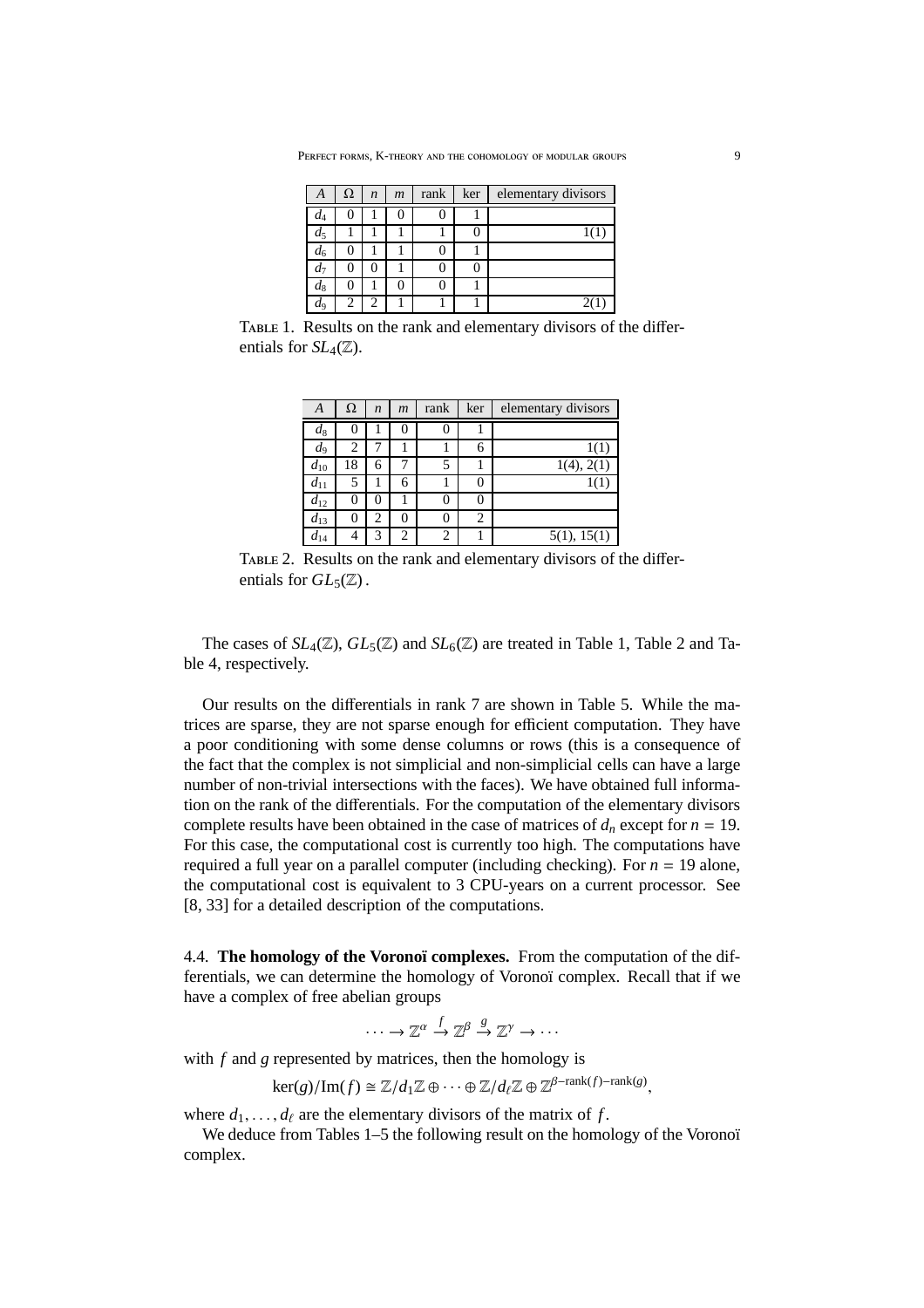| $A$ | $\Omega$ | $n$ | $m$ | rank | ker | elementary divisors |
|---|---|---|---|---|---|---|
| $d_4$ | 0 | 1 | 0 | 0 | 1 | |
| $d_5$ | 1 | 1 | 1 | 1 | 0 | 1(1) |
| $d_6$ | 0 | 1 | 1 | 0 | 1 | |
| $d_7$ | 0 | 0 | 1 | 0 | 0 | |
| $d_8$ | 0 | 1 | 0 | 0 | 1 | |
| $d_9$ | 2 | 2 | 1 | 1 | 1 | 2(1) |

Table 1. Results on the rank and elementary divisors of the differentials for $SL_4(\mathbb{Z})$.

| $A$ | $\Omega$ | $n$ | $m$ | rank | ker | elementary divisors |
|---|---|---|---|---|---|---|
| $d_8$ | 0 | 1 | 0 | 0 | 1 | |
| $d_9$ | 2 | 7 | 1 | 1 | 6 | 1(1) |
| $d_{10}$ | 18 | 6 | 7 | 5 | 1 | 1(4), 2(1) |
| $d_{11}$ | 5 | 1 | 6 | 1 | 0 | 1(1) |
| $d_{12}$ | 0 | 0 | 1 | 0 | 0 | |
| $d_{13}$ | 0 | 2 | 0 | 0 | 2 | |
| $d_{14}$ | 4 | 3 | 2 | 2 | 1 | 5(1), 15(1) |

Table 2. Results on the rank and elementary divisors of the differentials for $GL_5(\mathbb{Z})$.

The cases of $SL_4(\mathbb{Z})$, $GL_5(\mathbb{Z})$ and $SL_6(\mathbb{Z})$ are treated in Table 1, Table 2 and Table 4, respectively.

Our results on the differentials in rank 7 are shown in Table 5. While the matrices are sparse, they are not sparse enough for efficient computation. They have a poor conditioning with some dense columns or rows (this is a consequence of the fact that the complex is not simplicial and non-simplicial cells can have a large number of non-trivial intersections with the faces). We have obtained full information on the rank of the differentials. For the computation of the elementary divisors complete results have been obtained in the case of matrices of $d_n$ except for $n = 19$. For this case, the computational cost is currently too high. The computations have required a full year on a parallel computer (including checking). For $n = 19$ alone, the computational cost is equivalent to 3 CPU-years on a current processor. See [8, 33] for a detailed description of the computations.

4.4. **The homology of the Voronoï complexes.** From the computation of the differentials, we can determine the homology of Voronoï complex. Recall that if we have a complex of free abelian groups

$$\cdots \to \mathbb{Z}^{\alpha} \xrightarrow{f} \mathbb{Z}^{\beta} \xrightarrow{g} \mathbb{Z}^{\gamma} \to \cdots$$

with $f$ and $g$ represented by matrices, then the homology is

$$\ker(g)/\mathrm{Im}(f) \cong \mathbb{Z}/d_1\mathbb{Z} \oplus \cdots \oplus \mathbb{Z}/d_\ell\mathbb{Z} \oplus \mathbb{Z}^{\beta-\mathrm{rank}(f)-\mathrm{rank}(g)},$$

where $d_1, \ldots, d_\ell$ are the elementary divisors of the matrix of $f$.

We deduce from Tables 1–5 the following result on the homology of the Voronoï complex.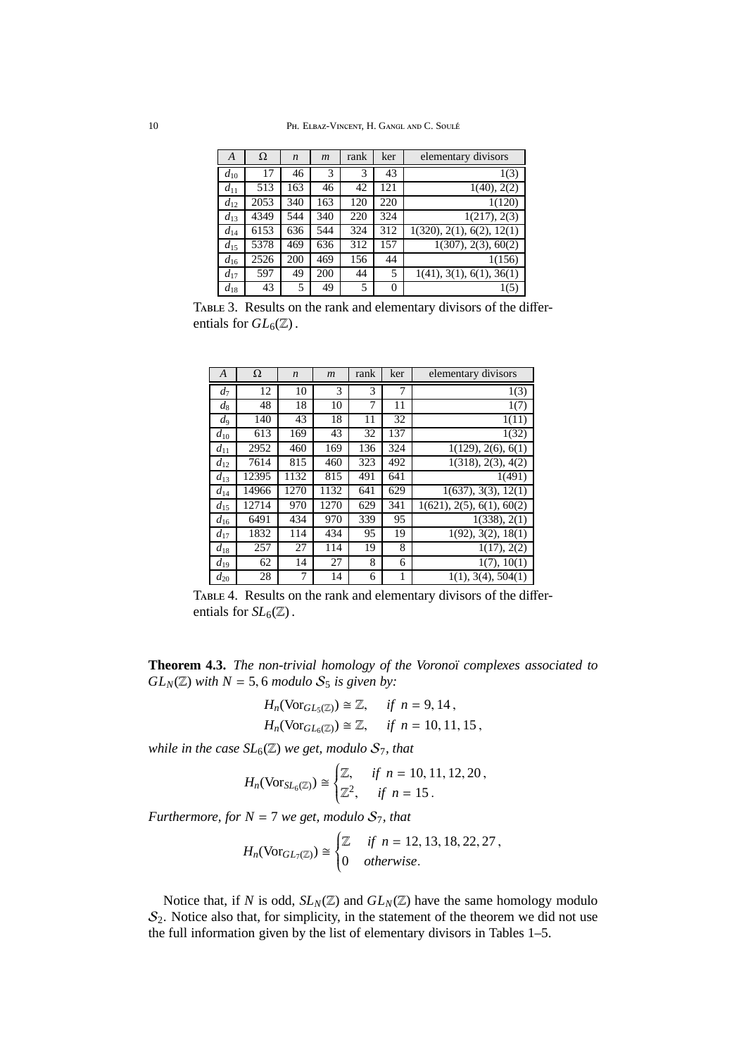| $A$ | $\Omega$ | $n$ | $m$ | rank | ker | elementary divisors |
|---|---|---|---|---|---|---|
| $d_{10}$ | 17 | 46 | 3 | 3 | 43 | 1(3) |
| $d_{11}$ | 513 | 163 | 46 | 42 | 121 | 1(40), 2(2) |
| $d_{12}$ | 2053 | 340 | 163 | 120 | 220 | 1(120) |
| $d_{13}$ | 4349 | 544 | 340 | 220 | 324 | 1(217), 2(3) |
| $d_{14}$ | 6153 | 636 | 544 | 324 | 312 | 1(320), 2(1), 6(2), 12(1) |
| $d_{15}$ | 5378 | 469 | 636 | 312 | 157 | 1(307), 2(3), 60(2) |
| $d_{16}$ | 2526 | 200 | 469 | 156 | 44 | 1(156) |
| $d_{17}$ | 597 | 49 | 200 | 44 | 5 | 1(41), 3(1), 6(1), 36(1) |
| $d_{18}$ | 43 | 5 | 49 | 5 | 0 | 1(5) |

TABLE 3. Results on the rank and elementary divisors of the differentials for $GL_6(\mathbb{Z})$.

| $A$ | $\Omega$ | $n$ | $m$ | rank | ker | elementary divisors |
|---|---|---|---|---|---|---|
| $d_7$ | 12 | 10 | 3 | 3 | 7 | 1(3) |
| $d_8$ | 48 | 18 | 10 | 7 | 11 | 1(7) |
| $d_9$ | 140 | 43 | 18 | 11 | 32 | 1(11) |
| $d_{10}$ | 613 | 169 | 43 | 32 | 137 | 1(32) |
| $d_{11}$ | 2952 | 460 | 169 | 136 | 324 | 1(129), 2(6), 6(1) |
| $d_{12}$ | 7614 | 815 | 460 | 323 | 492 | 1(318), 2(3), 4(2) |
| $d_{13}$ | 12395 | 1132 | 815 | 491 | 641 | 1(491) |
| $d_{14}$ | 14966 | 1270 | 1132 | 641 | 629 | 1(637), 3(3), 12(1) |
| $d_{15}$ | 12714 | 970 | 1270 | 629 | 341 | 1(621), 2(5), 6(1), 60(2) |
| $d_{16}$ | 6491 | 434 | 970 | 339 | 95 | 1(338), 2(1) |
| $d_{17}$ | 1832 | 114 | 434 | 95 | 19 | 1(92), 3(2), 18(1) |
| $d_{18}$ | 257 | 27 | 114 | 19 | 8 | 1(17), 2(2) |
| $d_{19}$ | 62 | 14 | 27 | 8 | 6 | 1(7), 10(1) |
| $d_{20}$ | 28 | 7 | 14 | 6 | 1 | 1(1), 3(4), 504(1) |

TABLE 4. Results on the rank and elementary divisors of the differentials for $SL_6(\mathbb{Z})$.

**Theorem 4.3.** *The non-trivial homology of the Voronoï complexes associated to $GL_N(\mathbb{Z})$ with $N = 5, 6$ modulo $\mathcal{S}_5$ is given by:*

$$H_n(\mathrm{Vor}_{GL_5(\mathbb{Z})}) \cong \mathbb{Z}, \quad \text{if } n = 9, 14\,,$$
$$H_n(\mathrm{Vor}_{GL_6(\mathbb{Z})}) \cong \mathbb{Z}, \quad \text{if } n = 10, 11, 15\,,$$

*while in the case $SL_6(\mathbb{Z})$ we get, modulo $\mathcal{S}_7$, that*

$$H_n(\mathrm{Vor}_{SL_6(\mathbb{Z})}) \cong \begin{cases} \mathbb{Z}, & \text{if } n = 10, 11, 12, 20\,, \\ \mathbb{Z}^2, & \text{if } n = 15\,. \end{cases}$$

*Furthermore, for $N = 7$ we get, modulo $\mathcal{S}_7$, that*

$$H_n(\mathrm{Vor}_{GL_7(\mathbb{Z})}) \cong \begin{cases} \mathbb{Z} & \text{if } n = 12, 13, 18, 22, 27\,, \\ 0 & \text{otherwise}. \end{cases}$$

Notice that, if $N$ is odd, $SL_N(\mathbb{Z})$ and $GL_N(\mathbb{Z})$ have the same homology modulo $\mathcal{S}_2$. Notice also that, for simplicity, in the statement of the theorem we did not use the full information given by the list of elementary divisors in Tables 1–5.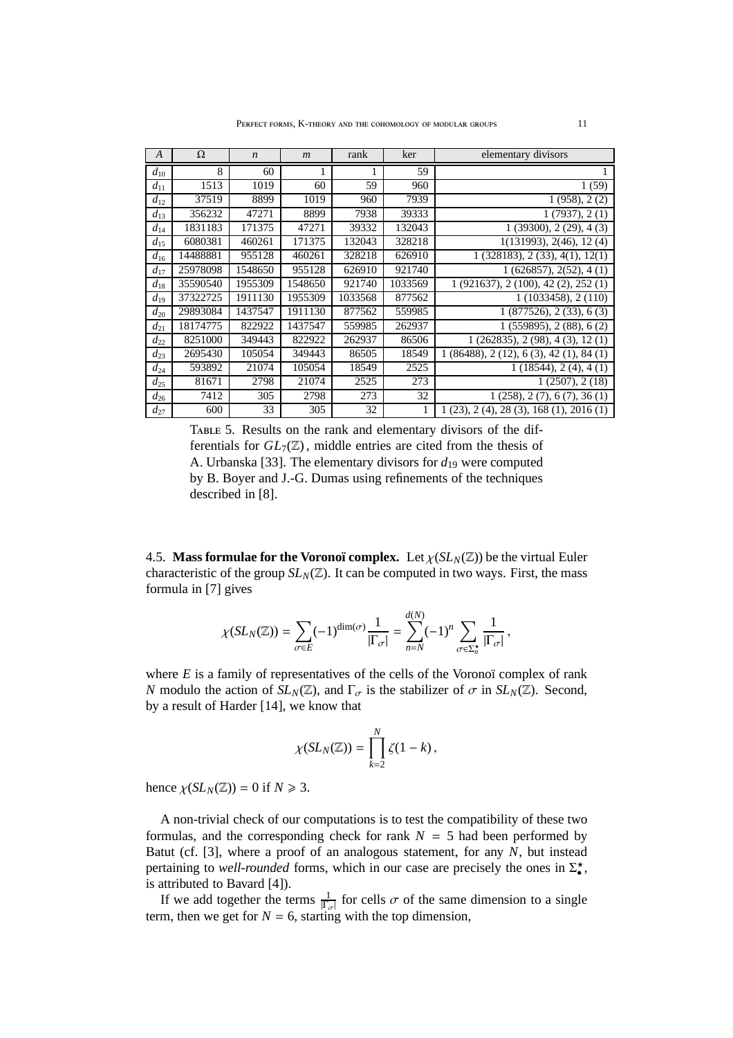| $A$ | $\Omega$ | $n$ | $m$ | rank | ker | elementary divisors |
|---|---|---|---|---|---|---|
| $d_{10}$ | 8 | 60 | 1 | 1 | 59 | 1 |
| $d_{11}$ | 1513 | 1019 | 60 | 59 | 960 | 1 (59) |
| $d_{12}$ | 37519 | 8899 | 1019 | 960 | 7939 | 1 (958), 2 (2) |
| $d_{13}$ | 356232 | 47271 | 8899 | 7938 | 39333 | 1 (7937), 2 (1) |
| $d_{14}$ | 1831183 | 171375 | 47271 | 39332 | 132043 | 1 (39300), 2 (29), 4 (3) |
| $d_{15}$ | 6080381 | 460261 | 171375 | 132043 | 328218 | 1(131993), 2(46), 12 (4) |
| $d_{16}$ | 14488881 | 955128 | 460261 | 328218 | 626910 | 1 (328183), 2 (33), 4(1), 12(1) |
| $d_{17}$ | 25978098 | 1548650 | 955128 | 626910 | 921740 | 1 (626857), 2(52), 4 (1) |
| $d_{18}$ | 35590540 | 1955309 | 1548650 | 921740 | 1033569 | 1 (921637), 2 (100), 42 (2), 252 (1) |
| $d_{19}$ | 37322725 | 1911130 | 1955309 | 1033568 | 877562 | 1 (1033458), 2 (110) |
| $d_{20}$ | 29893084 | 1437547 | 1911130 | 877562 | 559985 | 1 (877526), 2 (33), 6 (3) |
| $d_{21}$ | 18174775 | 822922 | 1437547 | 559985 | 262937 | 1 (559895), 2 (88), 6 (2) |
| $d_{22}$ | 8251000 | 349443 | 822922 | 262937 | 86506 | 1 (262835), 2 (98), 4 (3), 12 (1) |
| $d_{23}$ | 2695430 | 105054 | 349443 | 86505 | 18549 | 1 (86488), 2 (12), 6 (3), 42 (1), 84 (1) |
| $d_{24}$ | 593892 | 21074 | 105054 | 18549 | 2525 | 1 (18544), 2 (4), 4 (1) |
| $d_{25}$ | 81671 | 2798 | 21074 | 2525 | 273 | 1 (2507), 2 (18) |
| $d_{26}$ | 7412 | 305 | 2798 | 273 | 32 | 1 (258), 2 (7), 6 (7), 36 (1) |
| $d_{27}$ | 600 | 33 | 305 | 32 | 1 | 1 (23), 2 (4), 28 (3), 168 (1), 2016 (1) |

Table 5. Results on the rank and elementary divisors of the differentials for $GL_7(\mathbb{Z})$, middle entries are cited from the thesis of A. Urbanska [33]. The elementary divisors for $d_{19}$ were computed by B. Boyer and J.-G. Dumas using refinements of the techniques described in [8].

### 4.5. Mass formulae for the Voronoï complex.

Let $\chi(SL_N(\mathbb{Z}))$ be the virtual Euler characteristic of the group $SL_N(\mathbb{Z})$. It can be computed in two ways. First, the mass formula in [7] gives

$$\chi(SL_N(\mathbb{Z})) = \sum_{\sigma\in E}(-1)^{\dim(\sigma)}\frac{1}{|\Gamma_\sigma|} = \sum_{n=N}^{d(N)}(-1)^n \sum_{\sigma\in\Sigma_n^\star}\frac{1}{|\Gamma_\sigma|},$$

where $E$ is a family of representatives of the cells of the Voronoï complex of rank $N$ modulo the action of $SL_N(\mathbb{Z})$, and $\Gamma_\sigma$ is the stabilizer of $\sigma$ in $SL_N(\mathbb{Z})$. Second, by a result of Harder [14], we know that

$$\chi(SL_N(\mathbb{Z})) = \prod_{k=2}^{N}\zeta(1-k),$$

hence $\chi(SL_N(\mathbb{Z})) = 0$ if $N \geqslant 3$.

A non-trivial check of our computations is to test the compatibility of these two formulas, and the corresponding check for rank $N = 5$ had been performed by Batut (cf. [3], where a proof of an analogous statement, for any $N$, but instead pertaining to *well-rounded* forms, which in our case are precisely the ones in $\Sigma_\bullet^\star$, is attributed to Bavard [4]).

If we add together the terms $\frac{1}{|\Gamma_\sigma|}$ for cells $\sigma$ of the same dimension to a single term, then we get for $N = 6$, starting with the top dimension,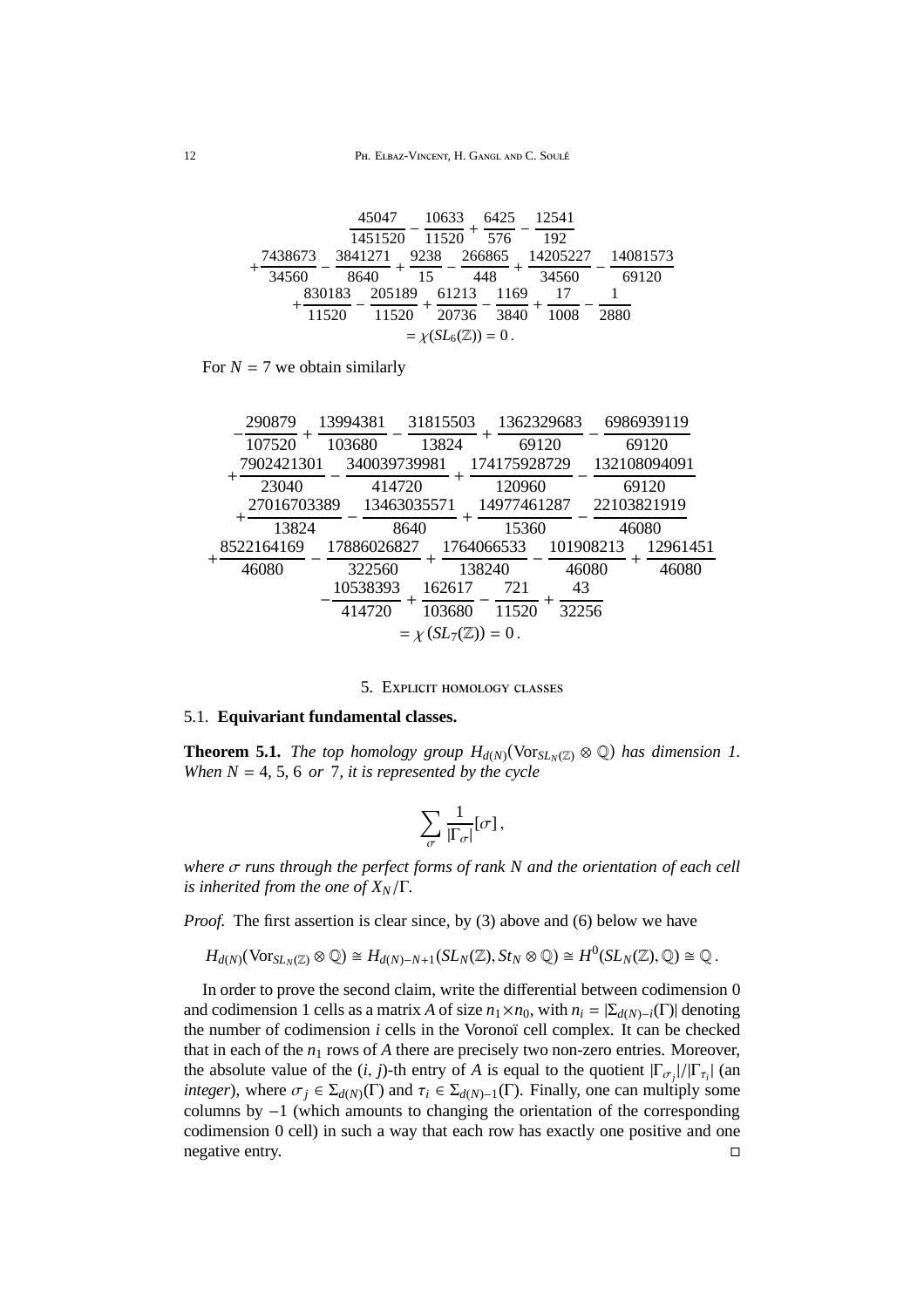$$\begin{aligned}
&\frac{45047}{1451520} - \frac{10633}{11520} + \frac{6425}{576} - \frac{12541}{192} \\
&+\frac{7438673}{34560} - \frac{3841271}{8640} + \frac{9238}{15} - \frac{266865}{448} + \frac{14205227}{34560} - \frac{14081573}{69120} \\
&+\frac{830183}{11520} - \frac{205189}{11520} + \frac{61213}{20736} - \frac{1169}{3840} + \frac{17}{1008} - \frac{1}{2880} \\
&= \chi(SL_6(\mathbb{Z})) = 0\,.
\end{aligned}$$

For $N = 7$ we obtain similarly

$$\begin{aligned}
&-\frac{290879}{107520} + \frac{13994381}{103680} - \frac{31815503}{13824} + \frac{1362329683}{69120} - \frac{6986939119}{69120} \\
&+\frac{7902421301}{23040} - \frac{340039739981}{414720} + \frac{174175928729}{120960} - \frac{132108094091}{69120} \\
&+\frac{27016703389}{13824} - \frac{13463035571}{8640} + \frac{14977461287}{15360} - \frac{22103821919}{46080} \\
&+\frac{8522164169}{46080} - \frac{17886026827}{322560} + \frac{1764066533}{138240} - \frac{101908213}{46080} + \frac{12961451}{46080} \\
&-\frac{10538393}{414720} + \frac{162617}{103680} - \frac{721}{11520} + \frac{43}{32256} \\
&= \chi\,(SL_7(\mathbb{Z})) = 0\,.
\end{aligned}$$

## 5. Explicit homology classes

### 5.1. Equivariant fundamental classes.

**Theorem 5.1.** *The top homology group $H_{d(N)}(\mathrm{Vor}_{SL_N(\mathbb{Z})} \otimes \mathbb{Q})$ has dimension 1. When $N = 4, 5, 6$ or $7$, it is represented by the cycle*

$$\sum_{\sigma} \frac{1}{|\Gamma_\sigma|}[\sigma]\,,$$

*where $\sigma$ runs through the perfect forms of rank $N$ and the orientation of each cell is inherited from the one of $X_N/\Gamma$.*

*Proof.* The first assertion is clear since, by (3) above and (6) below we have

$$H_{d(N)}(\mathrm{Vor}_{SL_N(\mathbb{Z})} \otimes \mathbb{Q}) \cong H_{d(N)-N+1}(SL_N(\mathbb{Z}), St_N \otimes \mathbb{Q}) \cong H^0(SL_N(\mathbb{Z}), \mathbb{Q}) \cong \mathbb{Q}\,.$$

In order to prove the second claim, write the differential between codimension 0 and codimension 1 cells as a matrix $A$ of size $n_1 \times n_0$, with $n_i = |\Sigma_{d(N)-i}(\Gamma)|$ denoting the number of codimension $i$ cells in the Voronoï cell complex. It can be checked that in each of the $n_1$ rows of $A$ there are precisely two non-zero entries. Moreover, the absolute value of the $(i, j)$-th entry of $A$ is equal to the quotient $|\Gamma_{\sigma_j}|/|\Gamma_{\tau_i}|$ (an *integer*), where $\sigma_j \in \Sigma_{d(N)}(\Gamma)$ and $\tau_i \in \Sigma_{d(N)-1}(\Gamma)$. Finally, one can multiply some columns by $-1$ (which amounts to changing the orientation of the corresponding codimension 0 cell) in such a way that each row has exactly one positive and one negative entry. □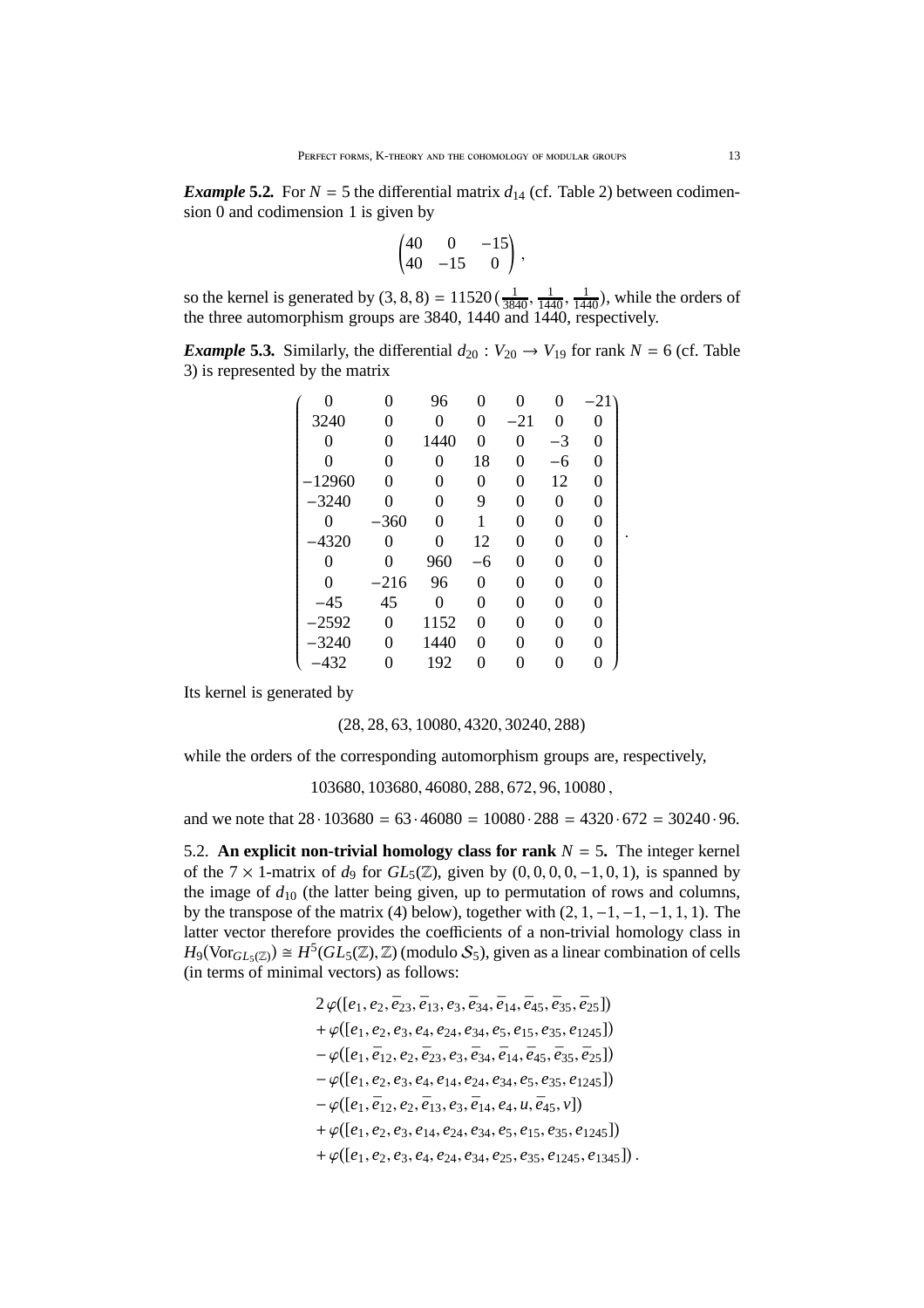***Example* 5.2.** For $N = 5$ the differential matrix $d_{14}$ (cf. Table 2) between codimension 0 and codimension 1 is given by

$$\begin{pmatrix} 40 & 0 & -15 \\ 40 & -15 & 0 \end{pmatrix},$$

so the kernel is generated by $(3, 8, 8) = 11520\,(\frac{1}{3840}, \frac{1}{1440}, \frac{1}{1440})$, while the orders of the three automorphism groups are 3840, 1440 and 1440, respectively.

***Example* 5.3.** Similarly, the differential $d_{20} : V_{20} \to V_{19}$ for rank $N = 6$ (cf. Table 3) is represented by the matrix

$$\begin{pmatrix} 0 & 0 & 96 & 0 & 0 & 0 & -21 \\ 3240 & 0 & 0 & 0 & -21 & 0 & 0 \\ 0 & 0 & 1440 & 0 & 0 & -3 & 0 \\ 0 & 0 & 0 & 18 & 0 & -6 & 0 \\ -12960 & 0 & 0 & 0 & 0 & 12 & 0 \\ -3240 & 0 & 0 & 9 & 0 & 0 & 0 \\ 0 & -360 & 0 & 1 & 0 & 0 & 0 \\ -4320 & 0 & 0 & 12 & 0 & 0 & 0 \\ 0 & 0 & 960 & -6 & 0 & 0 & 0 \\ 0 & -216 & 96 & 0 & 0 & 0 & 0 \\ -45 & 45 & 0 & 0 & 0 & 0 & 0 \\ -2592 & 0 & 1152 & 0 & 0 & 0 & 0 \\ -3240 & 0 & 1440 & 0 & 0 & 0 & 0 \\ -432 & 0 & 192 & 0 & 0 & 0 & 0 \end{pmatrix}.$$

Its kernel is generated by

$$(28, 28, 63, 10080, 4320, 30240, 288)$$

while the orders of the corresponding automorphism groups are, respectively,

$$103680, 103680, 46080, 288, 672, 96, 10080\,,$$

and we note that $28 \cdot 103680 = 63 \cdot 46080 = 10080 \cdot 288 = 4320 \cdot 672 = 30240 \cdot 96$.

5.2. **An explicit non-trivial homology class for rank $N = 5$.** The integer kernel of the $7 \times 1$-matrix of $d_9$ for $GL_5(\mathbb{Z})$, given by $(0, 0, 0, 0, -1, 0, 1)$, is spanned by the image of $d_{10}$ (the latter being given, up to permutation of rows and columns, by the transpose of the matrix (4) below), together with $(2, 1, -1, -1, -1, 1, 1)$. The latter vector therefore provides the coefficients of a non-trivial homology class in $H_9(\mathrm{Vor}_{GL_5(\mathbb{Z})}) \cong H^5(GL_5(\mathbb{Z}), \mathbb{Z})$ (modulo $\mathcal{S}_5$), given as a linear combination of cells (in terms of minimal vectors) as follows:

$$\begin{aligned}
&2\,\varphi([e_1, e_2, \bar{e}_{23}, \bar{e}_{13}, e_3, \bar{e}_{34}, \bar{e}_{14}, \bar{e}_{45}, \bar{e}_{35}, \bar{e}_{25}]) \\
&+ \varphi([e_1, e_2, e_3, e_4, e_{24}, e_{34}, e_5, e_{15}, e_{35}, e_{1245}]) \\
&- \varphi([e_1, \bar{e}_{12}, e_2, \bar{e}_{23}, e_3, \bar{e}_{34}, \bar{e}_{14}, \bar{e}_{45}, \bar{e}_{35}, \bar{e}_{25}]) \\
&- \varphi([e_1, e_2, e_3, e_4, e_{14}, e_{24}, e_{34}, e_5, e_{35}, e_{1245}]) \\
&- \varphi([e_1, \bar{e}_{12}, e_2, \bar{e}_{13}, e_3, \bar{e}_{14}, e_4, u, \bar{e}_{45}, v]) \\
&+ \varphi([e_1, e_2, e_3, e_{14}, e_{24}, e_{34}, e_5, e_{15}, e_{35}, e_{1245}]) \\
&+ \varphi([e_1, e_2, e_3, e_4, e_{24}, e_{34}, e_{25}, e_{35}, e_{1245}, e_{1345}])\,.
\end{aligned}$$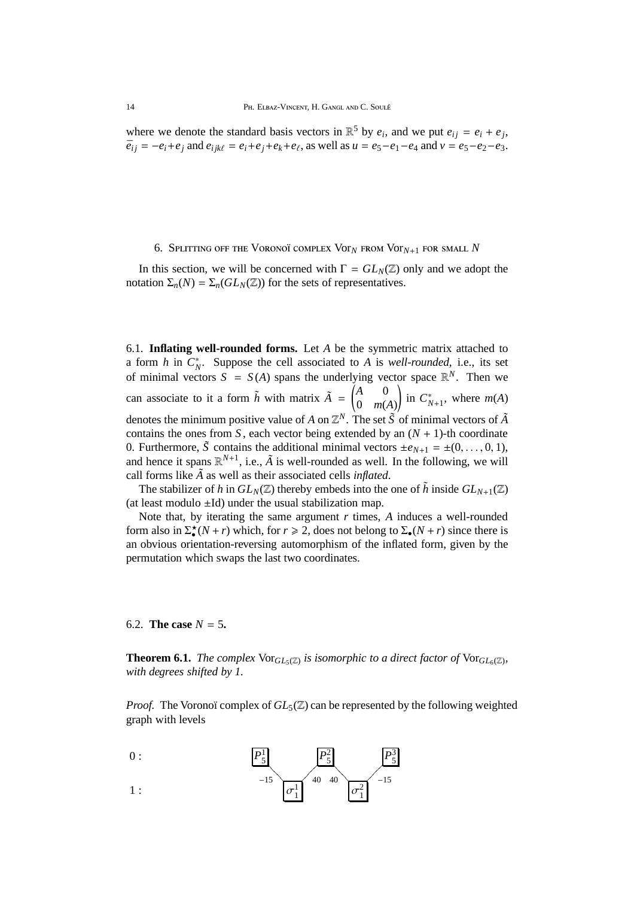where we denote the standard basis vectors in $\mathbb{R}^5$ by $e_i$, and we put $e_{ij} = e_i + e_j$, $\overline{e}_{ij} = -e_i + e_j$ and $e_{ijk\ell} = e_i + e_j + e_k + e_\ell$, as well as $u = e_5 - e_1 - e_4$ and $v = e_5 - e_2 - e_3$.

## 6. Splitting off the Voronoï complex $\mathrm{Vor}_N$ from $\mathrm{Vor}_{N+1}$ for small $N$

In this section, we will be concerned with $\Gamma = GL_N(\mathbb{Z})$ only and we adopt the notation $\Sigma_n(N) = \Sigma_n(GL_N(\mathbb{Z}))$ for the sets of representatives.

### 6.1. Inflating well-rounded forms.

Let $A$ be the symmetric matrix attached to a form $h$ in $C_N^*$. Suppose the cell associated to $A$ is *well-rounded*, i.e., its set of minimal vectors $S = S(A)$ spans the underlying vector space $\mathbb{R}^N$. Then we can associate to it a form $\tilde{h}$ with matrix $\tilde{A} = \begin{pmatrix} A & 0 \\ 0 & m(A) \end{pmatrix}$ in $C_{N+1}^*$, where $m(A)$ denotes the minimum positive value of $A$ on $\mathbb{Z}^N$. The set $\tilde{S}$ of minimal vectors of $\tilde{A}$ contains the ones from $S$, each vector being extended by an $(N+1)$-th coordinate 0. Furthermore, $\tilde{S}$ contains the additional minimal vectors $\pm e_{N+1} = \pm(0, \ldots, 0, 1)$, and hence it spans $\mathbb{R}^{N+1}$, i.e., $\tilde{A}$ is well-rounded as well. In the following, we will call forms like $\tilde{A}$ as well as their associated cells *inflated*.

The stabilizer of $h$ in $GL_N(\mathbb{Z})$ thereby embeds into the one of $\tilde{h}$ inside $GL_{N+1}(\mathbb{Z})$ (at least modulo $\pm\mathrm{Id}$) under the usual stabilization map.

Note that, by iterating the same argument $r$ times, $A$ induces a well-rounded form also in $\Sigma_\bullet^\star(N+r)$ which, for $r \geqslant 2$, does not belong to $\Sigma_\bullet(N+r)$ since there is an obvious orientation-reversing automorphism of the inflated form, given by the permutation which swaps the last two coordinates.

### 6.2. The case $N = 5$.

**Theorem 6.1.** *The complex* $\mathrm{Vor}_{GL_5(\mathbb{Z})}$ *is isomorphic to a direct factor of* $\mathrm{Vor}_{GL_6(\mathbb{Z})}$*, with degrees shifted by 1.*

*Proof.* The Voronoï complex of $GL_5(\mathbb{Z})$ can be represented by the following weighted graph with levels

$$
\begin{array}{lccccccccc}
0: & \boxed{P_5^1} & & & & \boxed{P_5^2} & & & & \boxed{P_5^3} \\
 & & -15 & & 40 & & 40 & & -15 & \\
1: & & & \boxed{\sigma_1^1} & & & & \boxed{\sigma_1^2} & &
\end{array}
$$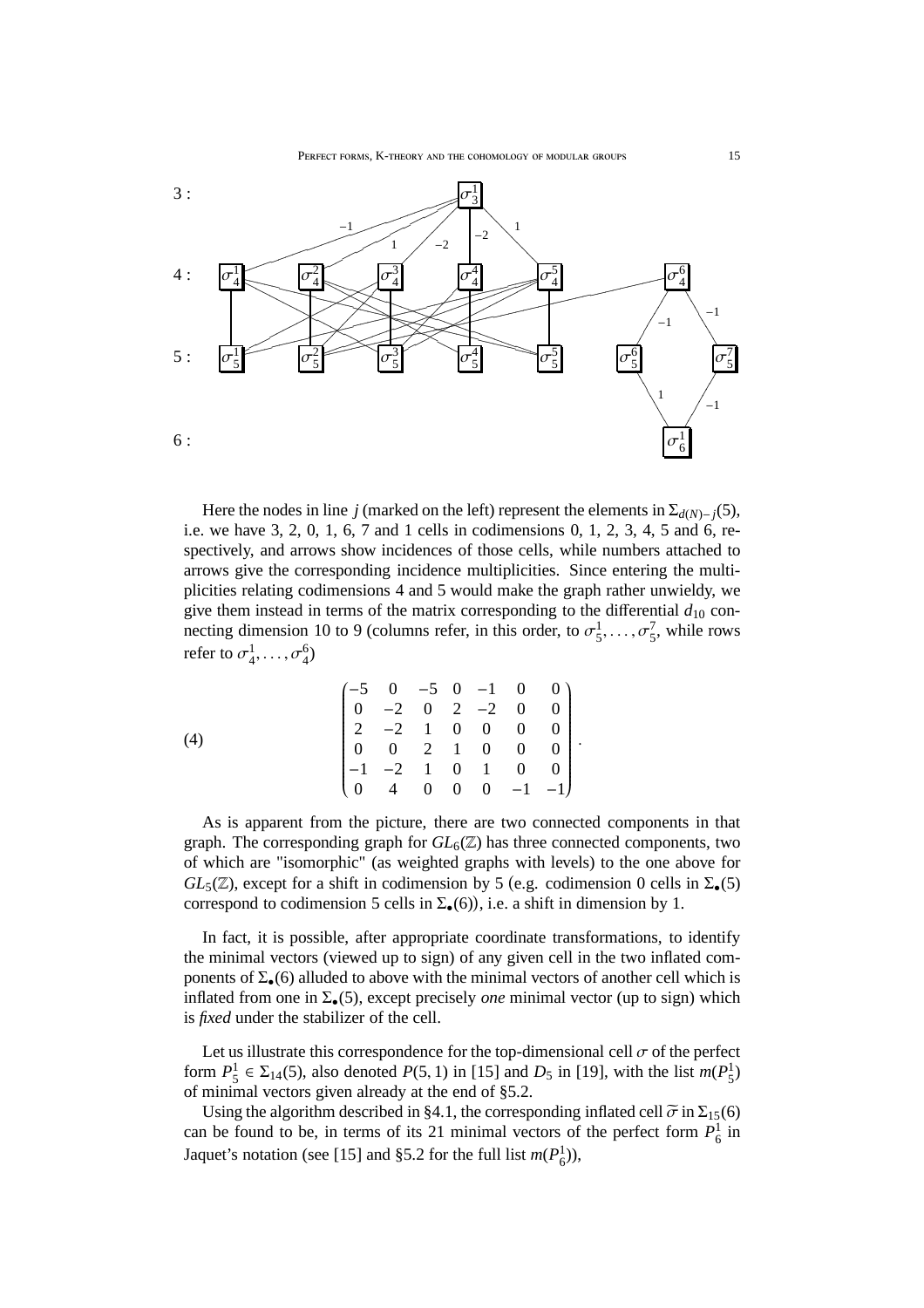Here the nodes in line $j$ (marked on the left) represent the elements in $\Sigma_{d(N)-j}(5)$, i.e. we have 3, 2, 0, 1, 6, 7 and 1 cells in codimensions 0, 1, 2, 3, 4, 5 and 6, respectively, and arrows show incidences of those cells, while numbers attached to arrows give the corresponding incidence multiplicities. Since entering the multiplicities relating codimensions 4 and 5 would make the graph rather unwieldy, we give them instead in terms of the matrix corresponding to the differential $d_{10}$ connecting dimension 10 to 9 (columns refer, in this order, to $\sigma_5^1, \ldots, \sigma_5^7$, while rows refer to $\sigma_4^1, \ldots, \sigma_4^6$)

$$
(4) \qquad \begin{pmatrix}
-5 & 0 & -5 & 0 & -1 & 0 & 0 \\
0 & -2 & 0 & 2 & -2 & 0 & 0 \\
2 & -2 & 1 & 0 & 0 & 0 & 0 \\
0 & 0 & 2 & 1 & 0 & 0 & 0 \\
-1 & -2 & 1 & 0 & 1 & 0 & 0 \\
0 & 4 & 0 & 0 & 0 & -1 & -1
\end{pmatrix}.
$$

As is apparent from the picture, there are two connected components in that graph. The corresponding graph for $GL_6(\mathbb{Z})$ has three connected components, two of which are "isomorphic" (as weighted graphs with levels) to the one above for $GL_5(\mathbb{Z})$, except for a shift in codimension by 5 (e.g. codimension 0 cells in $\Sigma_\bullet(5)$ correspond to codimension 5 cells in $\Sigma_\bullet(6)$), i.e. a shift in dimension by 1.

In fact, it is possible, after appropriate coordinate transformations, to identify the minimal vectors (viewed up to sign) of any given cell in the two inflated components of $\Sigma_\bullet(6)$ alluded to above with the minimal vectors of another cell which is inflated from one in $\Sigma_\bullet(5)$, except precisely *one* minimal vector (up to sign) which is *fixed* under the stabilizer of the cell.

Let us illustrate this correspondence for the top-dimensional cell $\sigma$ of the perfect form $P_5^1 \in \Sigma_{14}(5)$, also denoted $P(5,1)$ in [15] and $D_5$ in [19], with the list $m(P_5^1)$ of minimal vectors given already at the end of §5.2.

Using the algorithm described in §4.1, the corresponding inflated cell $\widetilde{\sigma}$ in $\Sigma_{15}(6)$ can be found to be, in terms of its 21 minimal vectors of the perfect form $P_6^1$ in Jaquet's notation (see [15] and §5.2 for the full list $m(P_6^1)$),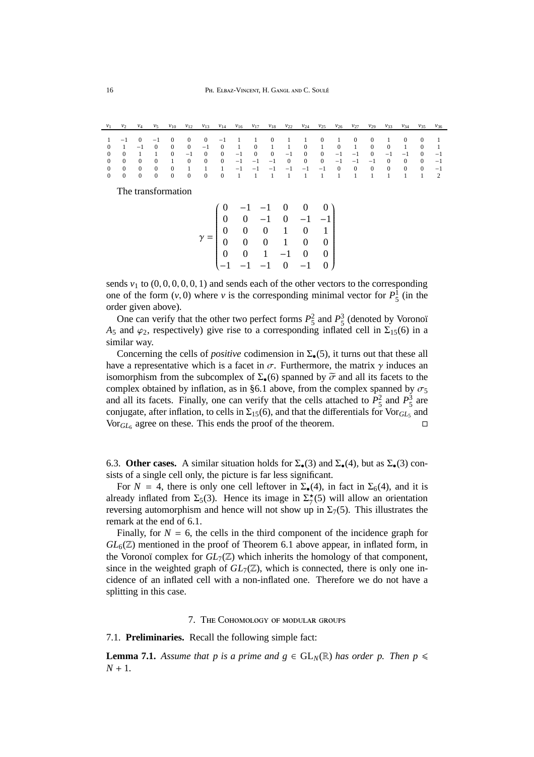| $v_1$ | $v_2$ | $v_4$ | $v_5$ | $v_{10}$ | $v_{12}$ | $v_{13}$ | $v_{14}$ | $v_{16}$ | $v_{17}$ | $v_{18}$ | $v_{22}$ | $v_{24}$ | $v_{25}$ | $v_{26}$ | $v_{27}$ | $v_{29}$ | $v_{33}$ | $v_{34}$ | $v_{35}$ | $v_{36}$ |
|---|---|---|---|---|---|---|---|---|---|---|---|---|---|---|---|---|---|---|---|---|
| 1 | −1 | 0 | −1 | 0 | 0 | 0 | −1 | 1 | 1 | 0 | 1 | 1 | 0 | 1 | 0 | 0 | 1 | 0 | 0 | 1 |
| 0 | 1 | −1 | 0 | 0 | 0 | −1 | 0 | 1 | 0 | 1 | 1 | 0 | 1 | 0 | 1 | 0 | 0 | 1 | 0 | 1 |
| 0 | 0 | 1 | 1 | 0 | −1 | 0 | 0 | −1 | 0 | 0 | −1 | 0 | 0 | −1 | −1 | 0 | −1 | −1 | 0 | −1 |
| 0 | 0 | 0 | 0 | 1 | 0 | 0 | 0 | −1 | −1 | −1 | 0 | 0 | 0 | −1 | −1 | −1 | 0 | 0 | 0 | −1 |
| 0 | 0 | 0 | 0 | 0 | 1 | 1 | 1 | −1 | −1 | −1 | −1 | −1 | −1 | 0 | 0 | 0 | 0 | 0 | 0 | −1 |
| 0 | 0 | 0 | 0 | 0 | 0 | 0 | 0 | 1 | 1 | 1 | 1 | 1 | 1 | 1 | 1 | 1 | 1 | 1 | 1 | 2 |

The transformation

$$\gamma = \begin{pmatrix} 0 & -1 & -1 & 0 & 0 & 0 \\ 0 & 0 & -1 & 0 & -1 & -1 \\ 0 & 0 & 0 & 1 & 0 & 1 \\ 0 & 0 & 0 & 1 & 0 & 0 \\ 0 & 0 & 1 & -1 & 0 & 0 \\ -1 & -1 & -1 & 0 & -1 & 0 \end{pmatrix}$$

sends $v_1$ to $(0,0,0,0,0,1)$ and sends each of the other vectors to the corresponding one of the form $(v,0)$ where $v$ is the corresponding minimal vector for $P_5^1$ (in the order given above).

One can verify that the other two perfect forms $P_5^2$ and $P_5^3$ (denoted by Voronoï $A_5$ and $\varphi_2$, respectively) give rise to a corresponding inflated cell in $\Sigma_{15}(6)$ in a similar way.

Concerning the cells of *positive* codimension in $\Sigma_\bullet(5)$, it turns out that these all have a representative which is a facet in $\sigma$. Furthermore, the matrix $\gamma$ induces an isomorphism from the subcomplex of $\Sigma_\bullet(6)$ spanned by $\widetilde{\sigma}$ and all its facets to the complex obtained by inflation, as in §6.1 above, from the complex spanned by $\sigma_5$ and all its facets. Finally, one can verify that the cells attached to $P_5^2$ and $P_5^3$ are conjugate, after inflation, to cells in $\Sigma_{15}(6)$, and that the differentials for $\mathrm{Vor}_{GL_5}$ and $\mathrm{Vor}_{GL_6}$ agree on these. This ends the proof of the theorem. □

6.3. **Other cases.** A similar situation holds for $\Sigma_\bullet(3)$ and $\Sigma_\bullet(4)$, but as $\Sigma_\bullet(3)$ consists of a single cell only, the picture is far less significant.

For $N = 4$, there is only one cell leftover in $\Sigma_\bullet(4)$, in fact in $\Sigma_6(4)$, and it is already inflated from $\Sigma_5(3)$. Hence its image in $\Sigma_7^\star(5)$ will allow an orientation reversing automorphism and hence will not show up in $\Sigma_7(5)$. This illustrates the remark at the end of 6.1.

Finally, for $N = 6$, the cells in the third component of the incidence graph for $GL_6(\mathbb{Z})$ mentioned in the proof of Theorem 6.1 above appear, in inflated form, in the Voronoï complex for $GL_7(\mathbb{Z})$ which inherits the homology of that component, since in the weighted graph of $GL_7(\mathbb{Z})$, which is connected, there is only one incidence of an inflated cell with a non-inflated one. Therefore we do not have a splitting in this case.

## 7. The Cohomology of modular groups

7.1. **Preliminaries.** Recall the following simple fact:

**Lemma 7.1.** *Assume that $p$ is a prime and $g \in \mathrm{GL}_N(\mathbb{R})$ has order $p$. Then $p \leqslant N + 1$.*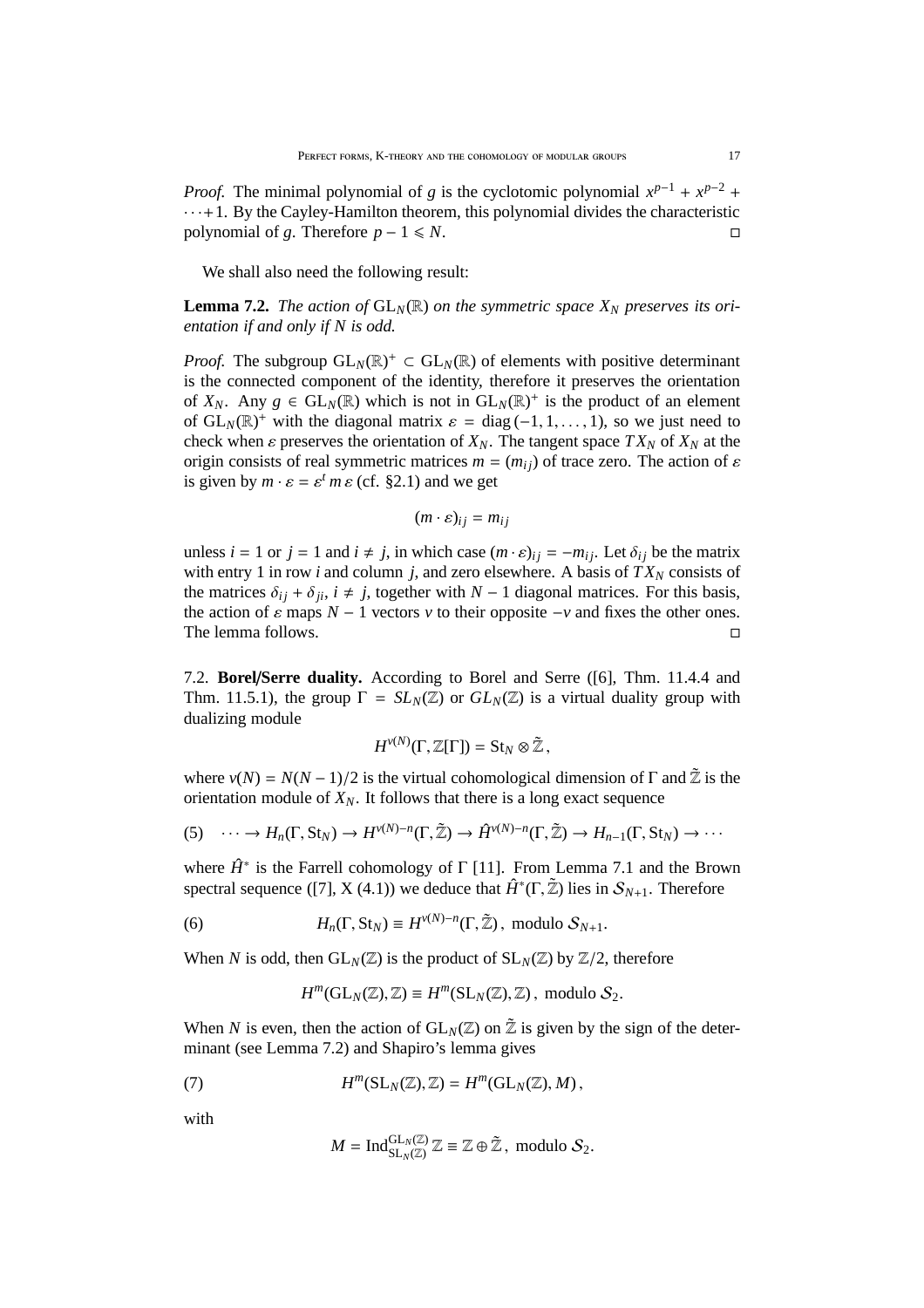*Proof.* The minimal polynomial of $g$ is the cyclotomic polynomial $x^{p-1} + x^{p-2} + \cdots + 1$. By the Cayley-Hamilton theorem, this polynomial divides the characteristic polynomial of $g$. Therefore $p - 1 \leqslant N$. □

We shall also need the following result:

**Lemma 7.2.** *The action of* $\mathrm{GL}_N(\mathbb{R})$ *on the symmetric space* $X_N$ *preserves its orientation if and only if* $N$ *is odd.*

*Proof.* The subgroup $\mathrm{GL}_N(\mathbb{R})^+ \subset \mathrm{GL}_N(\mathbb{R})$ of elements with positive determinant is the connected component of the identity, therefore it preserves the orientation of $X_N$. Any $g \in \mathrm{GL}_N(\mathbb{R})$ which is not in $\mathrm{GL}_N(\mathbb{R})^+$ is the product of an element of $\mathrm{GL}_N(\mathbb{R})^+$ with the diagonal matrix $\varepsilon = \mathrm{diag}\,(-1, 1, \ldots, 1)$, so we just need to check when $\varepsilon$ preserves the orientation of $X_N$. The tangent space $TX_N$ of $X_N$ at the origin consists of real symmetric matrices $m = (m_{ij})$ of trace zero. The action of $\varepsilon$ is given by $m \cdot \varepsilon = \varepsilon^t\, m\, \varepsilon$ (cf. §2.1) and we get

$$(m \cdot \varepsilon)_{ij} = m_{ij}$$

unless $i = 1$ or $j = 1$ and $i \neq j$, in which case $(m \cdot \varepsilon)_{ij} = -m_{ij}$. Let $\delta_{ij}$ be the matrix with entry 1 in row $i$ and column $j$, and zero elsewhere. A basis of $TX_N$ consists of the matrices $\delta_{ij} + \delta_{ji}$, $i \neq j$, together with $N - 1$ diagonal matrices. For this basis, the action of $\varepsilon$ maps $N - 1$ vectors $v$ to their opposite $-v$ and fixes the other ones. The lemma follows. □

7.2. **Borel/Serre duality.** According to Borel and Serre ([6], Thm. 11.4.4 and Thm. 11.5.1), the group $\Gamma = SL_N(\mathbb{Z})$ or $GL_N(\mathbb{Z})$ is a virtual duality group with dualizing module

$$H^{v(N)}(\Gamma, \mathbb{Z}[\Gamma]) = \mathrm{St}_N \otimes \tilde{\mathbb{Z}}\,,$$

where $v(N) = N(N-1)/2$ is the virtual cohomological dimension of $\Gamma$ and $\tilde{\mathbb{Z}}$ is the orientation module of $X_N$. It follows that there is a long exact sequence

$$(5) \quad \cdots \to H_n(\Gamma, \mathrm{St}_N) \to H^{v(N)-n}(\Gamma, \tilde{\mathbb{Z}}) \to \hat{H}^{v(N)-n}(\Gamma, \tilde{\mathbb{Z}}) \to H_{n-1}(\Gamma, \mathrm{St}_N) \to \cdots$$

where $\hat{H}^*$ is the Farrell cohomology of $\Gamma$ [11]. From Lemma 7.1 and the Brown spectral sequence ([7], X (4.1)) we deduce that $\hat{H}^*(\Gamma, \tilde{\mathbb{Z}})$ lies in $\mathcal{S}_{N+1}$. Therefore

$$(6) \qquad H_n(\Gamma, \mathrm{St}_N) \equiv H^{v(N)-n}(\Gamma, \tilde{\mathbb{Z}})\,, \text{ modulo } \mathcal{S}_{N+1}.$$

When $N$ is odd, then $\mathrm{GL}_N(\mathbb{Z})$ is the product of $\mathrm{SL}_N(\mathbb{Z})$ by $\mathbb{Z}/2$, therefore

$$H^m(\mathrm{GL}_N(\mathbb{Z}), \mathbb{Z}) \equiv H^m(\mathrm{SL}_N(\mathbb{Z}), \mathbb{Z})\,, \text{ modulo } \mathcal{S}_2.$$

When $N$ is even, then the action of $\mathrm{GL}_N(\mathbb{Z})$ on $\tilde{\mathbb{Z}}$ is given by the sign of the determinant (see Lemma 7.2) and Shapiro's lemma gives

$$(7) \qquad H^m(\mathrm{SL}_N(\mathbb{Z}), \mathbb{Z}) = H^m(\mathrm{GL}_N(\mathbb{Z}), M)\,,$$

with

$$M = \mathrm{Ind}_{\mathrm{SL}_N(\mathbb{Z})}^{\mathrm{GL}_N(\mathbb{Z})} \mathbb{Z} \equiv \mathbb{Z} \oplus \tilde{\mathbb{Z}}\,, \text{ modulo } \mathcal{S}_2.$$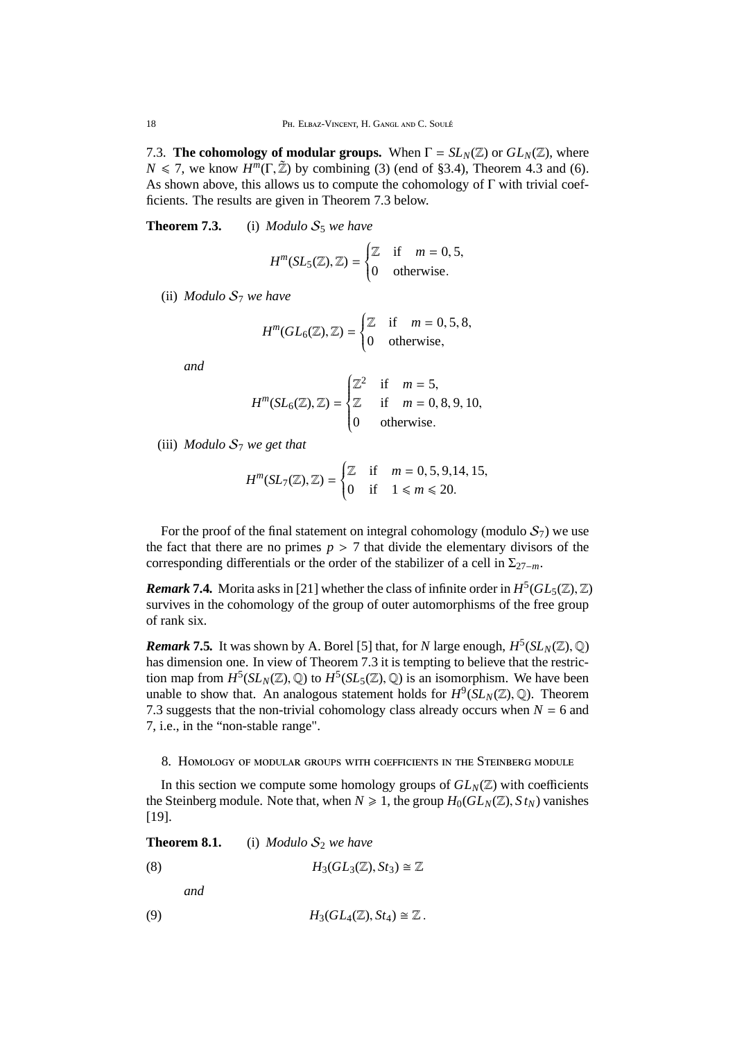7.3. **The cohomology of modular groups.** When $\Gamma = SL_N(\mathbb{Z})$ or $GL_N(\mathbb{Z})$, where $N \leqslant 7$, we know $H^m(\Gamma, \tilde{\mathbb{Z}})$ by combining (3) (end of §3.4), Theorem 4.3 and (6). As shown above, this allows us to compute the cohomology of $\Gamma$ with trivial coefficients. The results are given in Theorem 7.3 below.

**Theorem 7.3.** (i) *Modulo $\mathcal{S}_5$ we have*

$$H^m(SL_5(\mathbb{Z}), \mathbb{Z}) = \begin{cases} \mathbb{Z} & \text{if} \quad m = 0, 5, \\ 0 & \text{otherwise}. \end{cases}$$

(ii) *Modulo $\mathcal{S}_7$ we have*

$$H^m(GL_6(\mathbb{Z}), \mathbb{Z}) = \begin{cases} \mathbb{Z} & \text{if} \quad m = 0, 5, 8, \\ 0 & \text{otherwise}, \end{cases}$$

*and*

$$H^m(SL_6(\mathbb{Z}), \mathbb{Z}) = \begin{cases} \mathbb{Z}^2 & \text{if} \quad m = 5, \\ \mathbb{Z} & \text{if} \quad m = 0, 8, 9, 10, \\ 0 & \text{otherwise}. \end{cases}$$

(iii) *Modulo $\mathcal{S}_7$ we get that*

$$H^m(SL_7(\mathbb{Z}), \mathbb{Z}) = \begin{cases} \mathbb{Z} & \text{if} \quad m = 0, 5, 9, 14, 15, \\ 0 & \text{if} \quad 1 \leqslant m \leqslant 20. \end{cases}$$

For the proof of the final statement on integral cohomology (modulo $\mathcal{S}_7$) we use the fact that there are no primes $p > 7$ that divide the elementary divisors of the corresponding differentials or the order of the stabilizer of a cell in $\Sigma_{27-m}$.

***Remark* 7.4.** Morita asks in [21] whether the class of infinite order in $H^5(GL_5(\mathbb{Z}), \mathbb{Z})$ survives in the cohomology of the group of outer automorphisms of the free group of rank six.

***Remark* 7.5.** It was shown by A. Borel [5] that, for $N$ large enough, $H^5(SL_N(\mathbb{Z}), \mathbb{Q})$ has dimension one. In view of Theorem 7.3 it is tempting to believe that the restriction map from $H^5(SL_N(\mathbb{Z}), \mathbb{Q})$ to $H^5(SL_5(\mathbb{Z}), \mathbb{Q})$ is an isomorphism. We have been unable to show that. An analogous statement holds for $H^9(SL_N(\mathbb{Z}), \mathbb{Q})$. Theorem 7.3 suggests that the non-trivial cohomology class already occurs when $N = 6$ and 7, i.e., in the "non-stable range".

## 8. Homology of modular groups with coefficients in the Steinberg module

In this section we compute some homology groups of $GL_N(\mathbb{Z})$ with coefficients the Steinberg module. Note that, when $N \geqslant 1$, the group $H_0(GL_N(\mathbb{Z}), St_N)$ vanishes [19].

**Theorem 8.1.** (i) *Modulo $\mathcal{S}_2$ we have*

$$H_3(GL_3(\mathbb{Z}), St_3) \cong \mathbb{Z} \tag{8}$$

*and*

$$H_3(GL_4(\mathbb{Z}), St_4) \cong \mathbb{Z}\,. \tag{9}$$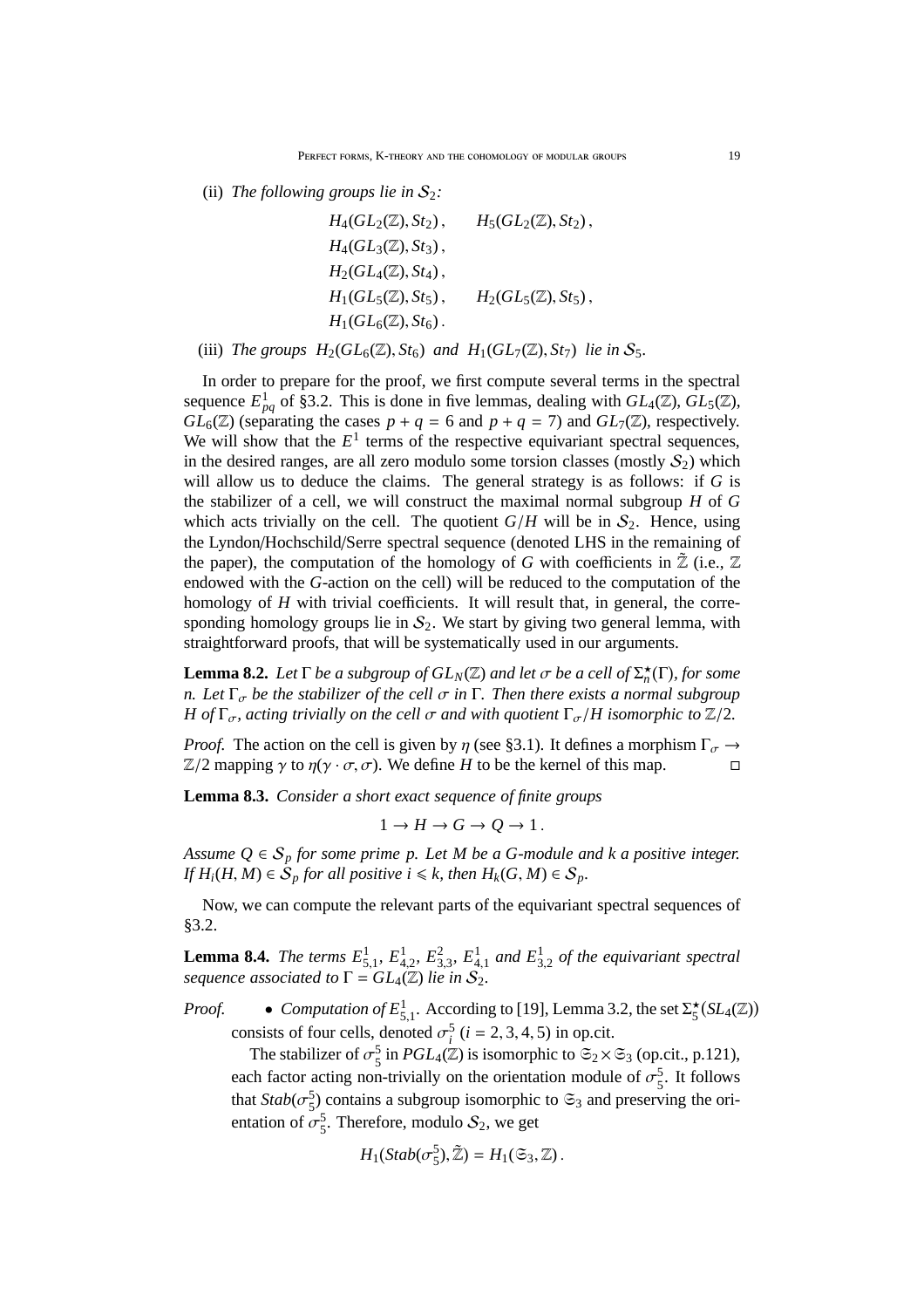(ii) *The following groups lie in* $\mathcal{S}_2$*:*

$$\begin{array}{ll} H_4(GL_2(\mathbb{Z}), St_2)\,, & H_5(GL_2(\mathbb{Z}), St_2)\,, \\ H_4(GL_3(\mathbb{Z}), St_3)\,, & \\ H_2(GL_4(\mathbb{Z}), St_4)\,, & \\ H_1(GL_5(\mathbb{Z}), St_5)\,, & H_2(GL_5(\mathbb{Z}), St_5)\,, \\ H_1(GL_6(\mathbb{Z}), St_6)\,. & \end{array}$$

(iii) *The groups* $H_2(GL_6(\mathbb{Z}), St_6)$ *and* $H_1(GL_7(\mathbb{Z}), St_7)$ *lie in* $\mathcal{S}_5$.

In order to prepare for the proof, we first compute several terms in the spectral sequence $E^1_{pq}$ of §3.2. This is done in five lemmas, dealing with $GL_4(\mathbb{Z})$, $GL_5(\mathbb{Z})$, $GL_6(\mathbb{Z})$ (separating the cases $p+q=6$ and $p+q=7$) and $GL_7(\mathbb{Z})$, respectively. We will show that the $E^1$ terms of the respective equivariant spectral sequences, in the desired ranges, are all zero modulo some torsion classes (mostly $\mathcal{S}_2$) which will allow us to deduce the claims. The general strategy is as follows: if $G$ is the stabilizer of a cell, we will construct the maximal normal subgroup $H$ of $G$ which acts trivially on the cell. The quotient $G/H$ will be in $\mathcal{S}_2$. Hence, using the Lyndon/Hochschild/Serre spectral sequence (denoted LHS in the remaining of the paper), the computation of the homology of $G$ with coefficients in $\tilde{\mathbb{Z}}$ (i.e., $\mathbb{Z}$ endowed with the $G$-action on the cell) will be reduced to the computation of the homology of $H$ with trivial coefficients. It will result that, in general, the corresponding homology groups lie in $\mathcal{S}_2$. We start by giving two general lemma, with straightforward proofs, that will be systematically used in our arguments.

**Lemma 8.2.** *Let* $\Gamma$ *be a subgroup of* $GL_N(\mathbb{Z})$ *and let* $\sigma$ *be a cell of* $\Sigma^\star_n(\Gamma)$*, for some* $n$*. Let* $\Gamma_\sigma$ *be the stabilizer of the cell* $\sigma$ *in* $\Gamma$*. Then there exists a normal subgroup* $H$ *of* $\Gamma_\sigma$*, acting trivially on the cell* $\sigma$ *and with quotient* $\Gamma_\sigma/H$ *isomorphic to* $\mathbb{Z}/2$*.*

*Proof.* The action on the cell is given by $\eta$ (see §3.1). It defines a morphism $\Gamma_\sigma \to \mathbb{Z}/2$ mapping $\gamma$ to $\eta(\gamma\cdot\sigma, \sigma)$. We define $H$ to be the kernel of this map. □

**Lemma 8.3.** *Consider a short exact sequence of finite groups*

$$1 \to H \to G \to Q \to 1\,.$$

*Assume* $Q \in \mathcal{S}_p$ *for some prime* $p$*. Let* $M$ *be a* $G$*-module and* $k$ *a positive integer. If* $H_i(H, M) \in \mathcal{S}_p$ *for all positive* $i \leqslant k$*, then* $H_k(G, M) \in \mathcal{S}_p$*.*

Now, we can compute the relevant parts of the equivariant spectral sequences of §3.2.

**Lemma 8.4.** *The terms* $E^1_{5,1}$*,* $E^1_{4,2}$*,* $E^2_{3,3}$*,* $E^1_{4,1}$ *and* $E^1_{3,2}$ *of the equivariant spectral sequence associated to* $\Gamma = GL_4(\mathbb{Z})$ *lie in* $\mathcal{S}_2$*.*

*Proof.*

- *Computation of* $E^1_{5,1}$*.* According to [19], Lemma 3.2, the set $\Sigma^\star_5(SL_4(\mathbb{Z}))$ consists of four cells, denoted $\sigma^5_i$ ($i = 2, 3, 4, 5$) in op.cit.

  The stabilizer of $\sigma^5_5$ in $PGL_4(\mathbb{Z})$ is isomorphic to $\mathfrak{S}_2 \times \mathfrak{S}_3$ (op.cit., p.121), each factor acting non-trivially on the orientation module of $\sigma^5_5$. It follows that $Stab(\sigma^5_5)$ contains a subgroup isomorphic to $\mathfrak{S}_3$ and preserving the orientation of $\sigma^5_5$. Therefore, modulo $\mathcal{S}_2$, we get

$$H_1(Stab(\sigma^5_5), \tilde{\mathbb{Z}}) = H_1(\mathfrak{S}_3, \mathbb{Z})\,.$$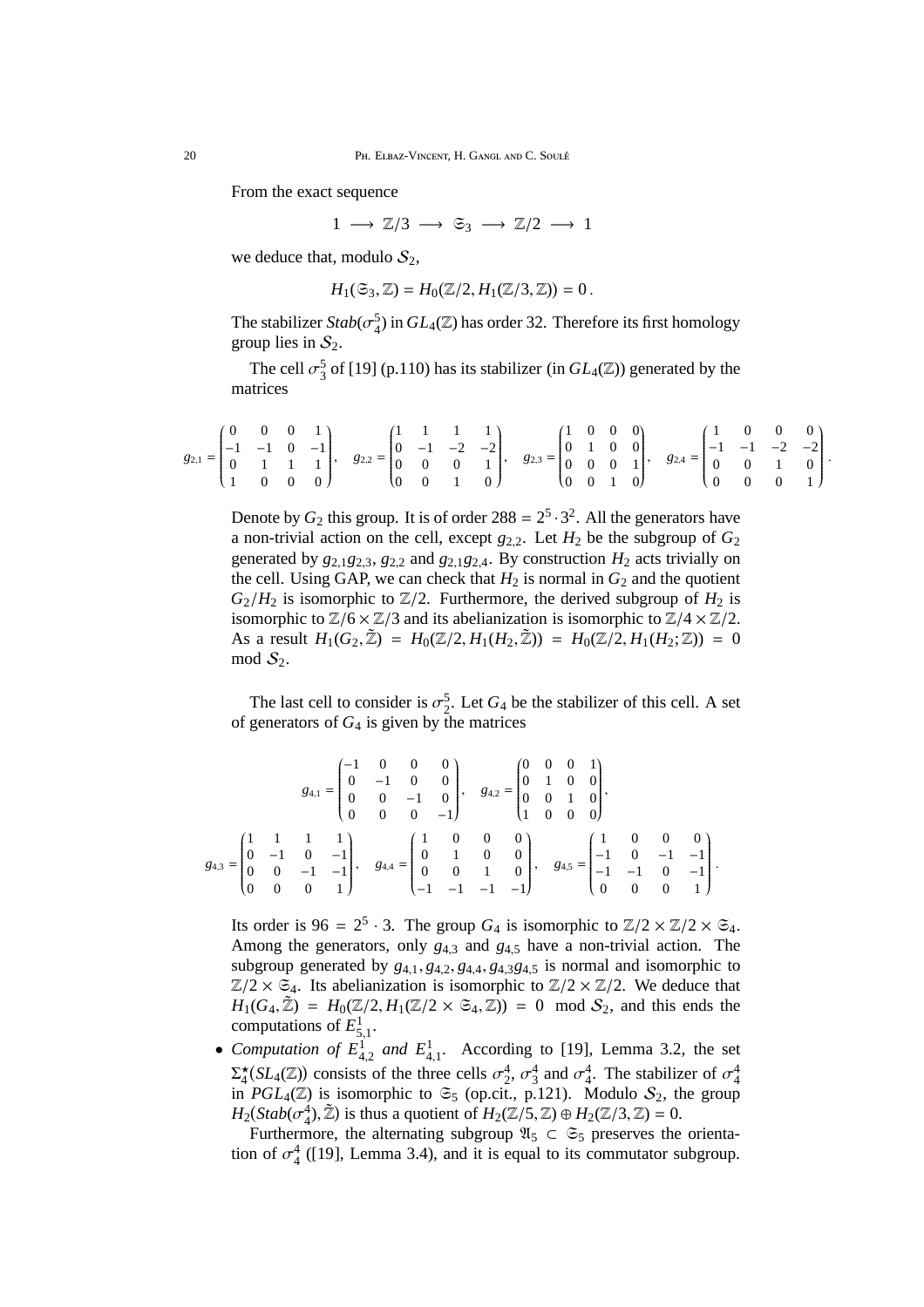From the exact sequence

$$1 \longrightarrow \mathbb{Z}/3 \longrightarrow \mathfrak{S}_3 \longrightarrow \mathbb{Z}/2 \longrightarrow 1$$

we deduce that, modulo $\mathcal{S}_2$,

$$H_1(\mathfrak{S}_3, \mathbb{Z}) = H_0(\mathbb{Z}/2, H_1(\mathbb{Z}/3, \mathbb{Z})) = 0\,.$$

The stabilizer $Stab(\sigma_4^5)$ in $GL_4(\mathbb{Z})$ has order 32. Therefore its first homology group lies in $\mathcal{S}_2$.

The cell $\sigma_3^5$ of [19] (p.110) has its stabilizer (in $GL_4(\mathbb{Z})$) generated by the matrices

$$g_{2,1} = \begin{pmatrix} 0 & 0 & 0 & 1 \\ -1 & -1 & 0 & -1 \\ 0 & 1 & 1 & 1 \\ 1 & 0 & 0 & 0 \end{pmatrix}, \quad g_{2,2} = \begin{pmatrix} 1 & 1 & 1 & 1 \\ 0 & -1 & -2 & -2 \\ 0 & 0 & 0 & 1 \\ 0 & 0 & 1 & 0 \end{pmatrix}, \quad g_{2,3} = \begin{pmatrix} 1 & 0 & 0 & 0 \\ 0 & 1 & 0 & 0 \\ 0 & 0 & 0 & 1 \\ 0 & 0 & 1 & 0 \end{pmatrix}, \quad g_{2,4} = \begin{pmatrix} 1 & 0 & 0 & 0 \\ -1 & -1 & -2 & -2 \\ 0 & 0 & 1 & 0 \\ 0 & 0 & 0 & 1 \end{pmatrix}.$$

Denote by $G_2$ this group. It is of order $288 = 2^5 \cdot 3^2$. All the generators have a non-trivial action on the cell, except $g_{2,2}$. Let $H_2$ be the subgroup of $G_2$ generated by $g_{2,1}g_{2,3}$, $g_{2,2}$ and $g_{2,1}g_{2,4}$. By construction $H_2$ acts trivially on the cell. Using GAP, we can check that $H_2$ is normal in $G_2$ and the quotient $G_2/H_2$ is isomorphic to $\mathbb{Z}/2$. Furthermore, the derived subgroup of $H_2$ is isomorphic to $\mathbb{Z}/6 \times \mathbb{Z}/3$ and its abelianization is isomorphic to $\mathbb{Z}/4 \times \mathbb{Z}/2$. As a result $H_1(G_2, \tilde{\mathbb{Z}}) = H_0(\mathbb{Z}/2, H_1(H_2, \tilde{\mathbb{Z}})) = H_0(\mathbb{Z}/2, H_1(H_2; \mathbb{Z})) = 0$ mod $\mathcal{S}_2$.

The last cell to consider is $\sigma_2^5$. Let $G_4$ be the stabilizer of this cell. A set of generators of $G_4$ is given by the matrices

$$g_{4,1} = \begin{pmatrix} -1 & 0 & 0 & 0 \\ 0 & -1 & 0 & 0 \\ 0 & 0 & -1 & 0 \\ 0 & 0 & 0 & -1 \end{pmatrix}, \quad g_{4,2} = \begin{pmatrix} 0 & 0 & 0 & 1 \\ 0 & 1 & 0 & 0 \\ 0 & 0 & 1 & 0 \\ 1 & 0 & 0 & 0 \end{pmatrix},$$

$$g_{4,3} = \begin{pmatrix} 1 & 1 & 1 & 1 \\ 0 & -1 & 0 & -1 \\ 0 & 0 & -1 & -1 \\ 0 & 0 & 0 & 1 \end{pmatrix}, \quad g_{4,4} = \begin{pmatrix} 1 & 0 & 0 & 0 \\ 0 & 1 & 0 & 0 \\ 0 & 0 & 1 & 0 \\ -1 & -1 & -1 & -1 \end{pmatrix}, \quad g_{4,5} = \begin{pmatrix} 1 & 0 & 0 & 0 \\ -1 & 0 & -1 & -1 \\ -1 & -1 & 0 & -1 \\ 0 & 0 & 0 & 1 \end{pmatrix}.$$

Its order is $96 = 2^5 \cdot 3$. The group $G_4$ is isomorphic to $\mathbb{Z}/2 \times \mathbb{Z}/2 \times \mathfrak{S}_4$. Among the generators, only $g_{4,3}$ and $g_{4,5}$ have a non-trivial action. The subgroup generated by $g_{4,1}, g_{4,2}, g_{4,4}, g_{4,3}g_{4,5}$ is normal and isomorphic to $\mathbb{Z}/2 \times \mathfrak{S}_4$. Its abelianization is isomorphic to $\mathbb{Z}/2 \times \mathbb{Z}/2$. We deduce that $H_1(G_4, \tilde{\mathbb{Z}}) = H_0(\mathbb{Z}/2, H_1(\mathbb{Z}/2 \times \mathfrak{S}_4, \mathbb{Z})) = 0 \mod \mathcal{S}_2$, and this ends the computations of $E^1_{5,1}$.

- *Computation of $E^1_{4,2}$ and $E^1_{4,1}$.* According to [19], Lemma 3.2, the set $\Sigma_4^\star(SL_4(\mathbb{Z}))$ consists of the three cells $\sigma_2^4$, $\sigma_3^4$ and $\sigma_4^4$. The stabilizer of $\sigma_4^4$ in $PGL_4(\mathbb{Z})$ is isomorphic to $\mathfrak{S}_5$ (op.cit., p.121). Modulo $\mathcal{S}_2$, the group $H_2(Stab(\sigma_4^4), \tilde{\mathbb{Z}})$ is thus a quotient of $H_2(\mathbb{Z}/5, \mathbb{Z}) \oplus H_2(\mathbb{Z}/3, \mathbb{Z}) = 0$.

  Furthermore, the alternating subgroup $\mathfrak{A}_5 \subset \mathfrak{S}_5$ preserves the orientation of $\sigma_4^4$ ([19], Lemma 3.4), and it is equal to its commutator subgroup.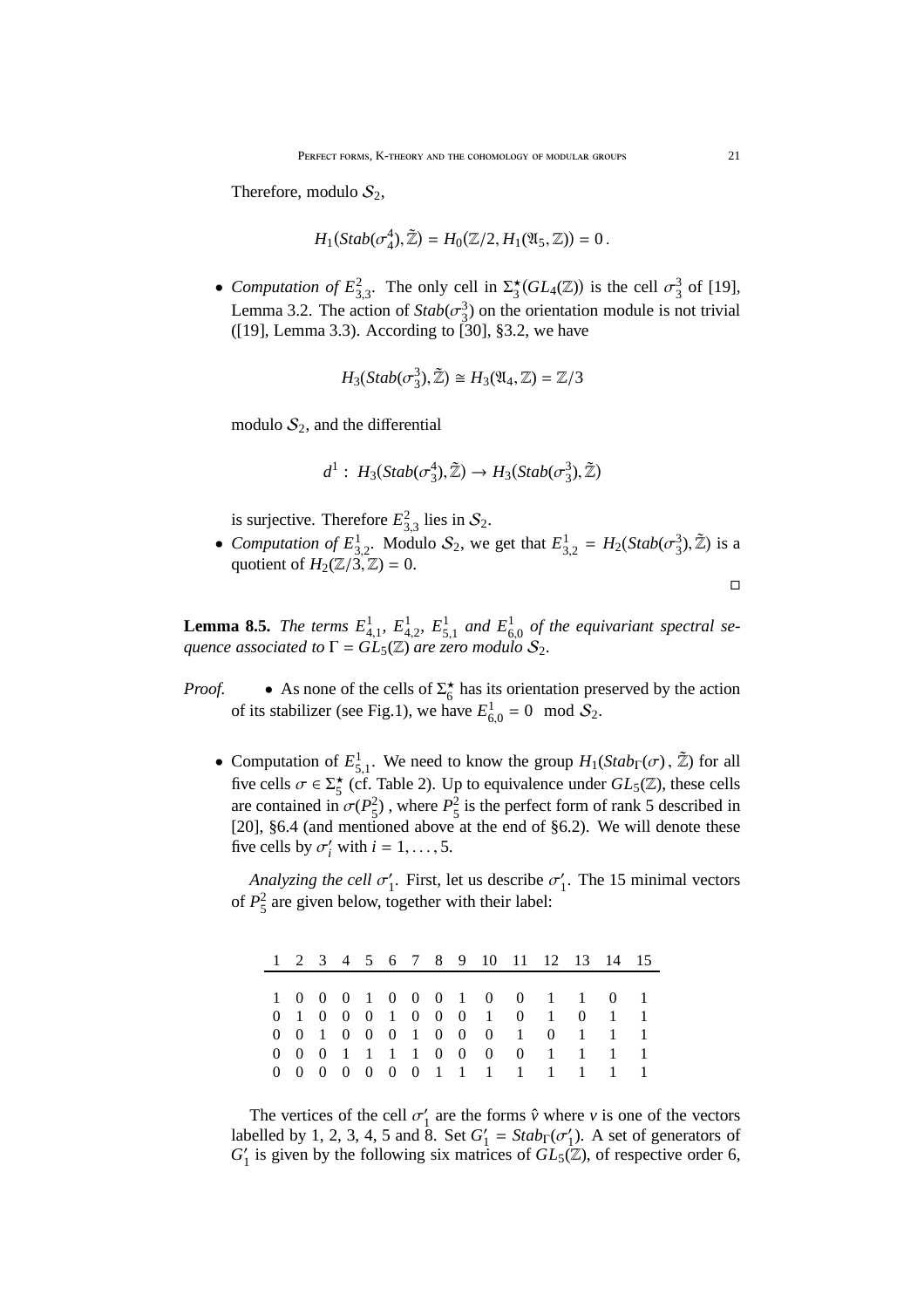Therefore, modulo $\mathcal{S}_2$,

$$H_1(Stab(\sigma_4^4), \tilde{\mathbb{Z}}) = H_0(\mathbb{Z}/2, H_1(\mathfrak{A}_5, \mathbb{Z})) = 0\,.$$

- *Computation of $E^2_{3,3}$.* The only cell in $\Sigma_3^\star(GL_4(\mathbb{Z}))$ is the cell $\sigma_3^3$ of [19], Lemma 3.2. The action of $Stab(\sigma_3^3)$ on the orientation module is not trivial ([19], Lemma 3.3). According to [30], §3.2, we have

$$H_3(Stab(\sigma_3^3), \tilde{\mathbb{Z}}) \cong H_3(\mathfrak{A}_4, \mathbb{Z}) = \mathbb{Z}/3$$

modulo $\mathcal{S}_2$, and the differential

$$d^1 : \; H_3(Stab(\sigma_3^4), \tilde{\mathbb{Z}}) \to H_3(Stab(\sigma_3^3), \tilde{\mathbb{Z}})$$

is surjective. Therefore $E^2_{3,3}$ lies in $\mathcal{S}_2$.

- *Computation of $E^1_{3,2}$.* Modulo $\mathcal{S}_2$, we get that $E^1_{3,2} = H_2(Stab(\sigma_3^3), \tilde{\mathbb{Z}})$ is a quotient of $H_2(\mathbb{Z}/3, \mathbb{Z}) = 0$.

□

**Lemma 8.5.** *The terms $E^1_{4,1}$, $E^1_{4,2}$, $E^1_{5,1}$ and $E^1_{6,0}$ of the equivariant spectral sequence associated to $\Gamma = GL_5(\mathbb{Z})$ are zero modulo $\mathcal{S}_2$.*

*Proof.*

- As none of the cells of $\Sigma_6^\star$ has its orientation preserved by the action of its stabilizer (see Fig.1), we have $E^1_{6,0} = 0 \mod \mathcal{S}_2$.

- Computation of $E^1_{5,1}$. We need to know the group $H_1(Stab_\Gamma(\sigma)\,,\, \tilde{\mathbb{Z}})$ for all five cells $\sigma \in \Sigma_5^\star$ (cf. Table 2). Up to equivalence under $GL_5(\mathbb{Z})$, these cells are contained in $\sigma(P_5^2)$ , where $P_5^2$ is the perfect form of rank 5 described in [20], §6.4 (and mentioned above at the end of §6.2). We will denote these five cells by $\sigma_i'$ with $i = 1, \ldots, 5$.

  *Analyzing the cell $\sigma_1'$.* First, let us describe $\sigma_1'$. The 15 minimal vectors of $P_5^2$ are given below, together with their label:

| 1 | 2 | 3 | 4 | 5 | 6 | 7 | 8 | 9 | 10 | 11 | 12 | 13 | 14 | 15 |
|---|---|---|---|---|---|---|---|---|---|---|---|---|---|---|
| 1 | 0 | 0 | 0 | 1 | 0 | 0 | 0 | 1 | 0 | 0 | 1 | 1 | 0 | 1 |
| 0 | 1 | 0 | 0 | 0 | 1 | 0 | 0 | 0 | 1 | 0 | 1 | 0 | 1 | 1 |
| 0 | 0 | 1 | 0 | 0 | 0 | 1 | 0 | 0 | 0 | 1 | 0 | 1 | 1 | 1 |
| 0 | 0 | 0 | 1 | 1 | 1 | 1 | 0 | 0 | 0 | 0 | 1 | 1 | 1 | 1 |
| 0 | 0 | 0 | 0 | 0 | 0 | 0 | 1 | 1 | 1 | 1 | 1 | 1 | 1 | 1 |

  The vertices of the cell $\sigma_1'$ are the forms $\hat{v}$ where $v$ is one of the vectors labelled by 1, 2, 3, 4, 5 and 8. Set $G_1' = Stab_\Gamma(\sigma_1')$. A set of generators of $G_1'$ is given by the following six matrices of $GL_5(\mathbb{Z})$, of respective order 6,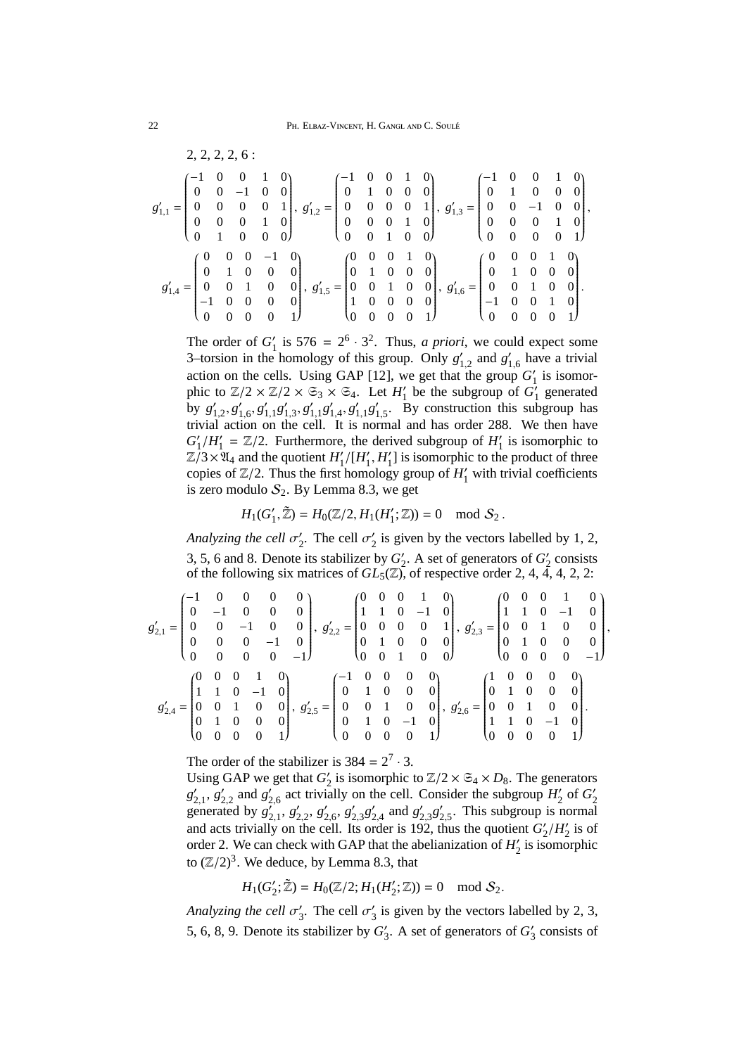2, 2, 2, 2, 6 :

$$g'_{1,1} = \begin{pmatrix} -1 & 0 & 0 & 1 & 0 \\ 0 & 0 & -1 & 0 & 0 \\ 0 & 0 & 0 & 0 & 1 \\ 0 & 0 & 0 & 1 & 0 \\ 0 & 1 & 0 & 0 & 0 \end{pmatrix},\ g'_{1,2} = \begin{pmatrix} -1 & 0 & 0 & 1 & 0 \\ 0 & 1 & 0 & 0 & 0 \\ 0 & 0 & 0 & 0 & 1 \\ 0 & 0 & 0 & 1 & 0 \\ 0 & 0 & 1 & 0 & 0 \end{pmatrix},\ g'_{1,3} = \begin{pmatrix} -1 & 0 & 0 & 1 & 0 \\ 0 & 1 & 0 & 0 & 0 \\ 0 & 0 & -1 & 0 & 0 \\ 0 & 0 & 0 & 1 & 0 \\ 0 & 0 & 0 & 0 & 1 \end{pmatrix},$$

$$g'_{1,4} = \begin{pmatrix} 0 & 0 & 0 & -1 & 0 \\ 0 & 1 & 0 & 0 & 0 \\ 0 & 0 & 1 & 0 & 0 \\ -1 & 0 & 0 & 0 & 0 \\ 0 & 0 & 0 & 0 & 1 \end{pmatrix},\ g'_{1,5} = \begin{pmatrix} 0 & 0 & 0 & 1 & 0 \\ 0 & 1 & 0 & 0 & 0 \\ 0 & 0 & 1 & 0 & 0 \\ 1 & 0 & 0 & 0 & 0 \\ 0 & 0 & 0 & 0 & 1 \end{pmatrix},\ g'_{1,6} = \begin{pmatrix} 0 & 0 & 0 & 1 & 0 \\ 0 & 1 & 0 & 0 & 0 \\ 0 & 0 & 1 & 0 & 0 \\ -1 & 0 & 0 & 1 & 0 \\ 0 & 0 & 0 & 0 & 1 \end{pmatrix}.$$

The order of $G'_1$ is $576 = 2^6 \cdot 3^2$. Thus, *a priori*, we could expect some 3–torsion in the homology of this group. Only $g'_{1,2}$ and $g'_{1,6}$ have a trivial action on the cells. Using GAP [12], we get that the group $G'_1$ is isomorphic to $\mathbb{Z}/2 \times \mathbb{Z}/2 \times \mathfrak{S}_3 \times \mathfrak{S}_4$. Let $H'_1$ be the subgroup of $G'_1$ generated by $g'_{1,2}, g'_{1,6}, g'_{1,1}g'_{1,3}, g'_{1,1}g'_{1,4}, g'_{1,1}g'_{1,5}$. By construction this subgroup has trivial action on the cell. It is normal and has order 288. We then have $G'_1/H'_1 = \mathbb{Z}/2$. Furthermore, the derived subgroup of $H'_1$ is isomorphic to $\mathbb{Z}/3 \times \mathfrak{A}_4$ and the quotient $H'_1/[H'_1, H'_1]$ is isomorphic to the product of three copies of $\mathbb{Z}/2$. Thus the first homology group of $H'_1$ with trivial coefficients is zero modulo $\mathcal{S}_2$. By Lemma 8.3, we get

$$H_1(G'_1, \tilde{\mathbb{Z}}) = H_0(\mathbb{Z}/2, H_1(H'_1; \mathbb{Z})) = 0 \mod \mathcal{S}_2 .$$

*Analyzing the cell* $\sigma'_2$. The cell $\sigma'_2$ is given by the vectors labelled by 1, 2, 3, 5, 6 and 8. Denote its stabilizer by $G'_2$. A set of generators of $G'_2$ consists of the following six matrices of $GL_5(\mathbb{Z})$, of respective order 2, 4, 4, 4, 2, 2:

$$g'_{2,1} = \begin{pmatrix} -1 & 0 & 0 & 0 & 0 \\ 0 & -1 & 0 & 0 & 0 \\ 0 & 0 & -1 & 0 & 0 \\ 0 & 0 & 0 & -1 & 0 \\ 0 & 0 & 0 & 0 & -1 \end{pmatrix},\ g'_{2,2} = \begin{pmatrix} 0 & 0 & 0 & 1 & 0 \\ 1 & 1 & 0 & -1 & 0 \\ 0 & 0 & 0 & 0 & 1 \\ 0 & 1 & 0 & 0 & 0 \\ 0 & 0 & 1 & 0 & 0 \end{pmatrix},\ g'_{2,3} = \begin{pmatrix} 0 & 0 & 0 & 1 & 0 \\ 1 & 1 & 0 & -1 & 0 \\ 0 & 0 & 1 & 0 & 0 \\ 0 & 1 & 0 & 0 & 0 \\ 0 & 0 & 0 & 0 & -1 \end{pmatrix},$$

$$g'_{2,4} = \begin{pmatrix} 0 & 0 & 0 & 1 & 0 \\ 1 & 1 & 0 & -1 & 0 \\ 0 & 0 & 1 & 0 & 0 \\ 0 & 1 & 0 & 0 & 0 \\ 0 & 0 & 0 & 0 & 1 \end{pmatrix},\ g'_{2,5} = \begin{pmatrix} -1 & 0 & 0 & 0 & 0 \\ 0 & 1 & 0 & 0 & 0 \\ 0 & 0 & 1 & 0 & 0 \\ 0 & 1 & 0 & -1 & 0 \\ 0 & 0 & 0 & 0 & 1 \end{pmatrix},\ g'_{2,6} = \begin{pmatrix} 1 & 0 & 0 & 0 & 0 \\ 0 & 1 & 0 & 0 & 0 \\ 0 & 0 & 1 & 0 & 0 \\ 1 & 1 & 0 & -1 & 0 \\ 0 & 0 & 0 & 0 & 1 \end{pmatrix}.$$

The order of the stabilizer is $384 = 2^7 \cdot 3$.

Using GAP we get that $G'_2$ is isomorphic to $\mathbb{Z}/2 \times \mathfrak{S}_4 \times D_8$. The generators $g'_{2,1}$, $g'_{2,2}$ and $g'_{2,6}$ act trivially on the cell. Consider the subgroup $H'_2$ of $G'_2$ generated by $g'_{2,1}$, $g'_{2,2}$, $g'_{2,6}$, $g'_{2,3}g'_{2,4}$ and $g'_{2,3}g'_{2,5}$. This subgroup is normal and acts trivially on the cell. Its order is 192, thus the quotient $G'_2/H'_2$ is of order 2. We can check with GAP that the abelianization of $H'_2$ is isomorphic to $(\mathbb{Z}/2)^3$. We deduce, by Lemma 8.3, that

$$H_1(G'_2; \tilde{\mathbb{Z}}) = H_0(\mathbb{Z}/2; H_1(H'_2; \mathbb{Z})) = 0 \mod \mathcal{S}_2.$$

*Analyzing the cell* $\sigma'_3$. The cell $\sigma'_3$ is given by the vectors labelled by 2, 3, 5, 6, 8, 9. Denote its stabilizer by $G'_3$. A set of generators of $G'_3$ consists of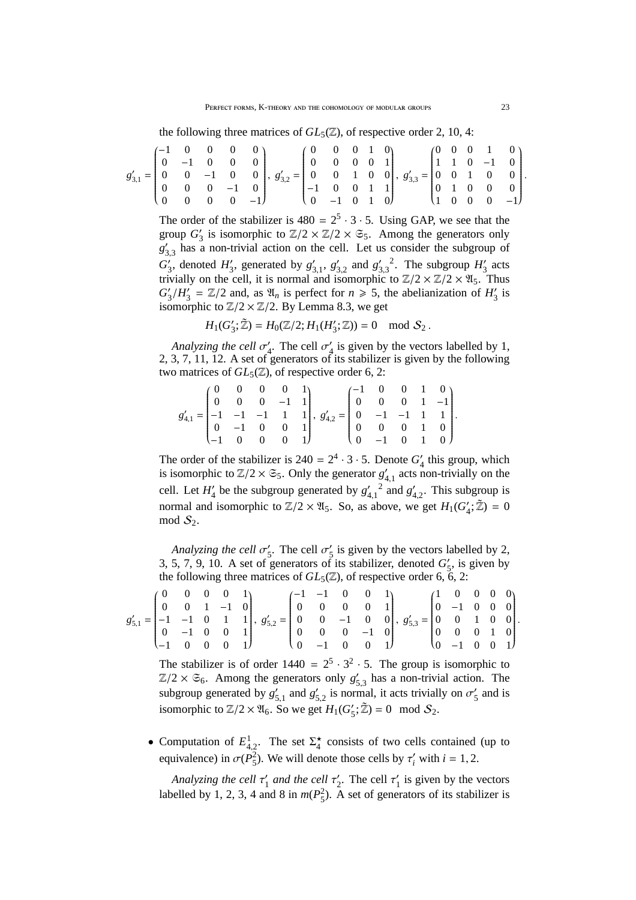the following three matrices of $GL_5(\mathbb{Z})$, of respective order 2, 10, 4:

$$g'_{3,1} = \begin{pmatrix} -1 & 0 & 0 & 0 & 0 \\ 0 & -1 & 0 & 0 & 0 \\ 0 & 0 & -1 & 0 & 0 \\ 0 & 0 & 0 & -1 & 0 \\ 0 & 0 & 0 & 0 & -1 \end{pmatrix},\ g'_{3,2} = \begin{pmatrix} 0 & 0 & 0 & 1 & 0 \\ 0 & 0 & 0 & 0 & 1 \\ 0 & 0 & 1 & 0 & 0 \\ -1 & 0 & 0 & 1 & 1 \\ 0 & -1 & 0 & 1 & 0 \end{pmatrix},\ g'_{3,3} = \begin{pmatrix} 0 & 0 & 0 & 1 & 0 \\ 1 & 1 & 0 & -1 & 0 \\ 0 & 0 & 1 & 0 & 0 \\ 0 & 1 & 0 & 0 & 0 \\ 1 & 0 & 0 & 0 & -1 \end{pmatrix}.$$

The order of the stabilizer is $480 = 2^5 \cdot 3 \cdot 5$. Using GAP, we see that the group $G'_3$ is isomorphic to $\mathbb{Z}/2 \times \mathbb{Z}/2 \times \mathfrak{S}_5$. Among the generators only $g'_{3,3}$ has a non-trivial action on the cell. Let us consider the subgroup of $G'_3$, denoted $H'_3$, generated by $g'_{3,1}$, $g'_{3,2}$ and ${g'_{3,3}}^2$. The subgroup $H'_3$ acts trivially on the cell, it is normal and isomorphic to $\mathbb{Z}/2 \times \mathbb{Z}/2 \times \mathfrak{A}_5$. Thus $G'_3/H'_3 = \mathbb{Z}/2$ and, as $\mathfrak{A}_n$ is perfect for $n \geqslant 5$, the abelianization of $H'_3$ is isomorphic to $\mathbb{Z}/2 \times \mathbb{Z}/2$. By Lemma 8.3, we get

$$H_1(G'_3; \tilde{\mathbb{Z}}) = H_0(\mathbb{Z}/2; H_1(H'_3; \mathbb{Z})) = 0 \mod \mathcal{S}_2 .$$

*Analyzing the cell $\sigma'_4$.* The cell $\sigma'_4$ is given by the vectors labelled by 1, 2, 3, 7, 11, 12. A set of generators of its stabilizer is given by the following two matrices of $GL_5(\mathbb{Z})$, of respective order 6, 2:

$$g'_{4,1} = \begin{pmatrix} 0 & 0 & 0 & 0 & 1 \\ 0 & 0 & 0 & -1 & 1 \\ -1 & -1 & -1 & 1 & 1 \\ 0 & -1 & 0 & 0 & 1 \\ -1 & 0 & 0 & 0 & 1 \end{pmatrix},\ g'_{4,2} = \begin{pmatrix} -1 & 0 & 0 & 1 & 0 \\ 0 & 0 & 0 & 1 & -1 \\ 0 & -1 & -1 & 1 & 1 \\ 0 & 0 & 0 & 1 & 0 \\ 0 & -1 & 0 & 1 & 0 \end{pmatrix}.$$

The order of the stabilizer is $240 = 2^4 \cdot 3 \cdot 5$. Denote $G'_4$ this group, which is isomorphic to $\mathbb{Z}/2 \times \mathfrak{S}_5$. Only the generator $g'_{4,1}$ acts non-trivially on the cell. Let $H'_4$ be the subgroup generated by ${g'_{4,1}}^2$ and $g'_{4,2}$. This subgroup is normal and isomorphic to $\mathbb{Z}/2 \times \mathfrak{A}_5$. So, as above, we get $H_1(G'_4; \tilde{\mathbb{Z}}) = 0 \mod \mathcal{S}_2$.

*Analyzing the cell $\sigma'_5$.* The cell $\sigma'_5$ is given by the vectors labelled by 2, 3, 5, 7, 9, 10. A set of generators of its stabilizer, denoted $G'_5$, is given by the following three matrices of $GL_5(\mathbb{Z})$, of respective order 6, 6, 2:

$$g'_{5,1} = \begin{pmatrix} 0 & 0 & 0 & 0 & 1 \\ 0 & 0 & 1 & -1 & 0 \\ -1 & -1 & 0 & 1 & 1 \\ 0 & -1 & 0 & 0 & 1 \\ -1 & 0 & 0 & 0 & 1 \end{pmatrix},\ g'_{5,2} = \begin{pmatrix} -1 & -1 & 0 & 0 & 1 \\ 0 & 0 & 0 & 0 & 1 \\ 0 & 0 & -1 & 0 & 0 \\ 0 & 0 & 0 & -1 & 0 \\ 0 & -1 & 0 & 0 & 1 \end{pmatrix},\ g'_{5,3} = \begin{pmatrix} 1 & 0 & 0 & 0 & 0 \\ 0 & -1 & 0 & 0 & 0 \\ 0 & 0 & 1 & 0 & 0 \\ 0 & 0 & 0 & 1 & 0 \\ 0 & -1 & 0 & 0 & 1 \end{pmatrix}.$$

The stabilizer is of order $1440 = 2^5 \cdot 3^2 \cdot 5$. The group is isomorphic to $\mathbb{Z}/2 \times \mathfrak{S}_6$. Among the generators only $g'_{5,3}$ has a non-trivial action. The subgroup generated by $g'_{5,1}$ and $g'_{5,2}$ is normal, it acts trivially on $\sigma'_5$ and is isomorphic to $\mathbb{Z}/2 \times \mathfrak{A}_6$. So we get $H_1(G'_5; \tilde{\mathbb{Z}}) = 0 \mod \mathcal{S}_2$.

- Computation of $E^1_{4,2}$. The set $\Sigma^\star_4$ consists of two cells contained (up to equivalence) in $\sigma(P^2_5)$. We will denote those cells by $\tau'_i$ with $i = 1, 2$.

  *Analyzing the cell $\tau'_1$ and the cell $\tau'_2$.* The cell $\tau'_1$ is given by the vectors labelled by 1, 2, 3, 4 and 8 in $m(P^2_5)$. A set of generators of its stabilizer is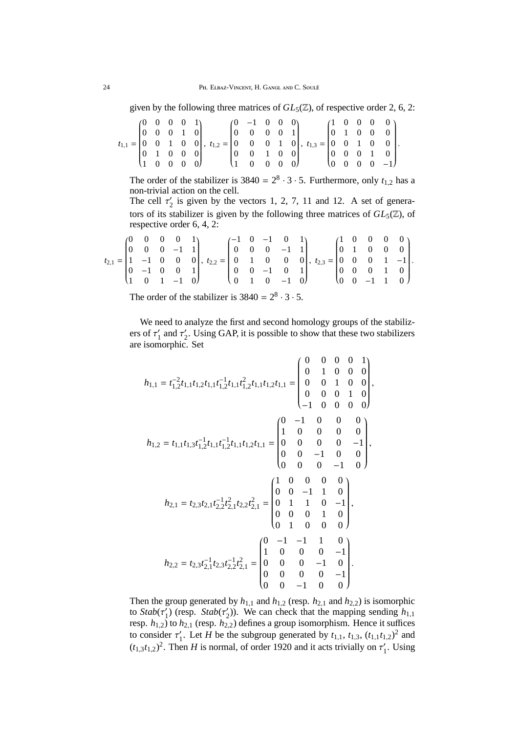given by the following three matrices of $GL_5(\mathbb{Z})$, of respective order 2, 6, 2:

$$t_{1,1} = \begin{pmatrix} 0 & 0 & 0 & 0 & 1 \\ 0 & 0 & 0 & 1 & 0 \\ 0 & 0 & 1 & 0 & 0 \\ 0 & 1 & 0 & 0 & 0 \\ 1 & 0 & 0 & 0 & 0 \end{pmatrix},\ t_{1,2} = \begin{pmatrix} 0 & -1 & 0 & 0 & 0 \\ 0 & 0 & 0 & 0 & 1 \\ 0 & 0 & 0 & 1 & 0 \\ 0 & 0 & 1 & 0 & 0 \\ 1 & 0 & 0 & 0 & 0 \end{pmatrix},\ t_{1,3} = \begin{pmatrix} 1 & 0 & 0 & 0 & 0 \\ 0 & 1 & 0 & 0 & 0 \\ 0 & 0 & 1 & 0 & 0 \\ 0 & 0 & 0 & 1 & 0 \\ 0 & 0 & 0 & 0 & -1 \end{pmatrix}.$$

The order of the stabilizer is $3840 = 2^8 \cdot 3 \cdot 5$. Furthermore, only $t_{1,2}$ has a non-trivial action on the cell.

The cell $\tau_2'$ is given by the vectors 1, 2, 7, 11 and 12. A set of generators of its stabilizer is given by the following three matrices of $GL_5(\mathbb{Z})$, of respective order 6, 4, 2:

$$t_{2,1} = \begin{pmatrix} 0 & 0 & 0 & 0 & 1 \\ 0 & 0 & 0 & -1 & 1 \\ 1 & -1 & 0 & 0 & 0 \\ 0 & -1 & 0 & 0 & 1 \\ 1 & 0 & 1 & -1 & 0 \end{pmatrix},\ t_{2,2} = \begin{pmatrix} -1 & 0 & -1 & 0 & 1 \\ 0 & 0 & 0 & -1 & 1 \\ 0 & 1 & 0 & 0 & 0 \\ 0 & 0 & -1 & 0 & 1 \\ 0 & 1 & 0 & -1 & 0 \end{pmatrix},\ t_{2,3} = \begin{pmatrix} 1 & 0 & 0 & 0 & 0 \\ 0 & 1 & 0 & 0 & 0 \\ 0 & 0 & 0 & 1 & -1 \\ 0 & 0 & 0 & 1 & 0 \\ 0 & 0 & -1 & 1 & 0 \end{pmatrix}.$$

The order of the stabilizer is $3840 = 2^8 \cdot 3 \cdot 5$.

We need to analyze the first and second homology groups of the stabilizers of $\tau_1'$ and $\tau_2'$. Using GAP, it is possible to show that these two stabilizers are isomorphic. Set

$$h_{1,1} = t_{1,2}^{-2} t_{1,1} t_{1,2} t_{1,1} t_{1,2}^{-1} t_{1,1} t_{1,2}^{2} t_{1,1} t_{1,2} t_{1,1} = \begin{pmatrix} 0 & 0 & 0 & 0 & 1 \\ 0 & 1 & 0 & 0 & 0 \\ 0 & 0 & 1 & 0 & 0 \\ 0 & 0 & 0 & 1 & 0 \\ -1 & 0 & 0 & 0 & 0 \end{pmatrix},$$

$$h_{1,2} = t_{1,1} t_{1,3} t_{1,2}^{-1} t_{1,1} t_{1,2}^{-1} t_{1,1} t_{1,2} t_{1,1} = \begin{pmatrix} 0 & -1 & 0 & 0 & 0 \\ 1 & 0 & 0 & 0 & 0 \\ 0 & 0 & 0 & 0 & -1 \\ 0 & 0 & -1 & 0 & 0 \\ 0 & 0 & 0 & -1 & 0 \end{pmatrix},$$

$$h_{2,1} = t_{2,3} t_{2,1} t_{2,2}^{-1} t_{2,1}^{2} t_{2,2} t_{2,1}^{2} = \begin{pmatrix} 1 & 0 & 0 & 0 & 0 \\ 0 & 0 & -1 & 1 & 0 \\ 0 & 1 & 1 & 0 & -1 \\ 0 & 0 & 0 & 1 & 0 \\ 0 & 1 & 0 & 0 & 0 \end{pmatrix},$$

$$h_{2,2} = t_{2,3} t_{2,1}^{-1} t_{2,3} t_{2,2}^{-1} t_{2,1}^{2} = \begin{pmatrix} 0 & -1 & -1 & 1 & 0 \\ 1 & 0 & 0 & 0 & -1 \\ 0 & 0 & 0 & -1 & 0 \\ 0 & 0 & 0 & 0 & -1 \\ 0 & 0 & -1 & 0 & 0 \end{pmatrix}.$$

Then the group generated by $h_{1,1}$ and $h_{1,2}$ (resp. $h_{2,1}$ and $h_{2,2}$) is isomorphic to $Stab(\tau_1')$ (resp. $Stab(\tau_2')$). We can check that the mapping sending $h_{1,1}$ resp. $h_{1,2}$) to $h_{2,1}$ (resp. $h_{2,2}$) defines a group isomorphism. Hence it suffices to consider $\tau_1'$. Let $H$ be the subgroup generated by $t_{1,1}$, $t_{1,3}$, $(t_{1,1}t_{1,2})^2$ and $(t_{1,3}t_{1,2})^2$. Then $H$ is normal, of order 1920 and it acts trivially on $\tau_1'$. Using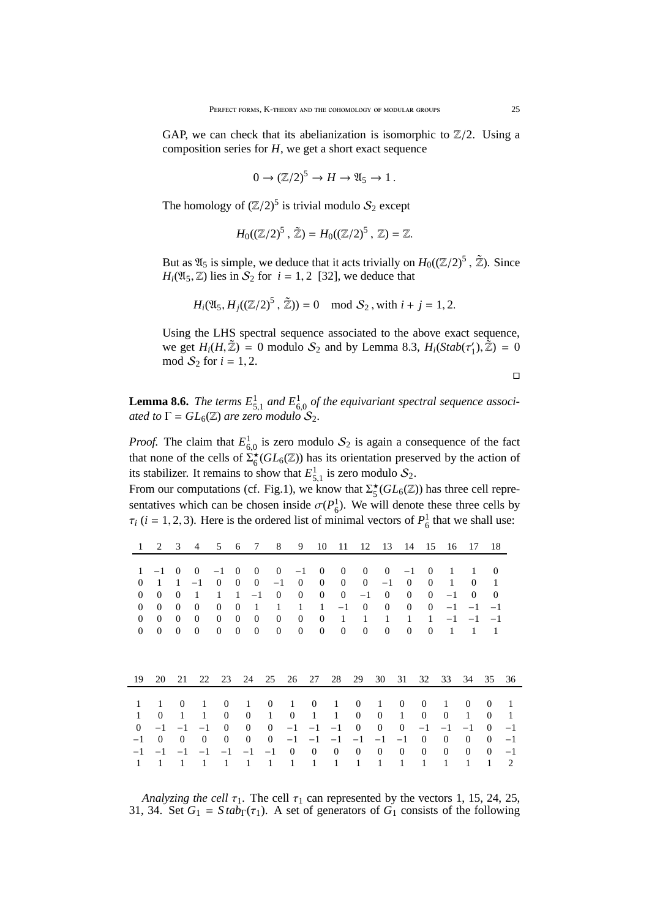GAP, we can check that its abelianization is isomorphic to $\mathbb{Z}/2$. Using a composition series for $H$, we get a short exact sequence

$$0 \to (\mathbb{Z}/2)^5 \to H \to \mathfrak{A}_5 \to 1\,.$$

The homology of $(\mathbb{Z}/2)^5$ is trivial modulo $\mathcal{S}_2$ except

$$H_0((\mathbb{Z}/2)^5\,,\,\tilde{\mathbb{Z}}) = H_0((\mathbb{Z}/2)^5\,,\,\mathbb{Z}) = \mathbb{Z}.$$

But as $\mathfrak{A}_5$ is simple, we deduce that it acts trivially on $H_0((\mathbb{Z}/2)^5\,,\,\tilde{\mathbb{Z}})$. Since $H_i(\mathfrak{A}_5, \mathbb{Z})$ lies in $\mathcal{S}_2$ for $i = 1, 2$ [32], we deduce that

$$H_i(\mathfrak{A}_5, H_j((\mathbb{Z}/2)^5\,,\,\tilde{\mathbb{Z}})) = 0 \mod \mathcal{S}_2\,, \text{with } i + j = 1, 2.$$

Using the LHS spectral sequence associated to the above exact sequence, we get $H_i(H, \tilde{\mathbb{Z}}) = 0$ modulo $\mathcal{S}_2$ and by Lemma 8.3, $H_i(Stab(\tau_1'), \tilde{\mathbb{Z}}) = 0$ mod $\mathcal{S}_2$ for $i = 1, 2$.

□

**Lemma 8.6.** *The terms $E^1_{5,1}$ and $E^1_{6,0}$ of the equivariant spectral sequence associated to $\Gamma = GL_6(\mathbb{Z})$ are zero modulo $\mathcal{S}_2$.*

*Proof.* The claim that $E^1_{6,0}$ is zero modulo $\mathcal{S}_2$ is again a consequence of the fact that none of the cells of $\Sigma^\star_6(GL_6(\mathbb{Z}))$ has its orientation preserved by the action of its stabilizer. It remains to show that $E^1_{5,1}$ is zero modulo $\mathcal{S}_2$.
From our computations (cf. Fig.1), we know that $\Sigma^\star_5(GL_6(\mathbb{Z}))$ has three cell representatives which can be chosen inside $\sigma(P^1_6)$. We will denote these three cells by $\tau_i$ ($i = 1, 2, 3$). Here is the ordered list of minimal vectors of $P^1_6$ that we shall use:

| 1 | 2 | 3 | 4 | 5 | 6 | 7 | 8 | 9 | 10 | 11 | 12 | 13 | 14 | 15 | 16 | 17 | 18 |
|---|---|---|---|---|---|---|---|---|---|---|---|---|---|---|---|---|---|
| 1 | −1 | 0 | 0 | −1 | 0 | 0 | 0 | −1 | 0 | 0 | 0 | 0 | −1 | 0 | 1 | 1 | 0 |
| 0 | 1 | 1 | −1 | 0 | 0 | 0 | −1 | 0 | 0 | 0 | 0 | −1 | 0 | 0 | 1 | 0 | 1 |
| 0 | 0 | 0 | 1 | 1 | 1 | −1 | 0 | 0 | 0 | 0 | −1 | 0 | 0 | 0 | −1 | 0 | 0 |
| 0 | 0 | 0 | 0 | 0 | 0 | 1 | 1 | 1 | 1 | −1 | 0 | 0 | 0 | 0 | −1 | −1 | −1 |
| 0 | 0 | 0 | 0 | 0 | 0 | 0 | 0 | 0 | 0 | 1 | 1 | 1 | 1 | 1 | −1 | −1 | −1 |
| 0 | 0 | 0 | 0 | 0 | 0 | 0 | 0 | 0 | 0 | 0 | 0 | 0 | 0 | 0 | 1 | 1 | 1 |

| 19 | 20 | 21 | 22 | 23 | 24 | 25 | 26 | 27 | 28 | 29 | 30 | 31 | 32 | 33 | 34 | 35 | 36 |
|---|---|---|---|---|---|---|---|---|---|---|---|---|---|---|---|---|---|
| 1 | 1 | 0 | 1 | 0 | 1 | 0 | 1 | 0 | 1 | 0 | 1 | 0 | 0 | 1 | 0 | 0 | 1 |
| 1 | 0 | 1 | 1 | 0 | 0 | 1 | 0 | 1 | 1 | 0 | 0 | 1 | 0 | 0 | 1 | 0 | 1 |
| 0 | −1 | −1 | −1 | 0 | 0 | 0 | −1 | −1 | −1 | 0 | 0 | 0 | −1 | −1 | −1 | 0 | −1 |
| −1 | 0 | 0 | 0 | 0 | 0 | 0 | −1 | −1 | −1 | −1 | −1 | −1 | 0 | 0 | 0 | 0 | −1 |
| −1 | −1 | −1 | −1 | −1 | −1 | −1 | 0 | 0 | 0 | 0 | 0 | 0 | 0 | 0 | 0 | 0 | −1 |
| 1 | 1 | 1 | 1 | 1 | 1 | 1 | 1 | 1 | 1 | 1 | 1 | 1 | 1 | 1 | 1 | 1 | 2 |

*Analyzing the cell $\tau_1$.* The cell $\tau_1$ can represented by the vectors 1, 15, 24, 25, 31, 34. Set $G_1 = Stab_\Gamma(\tau_1)$. A set of generators of $G_1$ consists of the following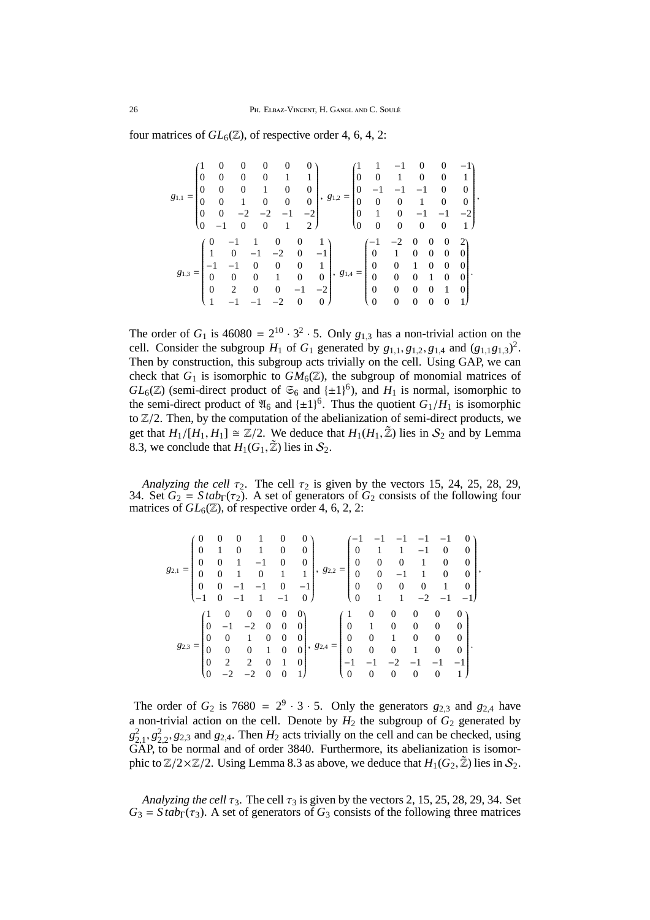four matrices of $GL_6(\mathbb{Z})$, of respective order 4, 6, 4, 2:

$$g_{1,1} = \begin{pmatrix} 1 & 0 & 0 & 0 & 0 & 0 \\ 0 & 0 & 0 & 0 & 1 & 1 \\ 0 & 0 & 0 & 1 & 0 & 0 \\ 0 & 0 & 1 & 0 & 0 & 0 \\ 0 & 0 & -2 & -2 & -1 & -2 \\ 0 & -1 & 0 & 0 & 1 & 2 \end{pmatrix}, \; g_{1,2} = \begin{pmatrix} 1 & 1 & -1 & 0 & 0 & -1 \\ 0 & 0 & 1 & 0 & 0 & 1 \\ 0 & -1 & -1 & -1 & 0 & 0 \\ 0 & 0 & 0 & 1 & 0 & 0 \\ 0 & 1 & 0 & -1 & -1 & -2 \\ 0 & 0 & 0 & 0 & 0 & 1 \end{pmatrix},$$

$$g_{1,3} = \begin{pmatrix} 0 & -1 & 1 & 0 & 0 & 1 \\ 1 & 0 & -1 & -2 & 0 & -1 \\ -1 & -1 & 0 & 0 & 0 & 1 \\ 0 & 0 & 0 & 1 & 0 & 0 \\ 0 & 2 & 0 & 0 & -1 & -2 \\ 1 & -1 & -1 & -2 & 0 & 0 \end{pmatrix}, \; g_{1,4} = \begin{pmatrix} -1 & -2 & 0 & 0 & 0 & 2 \\ 0 & 1 & 0 & 0 & 0 & 0 \\ 0 & 0 & 1 & 0 & 0 & 0 \\ 0 & 0 & 0 & 1 & 0 & 0 \\ 0 & 0 & 0 & 0 & 1 & 0 \\ 0 & 0 & 0 & 0 & 0 & 1 \end{pmatrix}.$$

The order of $G_1$ is $46080 = 2^{10} \cdot 3^2 \cdot 5$. Only $g_{1,3}$ has a non-trivial action on the cell. Consider the subgroup $H_1$ of $G_1$ generated by $g_{1,1}, g_{1,2}, g_{1,4}$ and $(g_{1,1}g_{1,3})^2$. Then by construction, this subgroup acts trivially on the cell. Using GAP, we can check that $G_1$ is isomorphic to $GM_6(\mathbb{Z})$, the subgroup of monomial matrices of $GL_6(\mathbb{Z})$ (semi-direct product of $\mathfrak{S}_6$ and $\{\pm 1\}^6$), and $H_1$ is normal, isomorphic to the semi-direct product of $\mathfrak{A}_6$ and $\{\pm 1\}^6$. Thus the quotient $G_1/H_1$ is isomorphic to $\mathbb{Z}/2$. Then, by the computation of the abelianization of semi-direct products, we get that $H_1/[H_1, H_1] \cong \mathbb{Z}/2$. We deduce that $H_1(H_1, \tilde{\mathbb{Z}})$ lies in $\mathcal{S}_2$ and by Lemma 8.3, we conclude that $H_1(G_1, \tilde{\mathbb{Z}})$ lies in $\mathcal{S}_2$.

*Analyzing the cell* $\tau_2$. The cell $\tau_2$ is given by the vectors 15, 24, 25, 28, 29, 34. Set $G_2 = Stab_\Gamma(\tau_2)$. A set of generators of $G_2$ consists of the following four matrices of $GL_6(\mathbb{Z})$, of respective order 4, 6, 2, 2:

$$g_{2,1} = \begin{pmatrix} 0 & 0 & 0 & 1 & 0 & 0 \\ 0 & 1 & 0 & 1 & 0 & 0 \\ 0 & 0 & 1 & -1 & 0 & 0 \\ 0 & 0 & 1 & 0 & 1 & 1 \\ 0 & 0 & -1 & -1 & 0 & -1 \\ -1 & 0 & -1 & 1 & -1 & 0 \end{pmatrix}, \; g_{2,2} = \begin{pmatrix} -1 & -1 & -1 & -1 & -1 & 0 \\ 0 & 1 & 1 & -1 & 0 & 0 \\ 0 & 0 & 0 & 1 & 0 & 0 \\ 0 & 0 & -1 & 1 & 0 & 0 \\ 0 & 0 & 0 & 0 & 1 & 0 \\ 0 & 1 & 1 & -2 & -1 & -1 \end{pmatrix},$$

$$g_{2,3} = \begin{pmatrix} 1 & 0 & 0 & 0 & 0 & 0 \\ 0 & -1 & -2 & 0 & 0 & 0 \\ 0 & 0 & 1 & 0 & 0 & 0 \\ 0 & 0 & 0 & 1 & 0 & 0 \\ 0 & 2 & 2 & 0 & 1 & 0 \\ 0 & -2 & -2 & 0 & 0 & 1 \end{pmatrix}, \; g_{2,4} = \begin{pmatrix} 1 & 0 & 0 & 0 & 0 & 0 \\ 0 & 1 & 0 & 0 & 0 & 0 \\ 0 & 0 & 1 & 0 & 0 & 0 \\ 0 & 0 & 0 & 1 & 0 & 0 \\ -1 & -1 & -2 & -1 & -1 & -1 \\ 0 & 0 & 0 & 0 & 0 & 1 \end{pmatrix}.$$

The order of $G_2$ is $7680 = 2^9 \cdot 3 \cdot 5$. Only the generators $g_{2,3}$ and $g_{2,4}$ have a non-trivial action on the cell. Denote by $H_2$ the subgroup of $G_2$ generated by $g_{2,1}^2, g_{2,2}^2, g_{2,3}$ and $g_{2,4}$. Then $H_2$ acts trivially on the cell and can be checked, using GAP, to be normal and of order 3840. Furthermore, its abelianization is isomorphic to $\mathbb{Z}/2 \times \mathbb{Z}/2$. Using Lemma 8.3 as above, we deduce that $H_1(G_2, \tilde{\mathbb{Z}})$ lies in $\mathcal{S}_2$.

*Analyzing the cell* $\tau_3$. The cell $\tau_3$ is given by the vectors 2, 15, 25, 28, 29, 34. Set $G_3 = Stab_\Gamma(\tau_3)$. A set of generators of $G_3$ consists of the following three matrices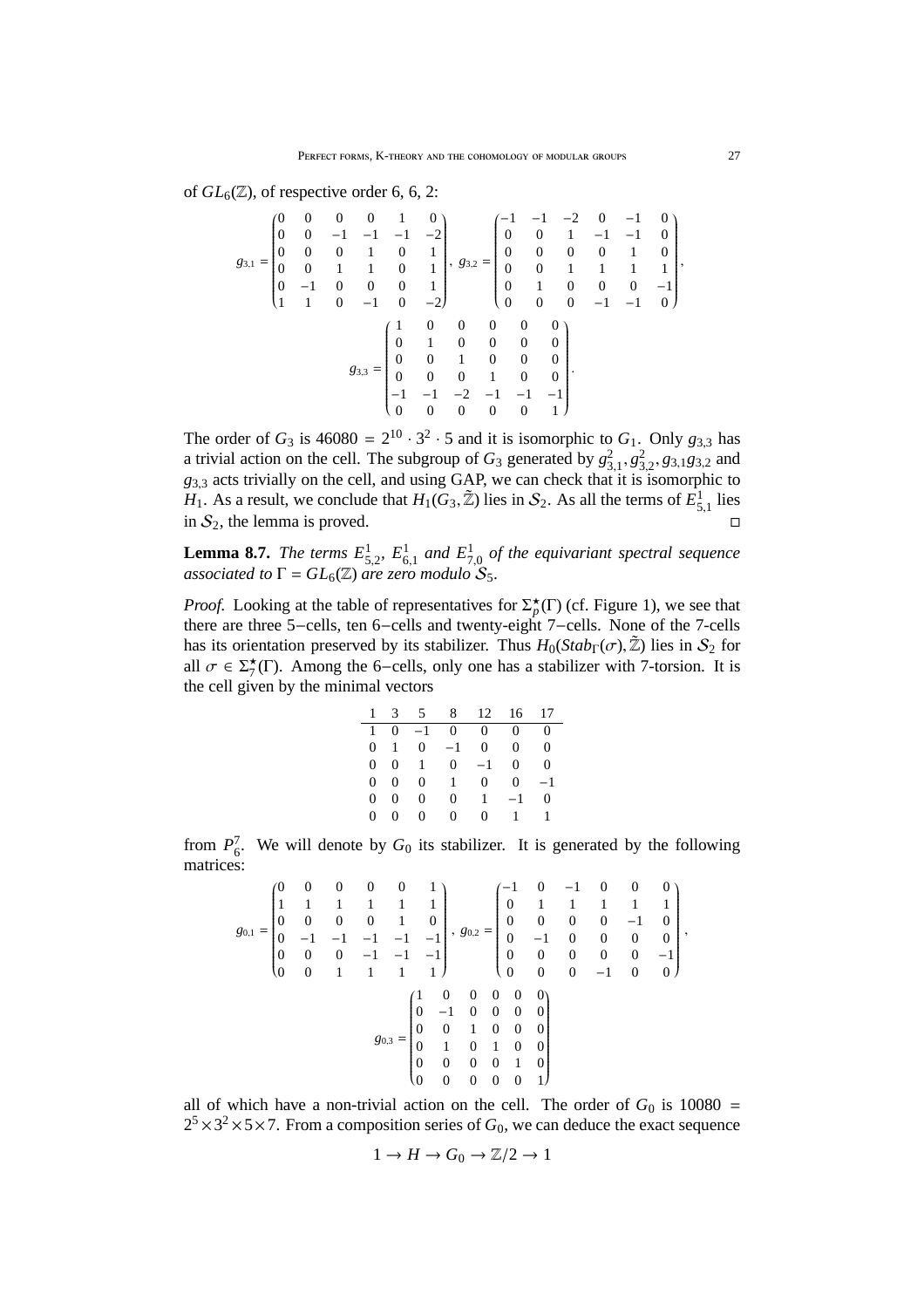of $GL_6(\mathbb{Z})$, of respective order 6, 6, 2:

$$g_{3,1} = \begin{pmatrix} 0 & 0 & 0 & 0 & 1 & 0 \\ 0 & 0 & -1 & -1 & -1 & -2 \\ 0 & 0 & 0 & 1 & 0 & 1 \\ 0 & 0 & 1 & 1 & 0 & 1 \\ 0 & -1 & 0 & 0 & 0 & 1 \\ 1 & 1 & 0 & -1 & 0 & -2 \end{pmatrix}, \; g_{3,2} = \begin{pmatrix} -1 & -1 & -2 & 0 & -1 & 0 \\ 0 & 0 & 1 & -1 & -1 & 0 \\ 0 & 0 & 0 & 0 & 1 & 0 \\ 0 & 0 & 1 & 1 & 1 & 1 \\ 0 & 1 & 0 & 0 & 0 & -1 \\ 0 & 0 & 0 & -1 & -1 & 0 \end{pmatrix},$$

$$g_{3,3} = \begin{pmatrix} 1 & 0 & 0 & 0 & 0 & 0 \\ 0 & 1 & 0 & 0 & 0 & 0 \\ 0 & 0 & 1 & 0 & 0 & 0 \\ 0 & 0 & 0 & 1 & 0 & 0 \\ -1 & -1 & -2 & -1 & -1 & -1 \\ 0 & 0 & 0 & 0 & 0 & 1 \end{pmatrix}.$$

The order of $G_3$ is $46080 = 2^{10} \cdot 3^2 \cdot 5$ and it is isomorphic to $G_1$. Only $g_{3,3}$ has a trivial action on the cell. The subgroup of $G_3$ generated by $g_{3,1}^2, g_{3,2}^2, g_{3,1}g_{3,2}$ and $g_{3,3}$ acts trivially on the cell, and using GAP, we can check that it is isomorphic to $H_1$. As a result, we conclude that $H_1(G_3, \tilde{\mathbb{Z}})$ lies in $\mathcal{S}_2$. As all the terms of $E^1_{5,1}$ lies in $\mathcal{S}_2$, the lemma is proved. □

**Lemma 8.7.** *The terms $E^1_{5,2}$, $E^1_{6,1}$ and $E^1_{7,0}$ of the equivariant spectral sequence associated to $\Gamma = GL_6(\mathbb{Z})$ are zero modulo $\mathcal{S}_5$.*

*Proof.* Looking at the table of representatives for $\Sigma_p^\star(\Gamma)$ (cf. Figure 1), we see that there are three 5−cells, ten 6−cells and twenty-eight 7−cells. None of the 7-cells has its orientation preserved by its stabilizer. Thus $H_0(Stab_\Gamma(\sigma), \tilde{\mathbb{Z}})$ lies in $\mathcal{S}_2$ for all $\sigma \in \Sigma_7^\star(\Gamma)$. Among the 6−cells, only one has a stabilizer with 7-torsion. It is the cell given by the minimal vectors

| 1 | 3 | 5 | 8 | 12 | 16 | 17 |
|---|---|---|---|---|---|---|
| 1 | 0 | −1 | 0 | 0 | 0 | 0 |
| 0 | 1 | 0 | −1 | 0 | 0 | 0 |
| 0 | 0 | 1 | 0 | −1 | 0 | 0 |
| 0 | 0 | 0 | 1 | 0 | 0 | −1 |
| 0 | 0 | 0 | 0 | 1 | −1 | 0 |
| 0 | 0 | 0 | 0 | 0 | 1 | 1 |

from $P^7_6$. We will denote by $G_0$ its stabilizer. It is generated by the following matrices:

$$g_{0,1} = \begin{pmatrix} 0 & 0 & 0 & 0 & 0 & 1 \\ 1 & 1 & 1 & 1 & 1 & 1 \\ 0 & 0 & 0 & 0 & 1 & 0 \\ 0 & -1 & -1 & -1 & -1 & -1 \\ 0 & 0 & 0 & -1 & -1 & -1 \\ 0 & 0 & 1 & 1 & 1 & 1 \end{pmatrix}, \; g_{0,2} = \begin{pmatrix} -1 & 0 & -1 & 0 & 0 & 0 \\ 0 & 1 & 1 & 1 & 1 & 1 \\ 0 & 0 & 0 & 0 & -1 & 0 \\ 0 & -1 & 0 & 0 & 0 & 0 \\ 0 & 0 & 0 & 0 & 0 & -1 \\ 0 & 0 & 0 & -1 & 0 & 0 \end{pmatrix},$$

$$g_{0,3} = \begin{pmatrix} 1 & 0 & 0 & 0 & 0 & 0 \\ 0 & -1 & 0 & 0 & 0 & 0 \\ 0 & 0 & 1 & 0 & 0 & 0 \\ 0 & 1 & 0 & 1 & 0 & 0 \\ 0 & 0 & 0 & 0 & 1 & 0 \\ 0 & 0 & 0 & 0 & 0 & 1 \end{pmatrix}$$

all of which have a non-trivial action on the cell. The order of $G_0$ is $10080 = 2^5 \times 3^2 \times 5 \times 7$. From a composition series of $G_0$, we can deduce the exact sequence

$$1 \to H \to G_0 \to \mathbb{Z}/2 \to 1$$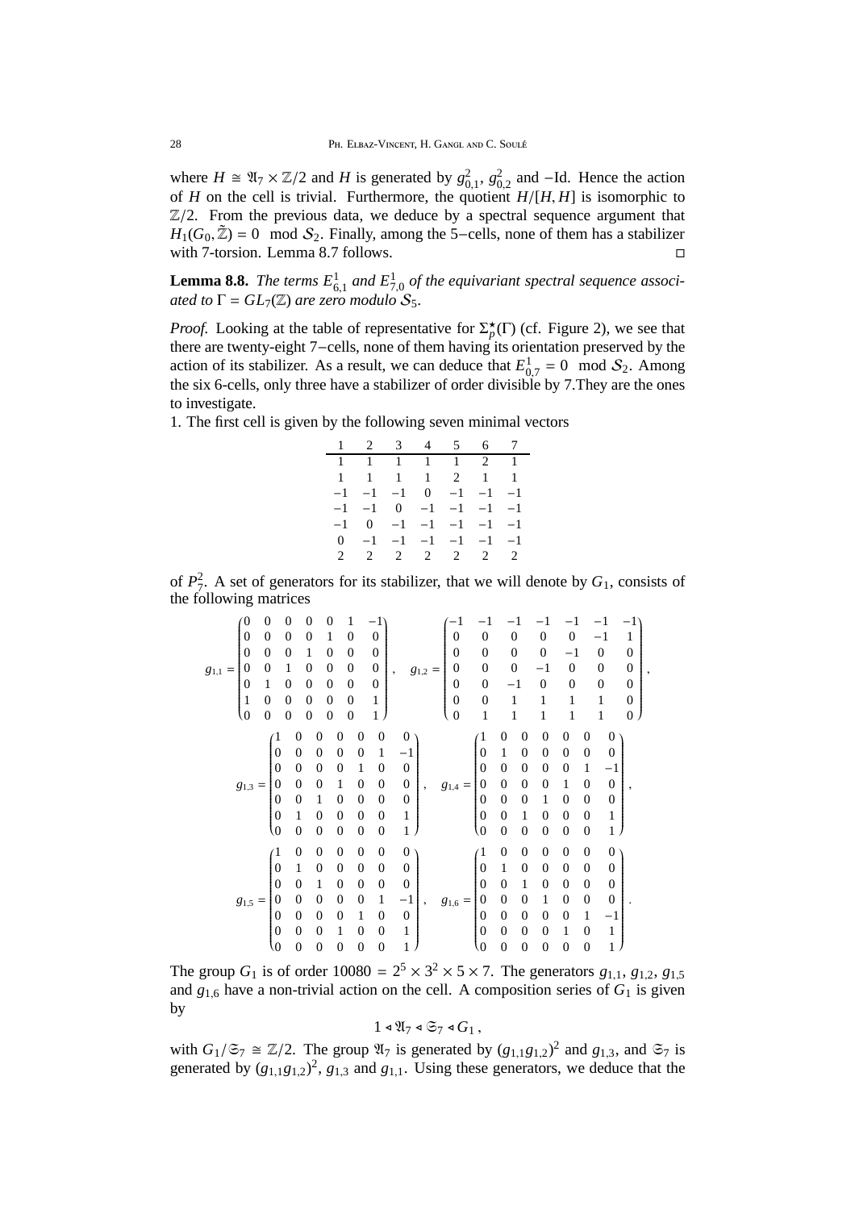where $H \cong \mathfrak{A}_7 \times \mathbb{Z}/2$ and $H$ is generated by $g_{0,1}^2$, $g_{0,2}^2$ and $-\mathrm{Id}$. Hence the action of $H$ on the cell is trivial. Furthermore, the quotient $H/[H,H]$ is isomorphic to $\mathbb{Z}/2$. From the previous data, we deduce by a spectral sequence argument that $H_1(G_0, \tilde{\mathbb{Z}}) = 0 \mod \mathcal{S}_2$. Finally, among the 5−cells, none of them has a stabilizer with 7-torsion. Lemma 8.7 follows. □

**Lemma 8.8.** *The terms $E^1_{6,1}$ and $E^1_{7,0}$ of the equivariant spectral sequence associated to $\Gamma = GL_7(\mathbb{Z})$ are zero modulo $\mathcal{S}_5$.*

*Proof.* Looking at the table of representative for $\Sigma_p^\star(\Gamma)$ (cf. Figure 2), we see that there are twenty-eight 7−cells, none of them having its orientation preserved by the action of its stabilizer. As a result, we can deduce that $E^1_{0,7} = 0 \mod \mathcal{S}_2$. Among the six 6-cells, only three have a stabilizer of order divisible by 7.They are the ones to investigate.

1. The first cell is given by the following seven minimal vectors

| 1 | 2 | 3 | 4 | 5 | 6 | 7 |
|---|---|---|---|---|---|---|
| 1 | 1 | 1 | 1 | 1 | 2 | 1 |
| 1 | 1 | 1 | 1 | 2 | 1 | 1 |
| −1 | −1 | −1 | 0 | −1 | −1 | −1 |
| −1 | −1 | 0 | −1 | −1 | −1 | −1 |
| −1 | 0 | −1 | −1 | −1 | −1 | −1 |
| 0 | −1 | −1 | −1 | −1 | −1 | −1 |
| 2 | 2 | 2 | 2 | 2 | 2 | 2 |

of $P_7^2$. A set of generators for its stabilizer, that we will denote by $G_1$, consists of the following matrices

$$g_{1,1} = \begin{pmatrix} 0&0&0&0&0&1&-1\\ 0&0&0&1&0&0&0\\ 0&0&0&1&0&0&0\\ 0&0&1&0&0&0&0\\ 0&1&0&0&0&0&0\\ 1&0&0&0&0&0&1\\ 0&0&0&0&0&0&1 \end{pmatrix}, \quad g_{1,2} = \begin{pmatrix} -1&-1&-1&-1&-1&-1&-1\\ 0&0&0&0&0&-1&1\\ 0&0&0&0&-1&0&0\\ 0&0&0&-1&0&0&0\\ 0&0&-1&0&0&0&0\\ 0&0&1&1&1&1&0\\ 0&1&1&1&1&1&0 \end{pmatrix},$$

$$g_{1,3} = \begin{pmatrix} 1&0&0&0&0&0&0\\ 0&0&0&0&0&1&-1\\ 0&0&0&0&1&0&0\\ 0&0&0&1&0&0&0\\ 0&0&1&0&0&0&0\\ 0&1&0&0&0&0&1\\ 0&0&0&0&0&0&1 \end{pmatrix}, \quad g_{1,4} = \begin{pmatrix} 1&0&0&0&0&0&0\\ 0&1&0&0&0&0&0\\ 0&0&0&0&0&1&-1\\ 0&0&0&0&1&0&0\\ 0&0&0&1&0&0&0\\ 0&0&1&0&0&0&1\\ 0&0&0&0&0&0&1 \end{pmatrix},$$

$$g_{1,5} = \begin{pmatrix} 1&0&0&0&0&0&0\\ 0&1&0&0&0&0&0\\ 0&0&1&0&0&0&0\\ 0&0&0&0&0&1&-1\\ 0&0&0&0&1&0&0\\ 0&0&0&1&0&0&1\\ 0&0&0&0&0&0&1 \end{pmatrix}, \quad g_{1,6} = \begin{pmatrix} 1&0&0&0&0&0&0\\ 0&1&0&0&0&0&0\\ 0&0&1&0&0&0&0\\ 0&0&0&1&0&0&0\\ 0&0&0&0&0&1&-1\\ 0&0&0&0&1&0&1\\ 0&0&0&0&0&0&1 \end{pmatrix}.$$

The group $G_1$ is of order $10080 = 2^5 \times 3^2 \times 5 \times 7$. The generators $g_{1,1}$, $g_{1,2}$, $g_{1,5}$ and $g_{1,6}$ have a non-trivial action on the cell. A composition series of $G_1$ is given by

$$1 \triangleleft \mathfrak{A}_7 \triangleleft \mathfrak{S}_7 \triangleleft G_1,$$

with $G_1/\mathfrak{S}_7 \cong \mathbb{Z}/2$. The group $\mathfrak{A}_7$ is generated by $(g_{1,1}g_{1,2})^2$ and $g_{1,3}$, and $\mathfrak{S}_7$ is generated by $(g_{1,1}g_{1,2})^2$, $g_{1,3}$ and $g_{1,1}$. Using these generators, we deduce that the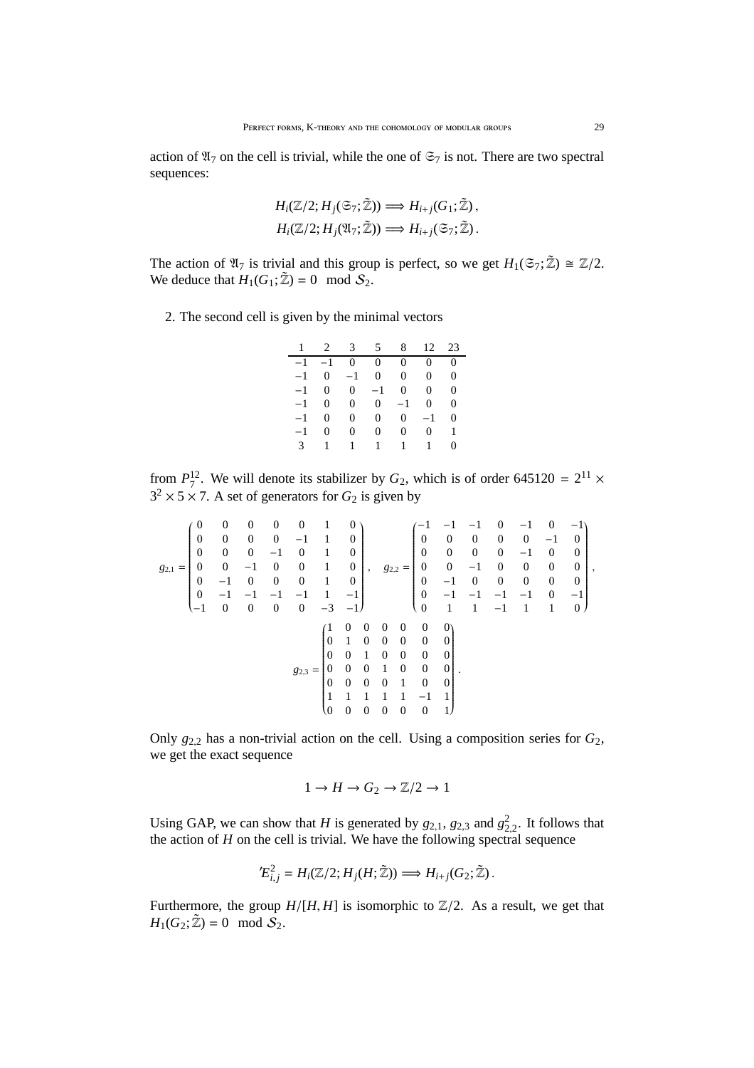action of $\mathfrak{A}_7$ on the cell is trivial, while the one of $\mathfrak{S}_7$ is not. There are two spectral sequences:

$$H_i(\mathbb{Z}/2; H_j(\mathfrak{S}_7; \tilde{\mathbb{Z}})) \Longrightarrow H_{i+j}(G_1; \tilde{\mathbb{Z}}),$$
$$H_i(\mathbb{Z}/2; H_j(\mathfrak{A}_7; \tilde{\mathbb{Z}})) \Longrightarrow H_{i+j}(\mathfrak{S}_7; \tilde{\mathbb{Z}}).$$

The action of $\mathfrak{A}_7$ is trivial and this group is perfect, so we get $H_1(\mathfrak{S}_7; \tilde{\mathbb{Z}}) \cong \mathbb{Z}/2$. We deduce that $H_1(G_1; \tilde{\mathbb{Z}}) = 0 \mod \mathcal{S}_2$.

2. The second cell is given by the minimal vectors

| 1 | 2 | 3 | 5 | 8 | 12 | 23 |
|---|---|---|---|---|---|---|
| −1 | −1 | 0 | 0 | 0 | 0 | 0 |
| −1 | 0 | −1 | 0 | 0 | 0 | 0 |
| −1 | 0 | 0 | −1 | 0 | 0 | 0 |
| −1 | 0 | 0 | 0 | −1 | 0 | 0 |
| −1 | 0 | 0 | 0 | 0 | −1 | 0 |
| −1 | 0 | 0 | 0 | 0 | 0 | 1 |
| 3 | 1 | 1 | 1 | 1 | 1 | 0 |

from $P_7^{12}$. We will denote its stabilizer by $G_2$, which is of order $645120 = 2^{11} \times 3^2 \times 5 \times 7$. A set of generators for $G_2$ is given by

$$g_{2,1} = \begin{pmatrix} 0 & 0 & 0 & 0 & 0 & 1 & 0 \\ 0 & 0 & 0 & 0 & -1 & 1 & 0 \\ 0 & 0 & 0 & -1 & 0 & 1 & 0 \\ 0 & 0 & -1 & 0 & 0 & 1 & 0 \\ 0 & -1 & 0 & 0 & 0 & 1 & 0 \\ 0 & -1 & -1 & -1 & -1 & 1 & -1 \\ -1 & 0 & 0 & 0 & 0 & -3 & -1 \end{pmatrix}, \quad g_{2,2} = \begin{pmatrix} -1 & -1 & -1 & 0 & -1 & 0 & -1 \\ 0 & 0 & 0 & 0 & 0 & -1 & 0 \\ 0 & 0 & 0 & 0 & -1 & 0 & 0 \\ 0 & 0 & -1 & 0 & 0 & 0 & 0 \\ 0 & -1 & 0 & 0 & 0 & 0 & 0 \\ 0 & -1 & -1 & -1 & -1 & 0 & -1 \\ 0 & 1 & 1 & -1 & 1 & 1 & 0 \end{pmatrix},$$

$$g_{2,3} = \begin{pmatrix} 1 & 0 & 0 & 0 & 0 & 0 & 0 \\ 0 & 1 & 0 & 0 & 0 & 0 & 0 \\ 0 & 0 & 1 & 0 & 0 & 0 & 0 \\ 0 & 0 & 0 & 1 & 0 & 0 & 0 \\ 0 & 0 & 0 & 0 & 1 & 0 & 0 \\ 1 & 1 & 1 & 1 & 1 & -1 & 1 \\ 0 & 0 & 0 & 0 & 0 & 0 & 1 \end{pmatrix}.$$

Only $g_{2,2}$ has a non-trivial action on the cell. Using a composition series for $G_2$, we get the exact sequence

$$1 \to H \to G_2 \to \mathbb{Z}/2 \to 1$$

Using GAP, we can show that $H$ is generated by $g_{2,1}$, $g_{2,3}$ and $g_{2,2}^2$. It follows that the action of $H$ on the cell is trivial. We have the following spectral sequence

$$'E^2_{i,j} = H_i(\mathbb{Z}/2; H_j(H; \tilde{\mathbb{Z}})) \Longrightarrow H_{i+j}(G_2; \tilde{\mathbb{Z}}).$$

Furthermore, the group $H/[H,H]$ is isomorphic to $\mathbb{Z}/2$. As a result, we get that $H_1(G_2; \tilde{\mathbb{Z}}) = 0 \mod \mathcal{S}_2$.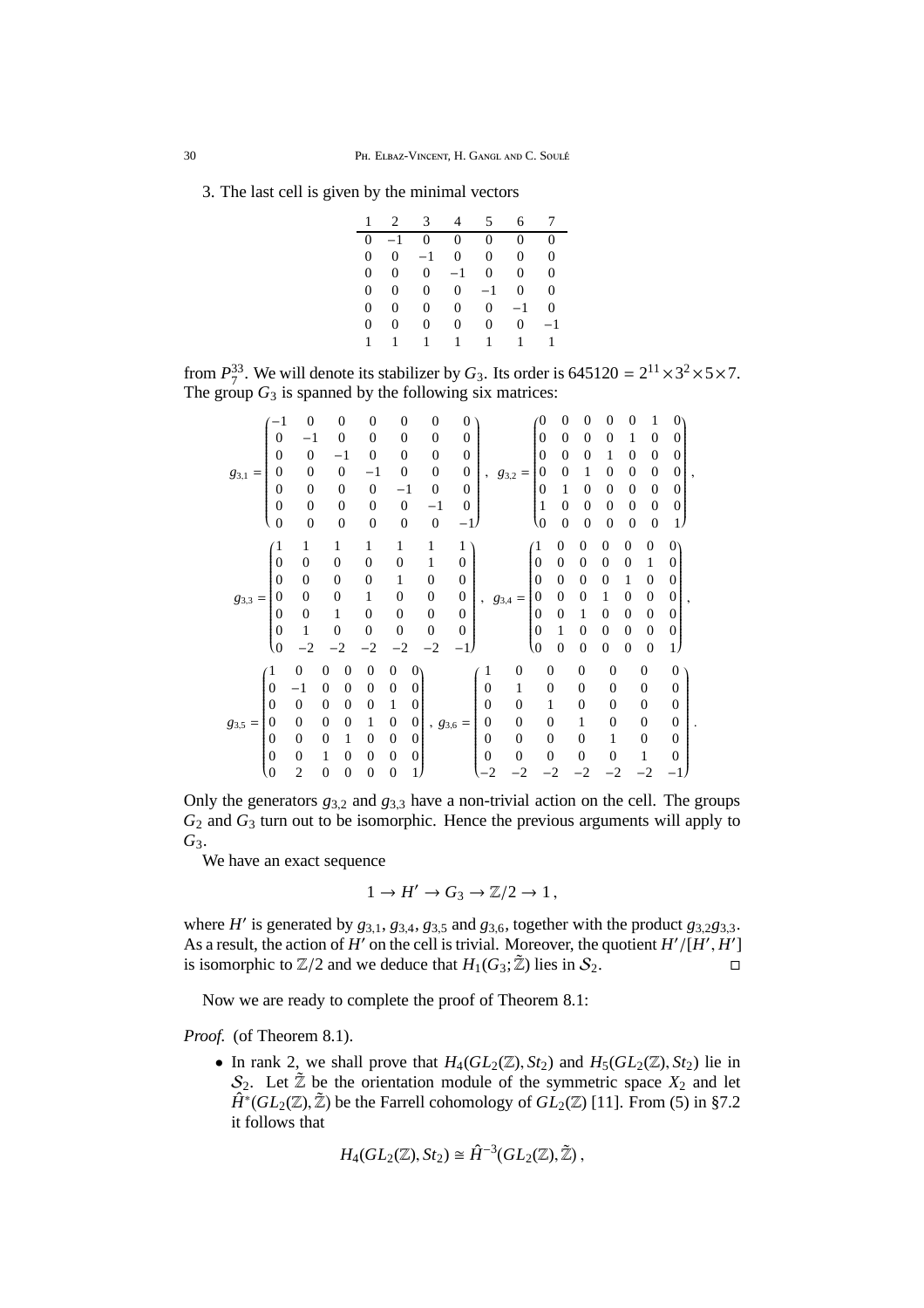3. The last cell is given by the minimal vectors

| 1 | 2 | 3 | 4 | 5 | 6 | 7 |
|---|---|---|---|---|---|---|
| 0 | −1 | 0 | 0 | 0 | 0 | 0 |
| 0 | 0 | −1 | 0 | 0 | 0 | 0 |
| 0 | 0 | 0 | −1 | 0 | 0 | 0 |
| 0 | 0 | 0 | 0 | −1 | 0 | 0 |
| 0 | 0 | 0 | 0 | 0 | −1 | 0 |
| 0 | 0 | 0 | 0 | 0 | 0 | −1 |
| 1 | 1 | 1 | 1 | 1 | 1 | 1 |

from $P_7^{33}$. We will denote its stabilizer by $G_3$. Its order is $645120 = 2^{11}\times 3^2\times 5\times 7$. The group $G_3$ is spanned by the following six matrices:

$$g_{3,1} = \begin{pmatrix} -1 & 0 & 0 & 0 & 0 & 0 & 0 \\ 0 & -1 & 0 & 0 & 0 & 0 & 0 \\ 0 & 0 & -1 & 0 & 0 & 0 & 0 \\ 0 & 0 & 0 & -1 & 0 & 0 & 0 \\ 0 & 0 & 0 & 0 & -1 & 0 & 0 \\ 0 & 0 & 0 & 0 & 0 & -1 & 0 \\ 0 & 0 & 0 & 0 & 0 & 0 & -1 \end{pmatrix}, \quad g_{3,2} = \begin{pmatrix} 0 & 0 & 0 & 0 & 0 & 1 & 0 \\ 0 & 0 & 0 & 0 & 1 & 0 & 0 \\ 0 & 0 & 0 & 1 & 0 & 0 & 0 \\ 0 & 0 & 1 & 0 & 0 & 0 & 0 \\ 0 & 1 & 0 & 0 & 0 & 0 & 0 \\ 1 & 0 & 0 & 0 & 0 & 0 & 0 \\ 0 & 0 & 0 & 0 & 0 & 0 & 1 \end{pmatrix},$$

$$g_{3,3} = \begin{pmatrix} 1 & 1 & 1 & 1 & 1 & 1 & 1 \\ 0 & 0 & 0 & 0 & 0 & 1 & 0 \\ 0 & 0 & 0 & 0 & 1 & 0 & 0 \\ 0 & 0 & 0 & 1 & 0 & 0 & 0 \\ 0 & 0 & 1 & 0 & 0 & 0 & 0 \\ 0 & 1 & 0 & 0 & 0 & 0 & 0 \\ 0 & -2 & -2 & -2 & -2 & -2 & -1 \end{pmatrix}, \quad g_{3,4} = \begin{pmatrix} 1 & 0 & 0 & 0 & 0 & 0 & 0 \\ 0 & 0 & 0 & 0 & 0 & 1 & 0 \\ 0 & 0 & 0 & 0 & 1 & 0 & 0 \\ 0 & 0 & 0 & 1 & 0 & 0 & 0 \\ 0 & 0 & 1 & 0 & 0 & 0 & 0 \\ 0 & 1 & 0 & 0 & 0 & 0 & 0 \\ 0 & 0 & 0 & 0 & 0 & 0 & 1 \end{pmatrix},$$

$$g_{3,5} = \begin{pmatrix} 1 & 0 & 0 & 0 & 0 & 0 & 0 \\ 0 & -1 & 0 & 0 & 0 & 0 & 0 \\ 0 & 0 & 0 & 0 & 0 & 1 & 0 \\ 0 & 0 & 0 & 0 & 1 & 0 & 0 \\ 0 & 0 & 0 & 1 & 0 & 0 & 0 \\ 0 & 0 & 1 & 0 & 0 & 0 & 0 \\ 0 & 2 & 0 & 0 & 0 & 0 & 1 \end{pmatrix}, \quad g_{3,6} = \begin{pmatrix} 1 & 0 & 0 & 0 & 0 & 0 & 0 \\ 0 & 1 & 0 & 0 & 0 & 0 & 0 \\ 0 & 0 & 1 & 0 & 0 & 0 & 0 \\ 0 & 0 & 0 & 1 & 0 & 0 & 0 \\ 0 & 0 & 0 & 0 & 1 & 0 & 0 \\ 0 & 0 & 0 & 0 & 0 & 1 & 0 \\ -2 & -2 & -2 & -2 & -2 & -2 & -1 \end{pmatrix}.$$

Only the generators $g_{3,2}$ and $g_{3,3}$ have a non-trivial action on the cell. The groups $G_2$ and $G_3$ turn out to be isomorphic. Hence the previous arguments will apply to $G_3$.

We have an exact sequence

$$1 \to H' \to G_3 \to \mathbb{Z}/2 \to 1\,,$$

where $H'$ is generated by $g_{3,1}$, $g_{3,4}$, $g_{3,5}$ and $g_{3,6}$, together with the product $g_{3,2}g_{3,3}$. As a result, the action of $H'$ on the cell is trivial. Moreover, the quotient $H'/[H',H']$ is isomorphic to $\mathbb{Z}/2$ and we deduce that $H_1(G_3;\tilde{\mathbb{Z}})$ lies in $\mathcal{S}_2$. □

Now we are ready to complete the proof of Theorem 8.1:

*Proof.* (of Theorem 8.1).

- In rank 2, we shall prove that $H_4(GL_2(\mathbb{Z}),St_2)$ and $H_5(GL_2(\mathbb{Z}),St_2)$ lie in $\mathcal{S}_2$. Let $\tilde{\mathbb{Z}}$ be the orientation module of the symmetric space $X_2$ and let $\hat{H}^*(GL_2(\mathbb{Z}),\tilde{\mathbb{Z}})$ be the Farrell cohomology of $GL_2(\mathbb{Z})$ [11]. From (5) in §7.2 it follows that

$$H_4(GL_2(\mathbb{Z}),St_2) \cong \hat{H}^{-3}(GL_2(\mathbb{Z}),\tilde{\mathbb{Z}})\,,$$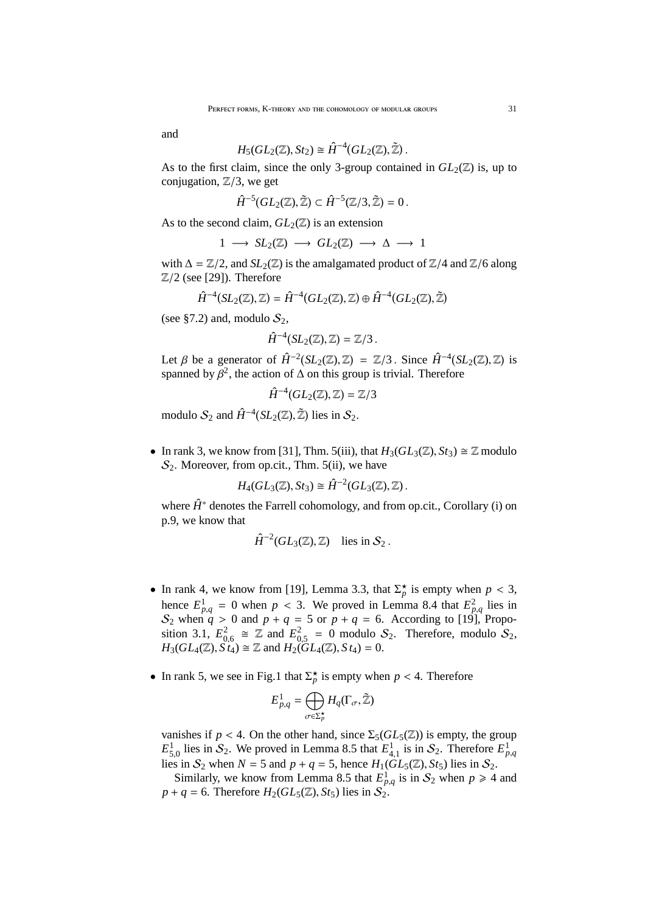and

$$H_5(GL_2(\mathbb{Z}), St_2) \cong \hat{H}^{-4}(GL_2(\mathbb{Z}), \tilde{\mathbb{Z}})\,.$$

As to the first claim, since the only 3-group contained in $GL_2(\mathbb{Z})$ is, up to conjugation, $\mathbb{Z}/3$, we get

$$\hat{H}^{-5}(GL_2(\mathbb{Z}), \tilde{\mathbb{Z}}) \subset \hat{H}^{-5}(\mathbb{Z}/3, \tilde{\mathbb{Z}}) = 0\,.$$

As to the second claim, $GL_2(\mathbb{Z})$ is an extension

$$1 \longrightarrow SL_2(\mathbb{Z}) \longrightarrow GL_2(\mathbb{Z}) \longrightarrow \Delta \longrightarrow 1$$

with $\Delta = \mathbb{Z}/2$, and $SL_2(\mathbb{Z})$ is the amalgamated product of $\mathbb{Z}/4$ and $\mathbb{Z}/6$ along $\mathbb{Z}/2$ (see [29]). Therefore

$$\hat{H}^{-4}(SL_2(\mathbb{Z}), \mathbb{Z}) = \hat{H}^{-4}(GL_2(\mathbb{Z}), \mathbb{Z}) \oplus \hat{H}^{-4}(GL_2(\mathbb{Z}), \tilde{\mathbb{Z}})$$

(see §7.2) and, modulo $\mathcal{S}_2$,

$$\hat{H}^{-4}(SL_2(\mathbb{Z}), \mathbb{Z}) = \mathbb{Z}/3\,.$$

Let $\beta$ be a generator of $\hat{H}^{-2}(SL_2(\mathbb{Z}), \mathbb{Z}) = \mathbb{Z}/3$. Since $\hat{H}^{-4}(SL_2(\mathbb{Z}), \mathbb{Z})$ is spanned by $\beta^2$, the action of $\Delta$ on this group is trivial. Therefore

$$\hat{H}^{-4}(GL_2(\mathbb{Z}), \mathbb{Z}) = \mathbb{Z}/3$$

modulo $\mathcal{S}_2$ and $\hat{H}^{-4}(SL_2(\mathbb{Z}), \tilde{\mathbb{Z}})$ lies in $\mathcal{S}_2$.

- In rank 3, we know from [31], Thm. 5(iii), that $H_3(GL_3(\mathbb{Z}), St_3) \cong \mathbb{Z}$ modulo $\mathcal{S}_2$. Moreover, from op.cit., Thm. 5(ii), we have

  $$H_4(GL_3(\mathbb{Z}), St_3) \cong \hat{H}^{-2}(GL_3(\mathbb{Z}), \mathbb{Z})\,.$$

  where $\hat{H}^*$ denotes the Farrell cohomology, and from op.cit., Corollary (i) on p.9, we know that

  $$\hat{H}^{-2}(GL_3(\mathbb{Z}), \mathbb{Z}) \quad \text{lies in } \mathcal{S}_2\,.$$

- In rank 4, we know from [19], Lemma 3.3, that $\Sigma_p^\star$ is empty when $p < 3$, hence $E^1_{p,q} = 0$ when $p < 3$. We proved in Lemma 8.4 that $E^2_{p,q}$ lies in $\mathcal{S}_2$ when $q > 0$ and $p + q = 5$ or $p + q = 6$. According to [19], Proposition 3.1, $E^2_{0,6} \cong \mathbb{Z}$ and $E^2_{0,5} = 0$ modulo $\mathcal{S}_2$. Therefore, modulo $\mathcal{S}_2$, $H_3(GL_4(\mathbb{Z}), St_4) \cong \mathbb{Z}$ and $H_2(GL_4(\mathbb{Z}), St_4) = 0$.

- In rank 5, we see in Fig.1 that $\Sigma_p^\star$ is empty when $p < 4$. Therefore

  $$E^1_{p,q} = \bigoplus_{\sigma \in \Sigma_p^\star} H_q(\Gamma_\sigma, \tilde{\mathbb{Z}})$$

  vanishes if $p < 4$. On the other hand, since $\Sigma_5(GL_5(\mathbb{Z}))$ is empty, the group $E^1_{5,0}$ lies in $\mathcal{S}_2$. We proved in Lemma 8.5 that $E^1_{4,1}$ is in $\mathcal{S}_2$. Therefore $E^1_{p,q}$ lies in $\mathcal{S}_2$ when $N = 5$ and $p + q = 5$, hence $H_1(GL_5(\mathbb{Z}), St_5)$ lies in $\mathcal{S}_2$.

  Similarly, we know from Lemma 8.5 that $E^1_{p,q}$ is in $\mathcal{S}_2$ when $p \geqslant 4$ and $p + q = 6$. Therefore $H_2(GL_5(\mathbb{Z}), St_5)$ lies in $\mathcal{S}_2$.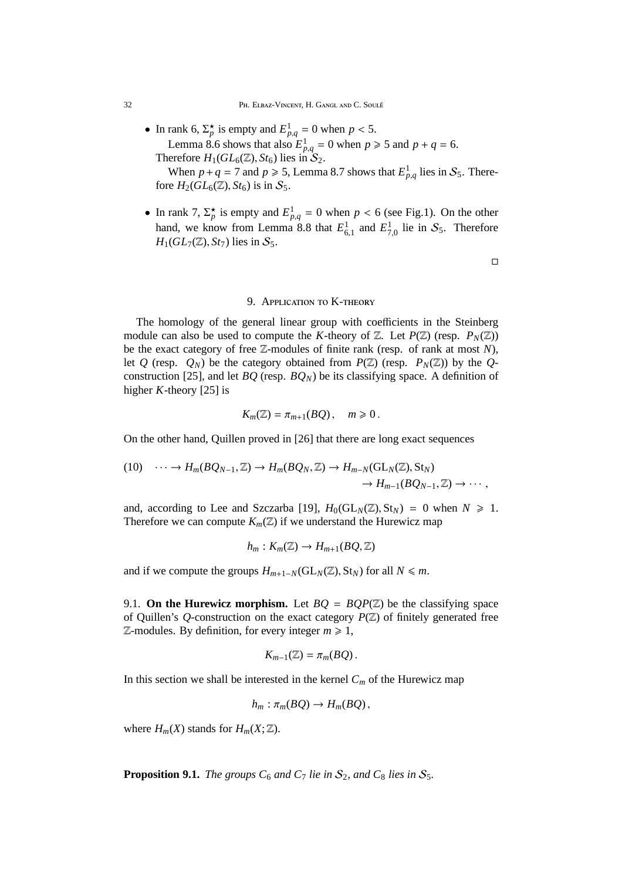- In rank 6, $\Sigma_p^\star$ is empty and $E^1_{p,q} = 0$ when $p < 5$.

  Lemma 8.6 shows that also $E^1_{p,q} = 0$ when $p \geqslant 5$ and $p + q = 6$. Therefore $H_1(GL_6(\mathbb{Z}), St_6)$ lies in $\mathcal{S}_2$.

  When $p+q = 7$ and $p \geqslant 5$, Lemma 8.7 shows that $E^1_{p,q}$ lies in $\mathcal{S}_5$. Therefore $H_2(GL_6(\mathbb{Z}), St_6)$ is in $\mathcal{S}_5$.

- In rank 7, $\Sigma_p^\star$ is empty and $E^1_{p,q} = 0$ when $p < 6$ (see Fig.1). On the other hand, we know from Lemma 8.8 that $E^1_{6,1}$ and $E^1_{7,0}$ lie in $\mathcal{S}_5$. Therefore $H_1(GL_7(\mathbb{Z}), St_7)$ lies in $\mathcal{S}_5$.

□

## 9. Application to K-theory

The homology of the general linear group with coefficients in the Steinberg module can also be used to compute the $K$-theory of $\mathbb{Z}$. Let $P(\mathbb{Z})$ (resp. $P_N(\mathbb{Z})$) be the exact category of free $\mathbb{Z}$-modules of finite rank (resp. of rank at most $N$), let $Q$ (resp. $Q_N$) be the category obtained from $P(\mathbb{Z})$ (resp. $P_N(\mathbb{Z})$) by the $Q$-construction [25], and let $BQ$ (resp. $BQ_N$) be its classifying space. A definition of higher $K$-theory [25] is

$$K_m(\mathbb{Z}) = \pi_{m+1}(BQ)\,, \quad m \geqslant 0\,.$$

On the other hand, Quillen proved in [26] that there are long exact sequences

$$(10) \quad \cdots \to H_m(BQ_{N-1}, \mathbb{Z}) \to H_m(BQ_N, \mathbb{Z}) \to H_{m-N}(\mathrm{GL}_N(\mathbb{Z}), \mathrm{St}_N) \to H_{m-1}(BQ_{N-1}, \mathbb{Z}) \to \cdots\,,$$

and, according to Lee and Szczarba [19], $H_0(\mathrm{GL}_N(\mathbb{Z}), \mathrm{St}_N) = 0$ when $N \geqslant 1$. Therefore we can compute $K_m(\mathbb{Z})$ if we understand the Hurewicz map

$$h_m : K_m(\mathbb{Z}) \to H_{m+1}(BQ, \mathbb{Z})$$

and if we compute the groups $H_{m+1-N}(\mathrm{GL}_N(\mathbb{Z}), \mathrm{St}_N)$ for all $N \leqslant m$.

9.1. **On the Hurewicz morphism.** Let $BQ = BQP(\mathbb{Z})$ be the classifying space of Quillen's $Q$-construction on the exact category $P(\mathbb{Z})$ of finitely generated free $\mathbb{Z}$-modules. By definition, for every integer $m \geqslant 1$,

$$K_{m-1}(\mathbb{Z}) = \pi_m(BQ)\,.$$

In this section we shall be interested in the kernel $C_m$ of the Hurewicz map

$$h_m : \pi_m(BQ) \to H_m(BQ)\,,$$

where $H_m(X)$ stands for $H_m(X; \mathbb{Z})$.

**Proposition 9.1.** *The groups $C_6$ and $C_7$ lie in $\mathcal{S}_2$, and $C_8$ lies in $\mathcal{S}_5$.*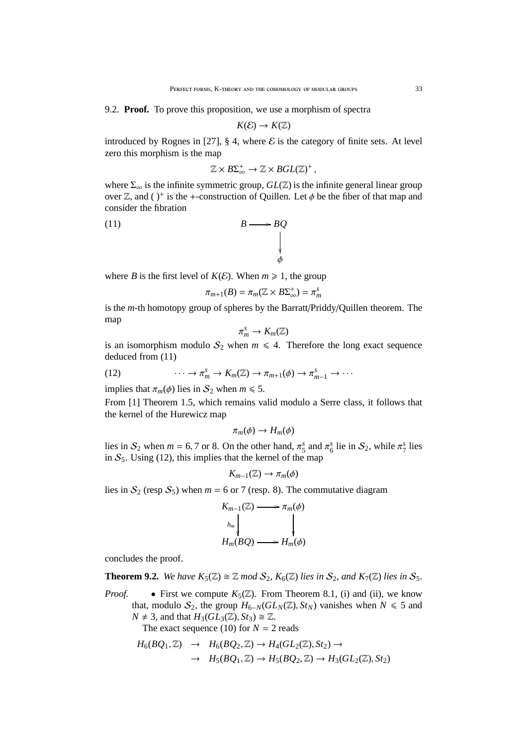9.2. **Proof.** To prove this proposition, we use a morphism of spectra

$$K(\mathcal{E}) \to K(\mathbb{Z})$$

introduced by Rognes in [27], § 4, where $\mathcal{E}$ is the category of finite sets. At level zero this morphism is the map

$$\mathbb{Z} \times B\Sigma_\infty^+ \to \mathbb{Z} \times BGL(\mathbb{Z})^+ ,$$

where $\Sigma_\infty$ is the infinite symmetric group, $GL(\mathbb{Z})$ is the infinite general linear group over $\mathbb{Z}$, and $(\ )^+$ is the +-construction of Quillen. Let $\phi$ be the fiber of that map and consider the fibration

$$\begin{array}{ccc} B & \longrightarrow & BQ \\ & & \downarrow \\ & & \phi \end{array} \tag{11}$$

where $B$ is the first level of $K(\mathcal{E})$. When $m \geqslant 1$, the group

$$\pi_{m+1}(B) = \pi_m(\mathbb{Z} \times B\Sigma_\infty^+) = \pi_m^s$$

is the $m$-th homotopy group of spheres by the Barratt/Priddy/Quillen theorem. The map

$$\pi_m^s \to K_m(\mathbb{Z})$$

is an isomorphism modulo $\mathcal{S}_2$ when $m \leqslant 4$. Therefore the long exact sequence deduced from (11)

$$\cdots \to \pi_m^s \to K_m(\mathbb{Z}) \to \pi_{m+1}(\phi) \to \pi_{m-1}^s \to \cdots \tag{12}$$

implies that $\pi_m(\phi)$ lies in $\mathcal{S}_2$ when $m \leqslant 5$.

From [1] Theorem 1.5, which remains valid modulo a Serre class, it follows that the kernel of the Hurewicz map

$$\pi_m(\phi) \to H_m(\phi)$$

lies in $\mathcal{S}_2$ when $m = 6, 7$ or $8$. On the other hand, $\pi_5^s$ and $\pi_6^s$ lie in $\mathcal{S}_2$, while $\pi_7^s$ lies in $\mathcal{S}_5$. Using (12), this implies that the kernel of the map

$$K_{m-1}(\mathbb{Z}) \to \pi_m(\phi)$$

lies in $\mathcal{S}_2$ (resp $\mathcal{S}_5$) when $m = 6$ or $7$ (resp. 8). The commutative diagram

$$\begin{array}{ccc} K_{m-1}(\mathbb{Z}) & \longrightarrow & \pi_m(\phi) \\ {\scriptstyle h_m}\downarrow & & \downarrow \\ H_m(BQ) & \longrightarrow & H_m(\phi) \end{array}$$

concludes the proof.

**Theorem 9.2.** *We have $K_5(\mathbb{Z}) \cong \mathbb{Z}$ mod $\mathcal{S}_2$, $K_6(\mathbb{Z})$ lies in $\mathcal{S}_2$, and $K_7(\mathbb{Z})$ lies in $\mathcal{S}_5$.*

*Proof.* • First we compute $K_5(\mathbb{Z})$. From Theorem 8.1, (i) and (ii), we know that, modulo $\mathcal{S}_2$, the group $H_{6-N}(GL_N(\mathbb{Z}), St_N)$ vanishes when $N \leqslant 5$ and $N \neq 3$, and that $H_3(GL_3(\mathbb{Z}), St_3) \cong \mathbb{Z}$.

The exact sequence (10) for $N = 2$ reads

$$\begin{aligned} H_6(BQ_1, \mathbb{Z}) \ &\to\ H_6(BQ_2, \mathbb{Z}) \to H_4(GL_2(\mathbb{Z}), St_2) \to \\ &\to\ H_5(BQ_1, \mathbb{Z}) \to H_5(BQ_2, \mathbb{Z}) \to H_3(GL_2(\mathbb{Z}), St_2) \end{aligned}$$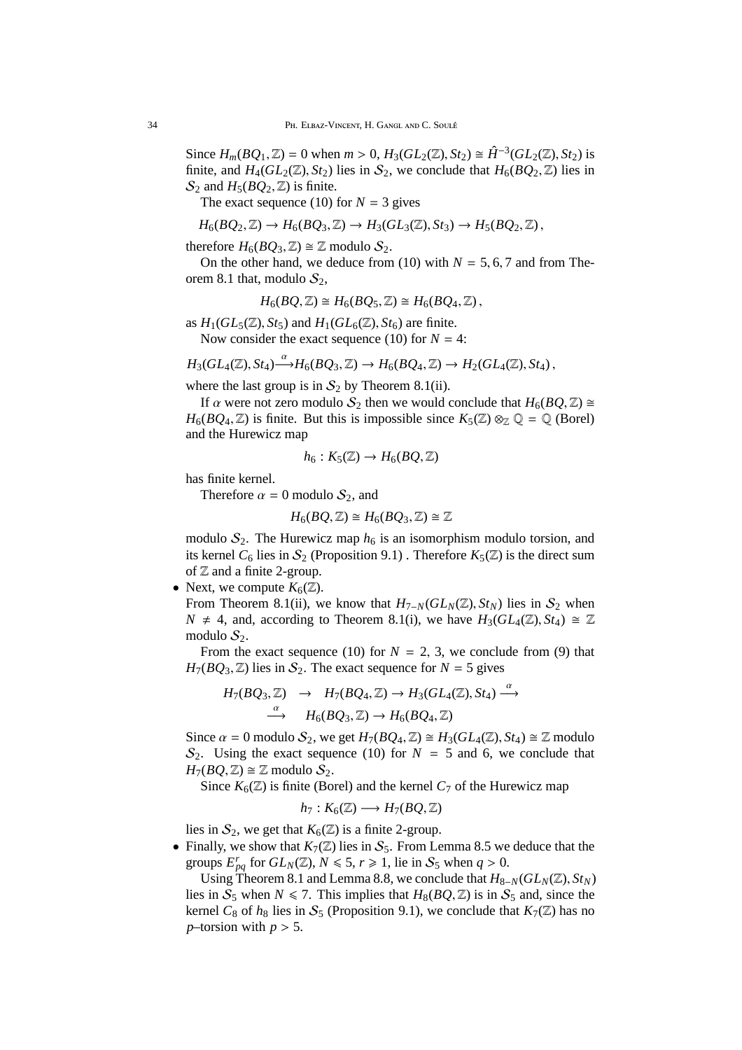Since $H_m(BQ_1, \mathbb{Z}) = 0$ when $m > 0$, $H_3(GL_2(\mathbb{Z}), St_2) \cong \hat{H}^{-3}(GL_2(\mathbb{Z}), St_2)$ is finite, and $H_4(GL_2(\mathbb{Z}), St_2)$ lies in $\mathcal{S}_2$, we conclude that $H_6(BQ_2, \mathbb{Z})$ lies in $\mathcal{S}_2$ and $H_5(BQ_2, \mathbb{Z})$ is finite.

The exact sequence (10) for $N = 3$ gives

$$H_6(BQ_2, \mathbb{Z}) \to H_6(BQ_3, \mathbb{Z}) \to H_3(GL_3(\mathbb{Z}), St_3) \to H_5(BQ_2, \mathbb{Z}),$$

therefore $H_6(BQ_3, \mathbb{Z}) \cong \mathbb{Z}$ modulo $\mathcal{S}_2$.

On the other hand, we deduce from (10) with $N = 5, 6, 7$ and from Theorem 8.1 that, modulo $\mathcal{S}_2$,

$$H_6(BQ, \mathbb{Z}) \cong H_6(BQ_5, \mathbb{Z}) \cong H_6(BQ_4, \mathbb{Z}),$$

as $H_1(GL_5(\mathbb{Z}), St_5)$ and $H_1(GL_6(\mathbb{Z}), St_6)$ are finite.

Now consider the exact sequence (10) for $N = 4$:

$$H_3(GL_4(\mathbb{Z}), St_4) \xrightarrow{\alpha} H_6(BQ_3, \mathbb{Z}) \to H_6(BQ_4, \mathbb{Z}) \to H_2(GL_4(\mathbb{Z}), St_4),$$

where the last group is in $\mathcal{S}_2$ by Theorem 8.1(ii).

If $\alpha$ were not zero modulo $\mathcal{S}_2$ then we would conclude that $H_6(BQ, \mathbb{Z}) \cong H_6(BQ_4, \mathbb{Z})$ is finite. But this is impossible since $K_5(\mathbb{Z}) \otimes_{\mathbb{Z}} \mathbb{Q} = \mathbb{Q}$ (Borel) and the Hurewicz map

$$h_6 : K_5(\mathbb{Z}) \to H_6(BQ, \mathbb{Z})$$

has finite kernel.

Therefore $\alpha = 0$ modulo $\mathcal{S}_2$, and

$$H_6(BQ, \mathbb{Z}) \cong H_6(BQ_3, \mathbb{Z}) \cong \mathbb{Z}$$

modulo $\mathcal{S}_2$. The Hurewicz map $h_6$ is an isomorphism modulo torsion, and its kernel $C_6$ lies in $\mathcal{S}_2$ (Proposition 9.1) . Therefore $K_5(\mathbb{Z})$ is the direct sum of $\mathbb{Z}$ and a finite 2-group.

- Next, we compute $K_6(\mathbb{Z})$.
  From Theorem 8.1(ii), we know that $H_{7-N}(GL_N(\mathbb{Z}), St_N)$ lies in $\mathcal{S}_2$ when $N \neq 4$, and, according to Theorem 8.1(i), we have $H_3(GL_4(\mathbb{Z}), St_4) \cong \mathbb{Z}$ modulo $\mathcal{S}_2$.

  From the exact sequence (10) for $N = 2$, 3, we conclude from (9) that $H_7(BQ_3, \mathbb{Z})$ lies in $\mathcal{S}_2$. The exact sequence for $N = 5$ gives

$$\begin{aligned} H_7(BQ_3, \mathbb{Z}) &\to H_7(BQ_4, \mathbb{Z}) \to H_3(GL_4(\mathbb{Z}), St_4) \xrightarrow{\alpha} \\ &\xrightarrow{\alpha} H_6(BQ_3, \mathbb{Z}) \to H_6(BQ_4, \mathbb{Z}) \end{aligned}$$

  Since $\alpha = 0$ modulo $\mathcal{S}_2$, we get $H_7(BQ_4, \mathbb{Z}) \cong H_3(GL_4(\mathbb{Z}), St_4) \cong \mathbb{Z}$ modulo $\mathcal{S}_2$. Using the exact sequence (10) for $N = 5$ and 6, we conclude that $H_7(BQ, \mathbb{Z}) \cong \mathbb{Z}$ modulo $\mathcal{S}_2$.

  Since $K_6(\mathbb{Z})$ is finite (Borel) and the kernel $C_7$ of the Hurewicz map

$$h_7 : K_6(\mathbb{Z}) \longrightarrow H_7(BQ, \mathbb{Z})$$

  lies in $\mathcal{S}_2$, we get that $K_6(\mathbb{Z})$ is a finite 2-group.

- Finally, we show that $K_7(\mathbb{Z})$ lies in $\mathcal{S}_5$. From Lemma 8.5 we deduce that the groups $E^r_{pq}$ for $GL_N(\mathbb{Z})$, $N \leqslant 5$, $r \geqslant 1$, lie in $\mathcal{S}_5$ when $q > 0$.

  Using Theorem 8.1 and Lemma 8.8, we conclude that $H_{8-N}(GL_N(\mathbb{Z}), St_N)$ lies in $\mathcal{S}_5$ when $N \leqslant 7$. This implies that $H_8(BQ, \mathbb{Z})$ is in $\mathcal{S}_5$ and, since the kernel $C_8$ of $h_8$ lies in $\mathcal{S}_5$ (Proposition 9.1), we conclude that $K_7(\mathbb{Z})$ has no $p$–torsion with $p > 5$.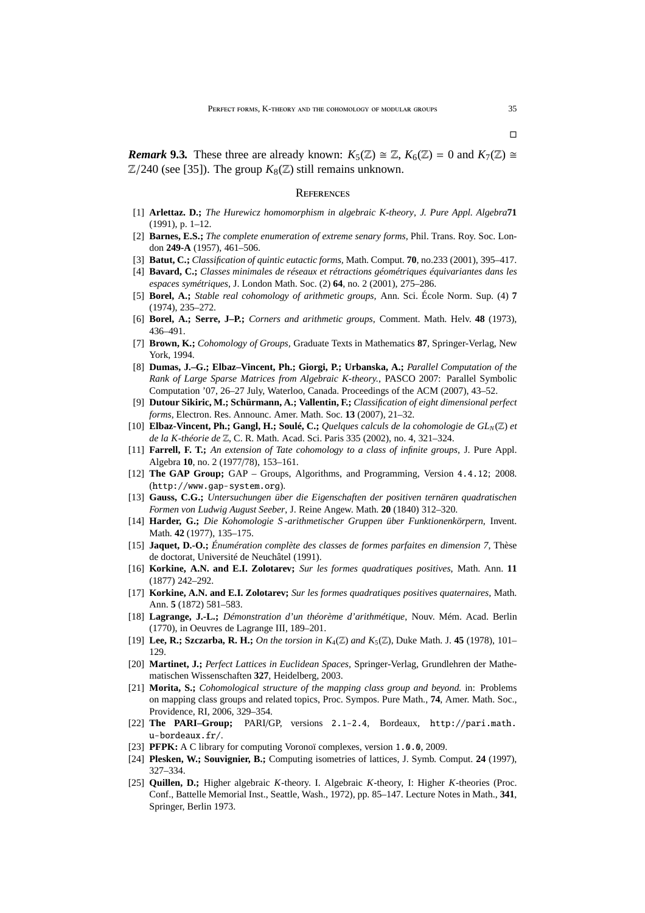□

***Remark* 9.3.** These three are already known: $K_5(\mathbb{Z}) \cong \mathbb{Z}$, $K_6(\mathbb{Z}) = 0$ and $K_7(\mathbb{Z}) \cong \mathbb{Z}/240$ (see [35]). The group $K_8(\mathbb{Z})$ still remains unknown.

## References

[1] **Arlettaz. D.;** *The Hurewicz homomorphism in algebraic K-theory*, *J. Pure Appl. Algebra* **71** (1991), p. 1–12.

[2] **Barnes, E.S.;** *The complete enumeration of extreme senary forms*, Phil. Trans. Roy. Soc. London **249-A** (1957), 461–506.

[3] **Batut, C.;** *Classification of quintic eutactic forms*, Math. Comput. **70**, no.233 (2001), 395–417.

[4] **Bavard, C.;** *Classes minimales de réseaux et rétractions géométriques équivariantes dans les espaces symétriques*, J. London Math. Soc. (2) **64**, no. 2 (2001), 275–286.

[5] **Borel, A.;** *Stable real cohomology of arithmetic groups*, Ann. Sci. École Norm. Sup. (4) **7** (1974), 235–272.

[6] **Borel, A.; Serre, J–P.;** *Corners and arithmetic groups*, Comment. Math. Helv. **48** (1973), 436–491.

[7] **Brown, K.;** *Cohomology of Groups*, Graduate Texts in Mathematics **87**, Springer-Verlag, New York, 1994.

[8] **Dumas, J.–G.; Elbaz–Vincent, Ph.; Giorgi, P.; Urbanska, A.;** *Parallel Computation of the Rank of Large Sparse Matrices from Algebraic K-theory.*, PASCO 2007: Parallel Symbolic Computation '07, 26–27 July, Waterloo, Canada. Proceedings of the ACM (2007), 43–52.

[9] **Dutour Sikiric, M.; Schürmann, A.; Vallentin, F.;** *Classification of eight dimensional perfect forms*, Electron. Res. Announc. Amer. Math. Soc. **13** (2007), 21–32.

[10] **Elbaz-Vincent, Ph.; Gangl, H.; Soulé, C.;** *Quelques calculs de la cohomologie de $GL_N(\mathbb{Z})$ et de la K-théorie de $\mathbb{Z}$*, C. R. Math. Acad. Sci. Paris 335 (2002), no. 4, 321–324.

[11] **Farrell, F. T.;** *An extension of Tate cohomology to a class of infinite groups*, J. Pure Appl. Algebra **10**, no. 2 (1977/78), 153–161.

[12] **The GAP Group;** GAP – Groups, Algorithms, and Programming, Version `4.4.12`; 2008. (`http://www.gap-system.org`).

[13] **Gauss, C.G.;** *Untersuchungen über die Eigenschaften der positiven ternären quadratischen Formen von Ludwig August Seeber*, J. Reine Angew. Math. **20** (1840) 312–320.

[14] **Harder, G.;** *Die Kohomologie S-arithmetischer Gruppen über Funktionenkörpern*, Invent. Math. **42** (1977), 135–175.

[15] **Jaquet, D.-O.;** *Énumération complète des classes de formes parfaites en dimension 7*, Thèse de doctorat, Université de Neuchâtel (1991).

[16] **Korkine, A.N. and E.I. Zolotarev;** *Sur les formes quadratiques positives*, Math. Ann. **11** (1877) 242–292.

[17] **Korkine, A.N. and E.I. Zolotarev;** *Sur les formes quadratiques positives quaternaires*, Math. Ann. **5** (1872) 581–583.

[18] **Lagrange, J.-L.;** *Démonstration d'un théorème d'arithmétique*, Nouv. Mém. Acad. Berlin (1770), in Oeuvres de Lagrange III, 189–201.

[19] **Lee, R.; Szczarba, R. H.;** *On the torsion in $K_4(\mathbb{Z})$ and $K_5(\mathbb{Z})$*, Duke Math. J. **45** (1978), 101–129.

[20] **Martinet, J.;** *Perfect Lattices in Euclidean Spaces*, Springer-Verlag, Grundlehren der Mathematischen Wissenschaften **327**, Heidelberg, 2003.

[21] **Morita, S.;** *Cohomological structure of the mapping class group and beyond.* in: Problems on mapping class groups and related topics, Proc. Sympos. Pure Math., **74**, Amer. Math. Soc., Providence, RI, 2006, 329–354.

[22] **The PARI–Group;** PARI/GP, versions `2.1-2.4`, Bordeaux, `http://pari.math.u-bordeaux.fr/`.

[23] **PFPK:** A C library for computing Voronoï complexes, version `1.0.0`, 2009.

[24] **Plesken, W.; Souvignier, B.;** Computing isometries of lattices, J. Symb. Comput. **24** (1997), 327–334.

[25] **Quillen, D.;** Higher algebraic *K*-theory. I. Algebraic *K*-theory, I: Higher *K*-theories (Proc. Conf., Battelle Memorial Inst., Seattle, Wash., 1972), pp. 85–147. Lecture Notes in Math., **341**, Springer, Berlin 1973.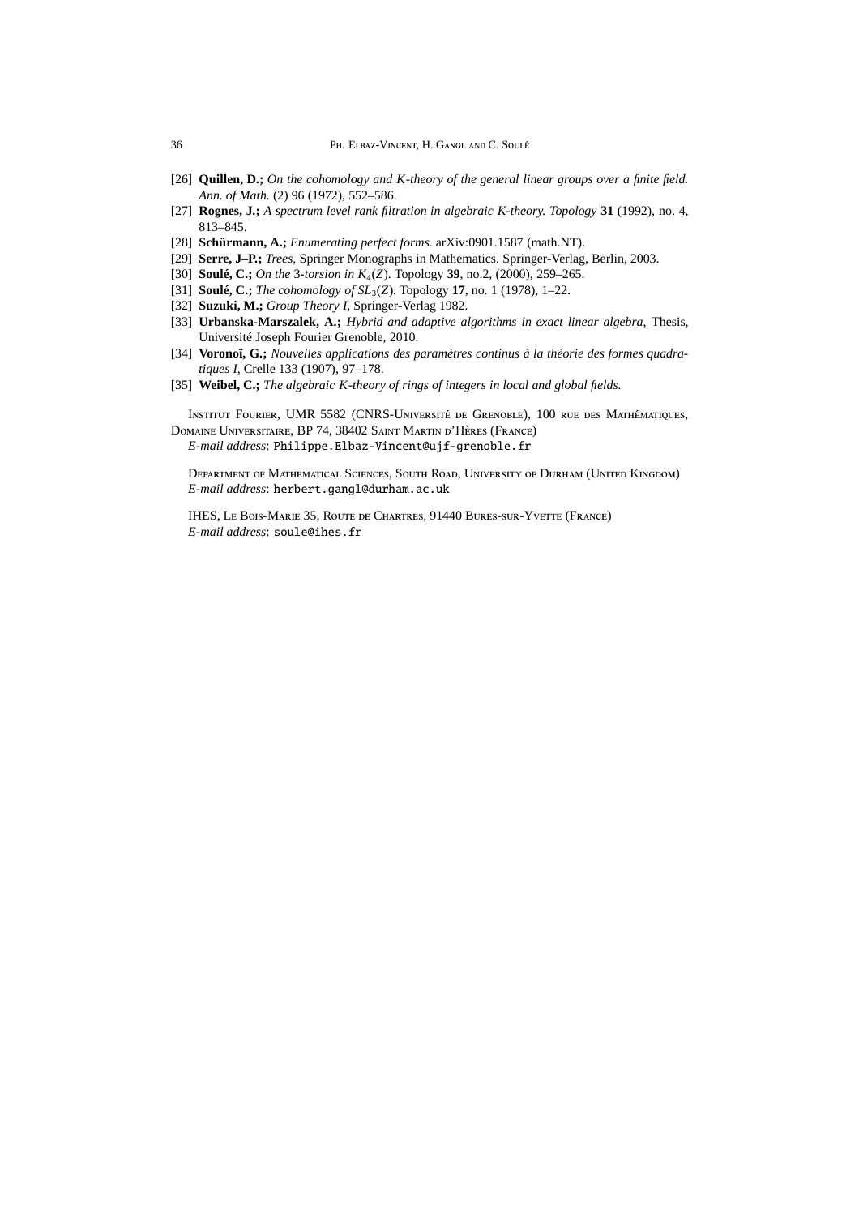[26] **Quillen, D.;** *On the cohomology and K-theory of the general linear groups over a finite field. Ann. of Math.* (2) 96 (1972), 552–586.

[27] **Rognes, J.;** *A spectrum level rank filtration in algebraic K-theory. Topology* **31** (1992), no. 4, 813–845.

[28] **Schürmann, A.;** *Enumerating perfect forms.* arXiv:0901.1587 (math.NT).

[29] **Serre, J–P.;** *Trees*, Springer Monographs in Mathematics. Springer-Verlag, Berlin, 2003.

[30] **Soulé, C.;** *On the 3-torsion in $K_4(Z)$.* Topology **39**, no.2, (2000), 259–265.

[31] **Soulé, C.;** *The cohomology of $SL_3(Z)$.* Topology **17**, no. 1 (1978), 1–22.

[32] **Suzuki, M.;** *Group Theory I*, Springer-Verlag 1982.

[33] **Urbanska-Marszalek, A.;** *Hybrid and adaptive algorithms in exact linear algebra,* Thesis, Université Joseph Fourier Grenoble, 2010.

[34] **Voronoï, G.;** *Nouvelles applications des paramètres continus à la théorie des formes quadratiques I*, Crelle 133 (1907), 97–178.

[35] **Weibel, C.;** *The algebraic K-theory of rings of integers in local and global fields.*

Institut Fourier, UMR 5582 (CNRS-Université de Grenoble), 100 rue des Mathématiques, Domaine Universitaire, BP 74, 38402 Saint Martin d'Hères (France)
*E-mail address*: `Philippe.Elbaz-Vincent@ujf-grenoble.fr`

Department of Mathematical Sciences, South Road, University of Durham (United Kingdom)
*E-mail address*: `herbert.gangl@durham.ac.uk`

IHES, Le Bois-Marie 35, Route de Chartres, 91440 Bures-sur-Yvette (France)
*E-mail address*: `soule@ihes.fr`